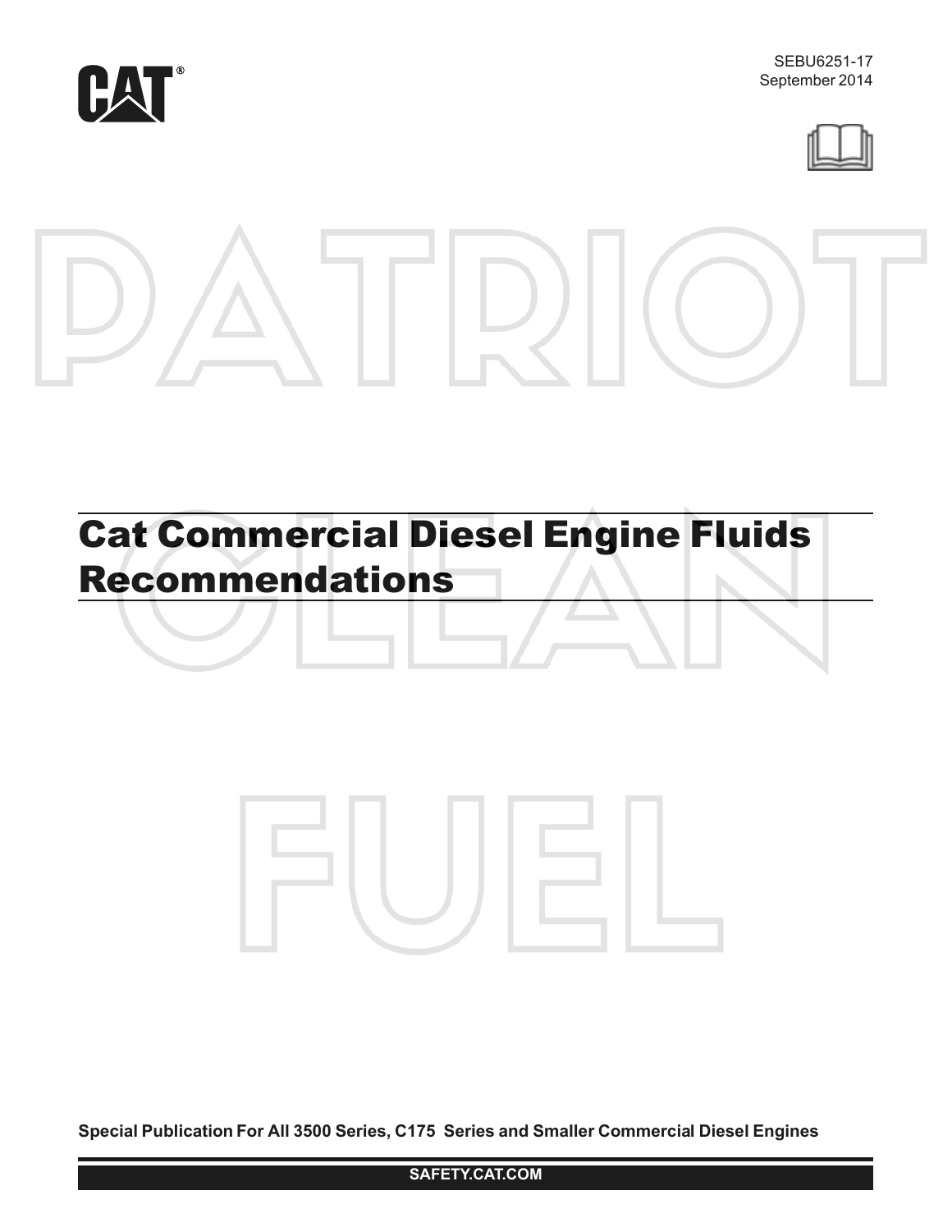SEBU6251-17
September 2014

# Cat Commercial Diesel Engine Fluids Recommendations

PATRIOT CLEAN FUEL

**Special Publication For All 3500 Series, C175 Series and Smaller Commercial Diesel Engines**

**SAFETY.CAT.COM**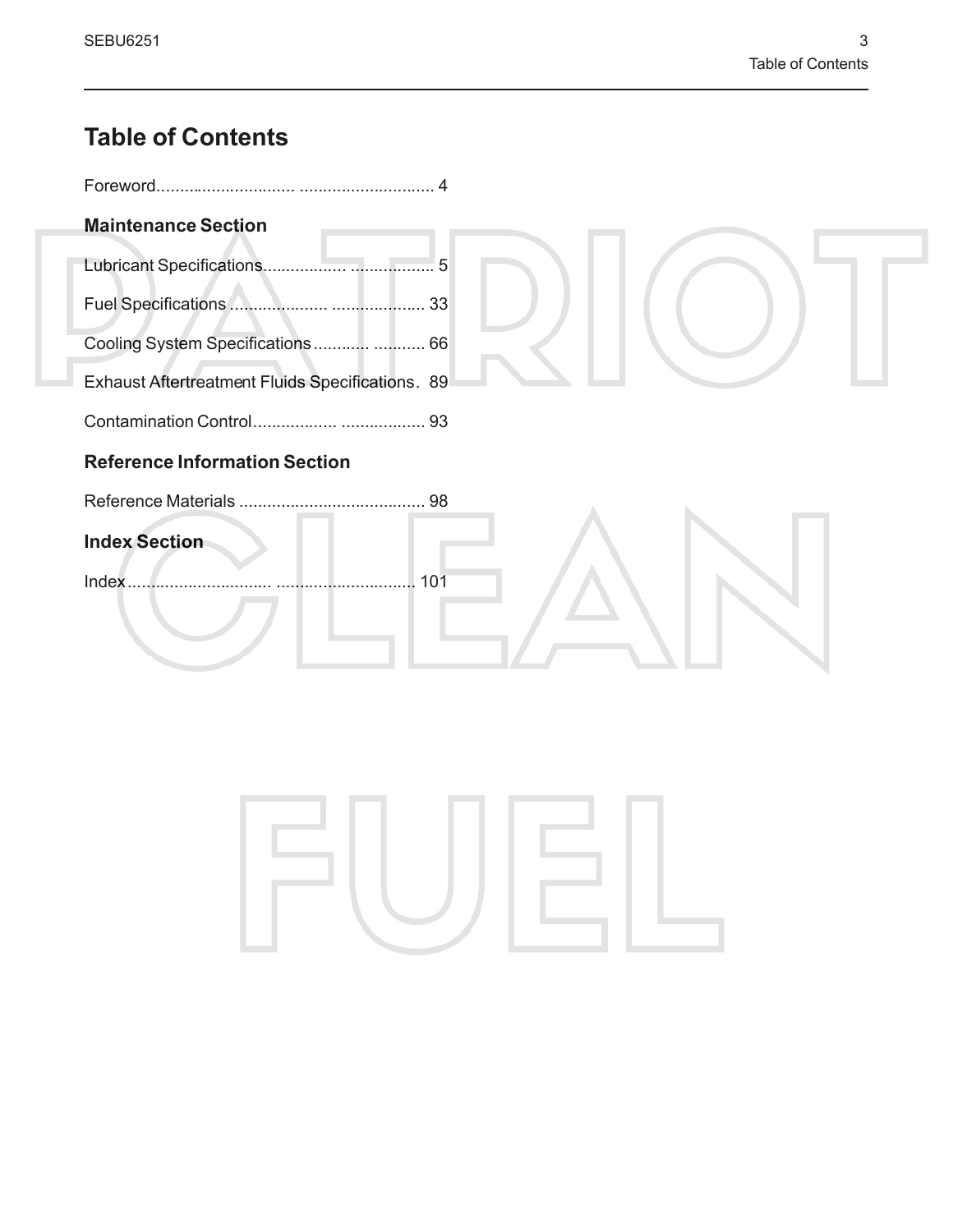# Table of Contents

Foreword........................... ........................... 4

## Maintenance Section

Lubricant Specifications................. ................. 5

Fuel Specifications .................... ................... 33

Cooling System Specifications ........... ........... 66

Exhaust Aftertreatment Fluids Specifications. 89

Contamination Control................. ................. 93

## Reference Information Section

Reference Materials ....................................... 98

## Index Section

Index............................. ............................. 101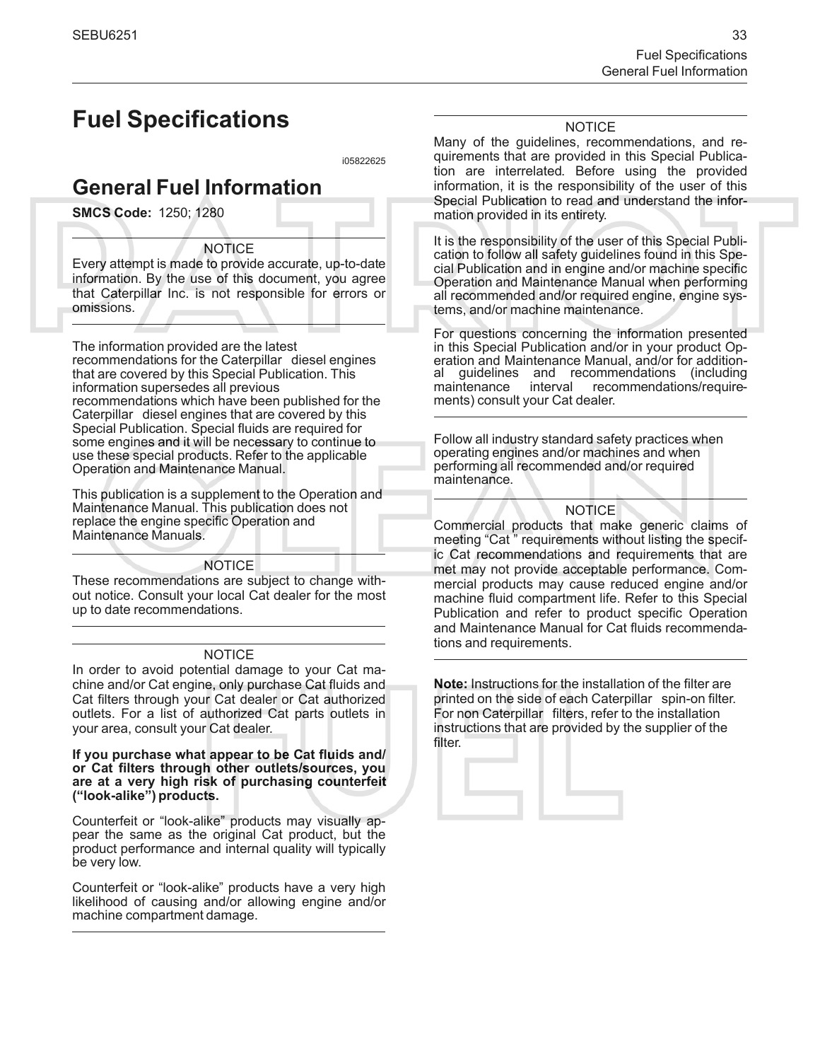# Fuel Specifications

i05822625

## General Fuel Information

**SMCS Code:** 1250; 1280

NOTICE

Every attempt is made to provide accurate, up-to-date information. By the use of this document, you agree that Caterpillar Inc. is not responsible for errors or omissions.

The information provided are the latest recommendations for the Caterpillar diesel engines that are covered by this Special Publication. This information supersedes all previous recommendations which have been published for the Caterpillar diesel engines that are covered by this Special Publication. Special fluids are required for some engines and it will be necessary to continue to use these special products. Refer to the applicable Operation and Maintenance Manual.

This publication is a supplement to the Operation and Maintenance Manual. This publication does not replace the engine specific Operation and Maintenance Manuals.

NOTICE

These recommendations are subject to change without notice. Consult your local Cat dealer for the most up to date recommendations.

NOTICE

In order to avoid potential damage to your Cat machine and/or Cat engine, only purchase Cat fluids and Cat filters through your Cat dealer or Cat authorized outlets. For a list of authorized Cat parts outlets in your area, consult your Cat dealer.

**If you purchase what appear to be Cat fluids and/or Cat filters through other outlets/sources, you are at a very high risk of purchasing counterfeit ("look-alike") products.**

Counterfeit or "look-alike" products may visually appear the same as the original Cat product, but the product performance and internal quality will typically be very low.

Counterfeit or "look-alike" products have a very high likelihood of causing and/or allowing engine and/or machine compartment damage.

NOTICE

Many of the guidelines, recommendations, and requirements that are provided in this Special Publication are interrelated. Before using the provided information, it is the responsibility of the user of this Special Publication to read and understand the information provided in its entirety.

It is the responsibility of the user of this Special Publication to follow all safety guidelines found in this Special Publication and in engine and/or machine specific Operation and Maintenance Manual when performing all recommended and/or required engine, engine systems, and/or machine maintenance.

For questions concerning the information presented in this Special Publication and/or in your product Operation and Maintenance Manual, and/or for additional guidelines and recommendations (including maintenance interval recommendations/requirements) consult your Cat dealer.

Follow all industry standard safety practices when operating engines and/or machines and when performing all recommended and/or required maintenance.

NOTICE

Commercial products that make generic claims of meeting "Cat " requirements without listing the specific Cat recommendations and requirements that are met may not provide acceptable performance. Commercial products may cause reduced engine and/or machine fluid compartment life. Refer to this Special Publication and refer to product specific Operation and Maintenance Manual for Cat fluids recommendations and requirements.

**Note:** Instructions for the installation of the filter are printed on the side of each Caterpillar spin-on filter. For non Caterpillar filters, refer to the installation instructions that are provided by the supplier of the filter.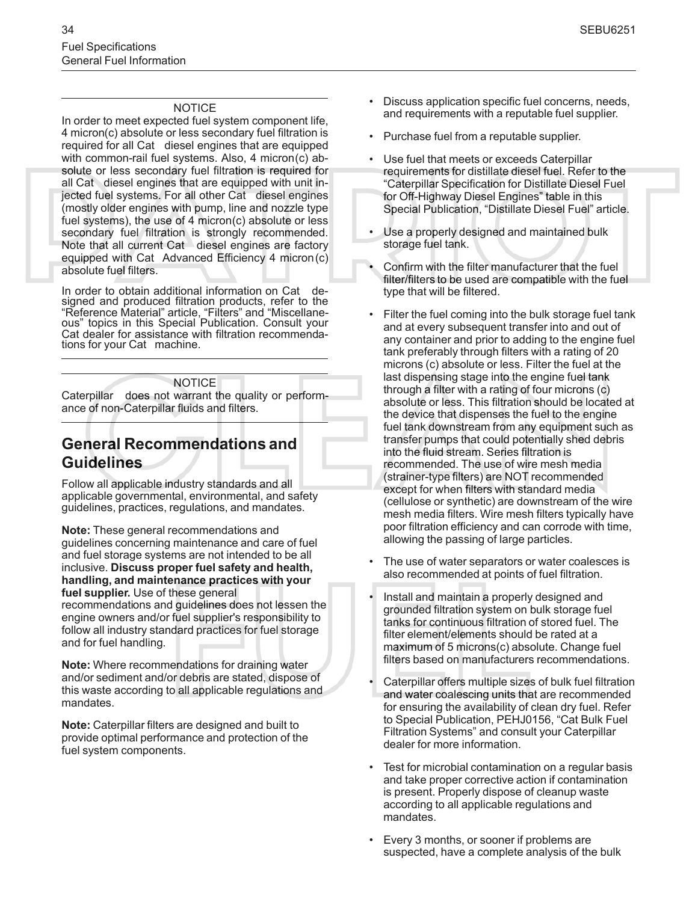NOTICE

In order to meet expected fuel system component life, 4 micron(c) absolute or less secondary fuel filtration is required for all Cat diesel engines that are equipped with common-rail fuel systems. Also, 4 micron(c) absolute or less secondary fuel filtration is required for all Cat diesel engines that are equipped with unit injected fuel systems. For all other Cat diesel engines (mostly older engines with pump, line and nozzle type fuel systems), the use of 4 micron(c) absolute or less secondary fuel filtration is strongly recommended. Note that all current Cat diesel engines are factory equipped with Cat Advanced Efficiency 4 micron(c) absolute fuel filters.

In order to obtain additional information on Cat designed and produced filtration products, refer to the "Reference Material" article, "Filters" and "Miscellaneous" topics in this Special Publication. Consult your Cat dealer for assistance with filtration recommendations for your Cat machine.

NOTICE

Caterpillar does not warrant the quality or performance of non-Caterpillar fluids and filters.

## General Recommendations and Guidelines

Follow all applicable industry standards and all applicable governmental, environmental, and safety guidelines, practices, regulations, and mandates.

**Note:** These general recommendations and guidelines concerning maintenance and care of fuel and fuel storage systems are not intended to be all inclusive. **Discuss proper fuel safety and health, handling, and maintenance practices with your fuel supplier.** Use of these general recommendations and guidelines does not lessen the engine owners and/or fuel supplier's responsibility to follow all industry standard practices for fuel storage and for fuel handling.

**Note:** Where recommendations for draining water and/or sediment and/or debris are stated, dispose of this waste according to all applicable regulations and mandates.

**Note:** Caterpillar filters are designed and built to provide optimal performance and protection of the fuel system components.

- Discuss application specific fuel concerns, needs, and requirements with a reputable fuel supplier.
- Purchase fuel from a reputable supplier.
- Use fuel that meets or exceeds Caterpillar requirements for distillate diesel fuel. Refer to the "Caterpillar Specification for Distillate Diesel Fuel for Off-Highway Diesel Engines" table in this Special Publication, "Distillate Diesel Fuel" article.
- Use a properly designed and maintained bulk storage fuel tank.
- Confirm with the filter manufacturer that the fuel filter/filters to be used are compatible with the fuel type that will be filtered.
- Filter the fuel coming into the bulk storage fuel tank and at every subsequent transfer into and out of any container and prior to adding to the engine fuel tank preferably through filters with a rating of 20 microns (c) absolute or less. Filter the fuel at the last dispensing stage into the engine fuel tank through a filter with a rating of four microns (c) absolute or less. This filtration should be located at the device that dispenses the fuel to the engine fuel tank downstream from any equipment such as transfer pumps that could potentially shed debris into the fluid stream. Series filtration is recommended. The use of wire mesh media (strainer-type filters) are NOT recommended except for when filters with standard media (cellulose or synthetic) are downstream of the wire mesh media filters. Wire mesh filters typically have poor filtration efficiency and can corrode with time, allowing the passing of large particles.
- The use of water separators or water coalesces is also recommended at points of fuel filtration.
- Install and maintain a properly designed and grounded filtration system on bulk storage fuel tanks for continuous filtration of stored fuel. The filter element/elements should be rated at a maximum of 5 microns(c) absolute. Change fuel filters based on manufacturers recommendations.
- Caterpillar offers multiple sizes of bulk fuel filtration and water coalescing units that are recommended for ensuring the availability of clean dry fuel. Refer to Special Publication, PEHJ0156, "Cat Bulk Fuel Filtration Systems" and consult your Caterpillar dealer for more information.
- Test for microbial contamination on a regular basis and take proper corrective action if contamination is present. Properly dispose of cleanup waste according to all applicable regulations and mandates.
- Every 3 months, or sooner if problems are suspected, have a complete analysis of the bulk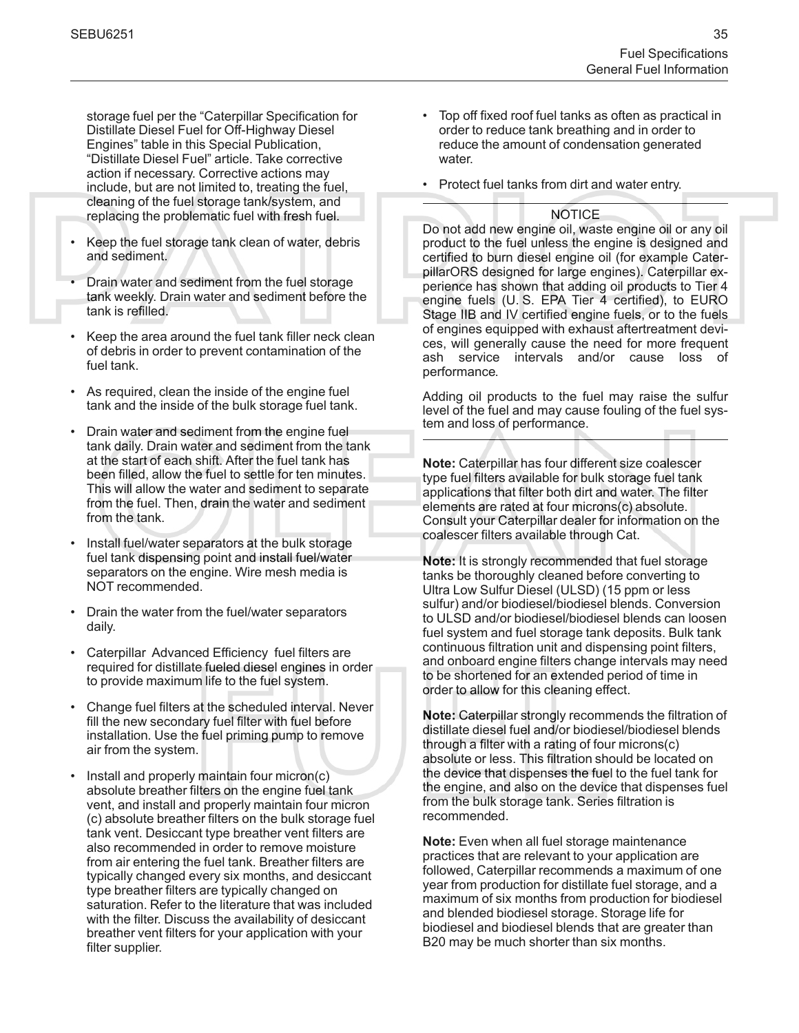storage fuel per the "Caterpillar Specification for Distillate Diesel Fuel for Off-Highway Diesel Engines" table in this Special Publication, "Distillate Diesel Fuel" article. Take corrective action if necessary. Corrective actions may include, but are not limited to, treating the fuel, cleaning of the fuel storage tank/system, and replacing the problematic fuel with fresh fuel.

- Keep the fuel storage tank clean of water, debris and sediment.
- Drain water and sediment from the fuel storage tank weekly. Drain water and sediment before the tank is refilled.
- Keep the area around the fuel tank filler neck clean of debris in order to prevent contamination of the fuel tank.
- As required, clean the inside of the engine fuel tank and the inside of the bulk storage fuel tank.
- Drain water and sediment from the engine fuel tank daily. Drain water and sediment from the tank at the start of each shift. After the fuel tank has been filled, allow the fuel to settle for ten minutes. This will allow the water and sediment to separate from the fuel. Then, drain the water and sediment from the tank.
- Install fuel/water separators at the bulk storage fuel tank dispensing point and install fuel/water separators on the engine. Wire mesh media is NOT recommended.
- Drain the water from the fuel/water separators daily.
- Caterpillar Advanced Efficiency fuel filters are required for distillate fueled diesel engines in order to provide maximum life to the fuel system.
- Change fuel filters at the scheduled interval. Never fill the new secondary fuel filter with fuel before installation. Use the fuel priming pump to remove air from the system.
- Install and properly maintain four micron(c) absolute breather filters on the engine fuel tank vent, and install and properly maintain four micron (c) absolute breather filters on the bulk storage fuel tank vent. Desiccant type breather vent filters are also recommended in order to remove moisture from air entering the fuel tank. Breather filters are typically changed every six months, and desiccant type breather filters are typically changed on saturation. Refer to the literature that was included with the filter. Discuss the availability of desiccant breather vent filters for your application with your filter supplier.
- Top off fixed roof fuel tanks as often as practical in order to reduce tank breathing and in order to reduce the amount of condensation generated water.
- Protect fuel tanks from dirt and water entry.

NOTICE

Do not add new engine oil, waste engine oil or any oil product to the fuel unless the engine is designed and certified to burn diesel engine oil (for example CaterpillarORS designed for large engines). Caterpillar experience has shown that adding oil products to Tier 4 engine fuels (U. S. EPA Tier 4 certified), to EURO Stage IIB and IV certified engine fuels, or to the fuels of engines equipped with exhaust aftertreatment devices, will generally cause the need for more frequent ash service intervals and/or cause loss of performance.

Adding oil products to the fuel may raise the sulfur level of the fuel and may cause fouling of the fuel system and loss of performance.

**Note:** Caterpillar has four different size coalescer type fuel filters available for bulk storage fuel tank applications that filter both dirt and water. The filter elements are rated at four microns(c) absolute. Consult your Caterpillar dealer for information on the coalescer filters available through Cat.

**Note:** It is strongly recommended that fuel storage tanks be thoroughly cleaned before converting to Ultra Low Sulfur Diesel (ULSD) (15 ppm or less sulfur) and/or biodiesel/biodiesel blends. Conversion to ULSD and/or biodiesel/biodiesel blends can loosen fuel system and fuel storage tank deposits. Bulk tank continuous filtration unit and dispensing point filters, and onboard engine filters change intervals may need to be shortened for an extended period of time in order to allow for this cleaning effect.

**Note:** Caterpillar strongly recommends the filtration of distillate diesel fuel and/or biodiesel/biodiesel blends through a filter with a rating of four microns(c) absolute or less. This filtration should be located on the device that dispenses the fuel to the fuel tank for the engine, and also on the device that dispenses fuel from the bulk storage tank. Series filtration is recommended.

**Note:** Even when all fuel storage maintenance practices that are relevant to your application are followed, Caterpillar recommends a maximum of one year from production for distillate fuel storage, and a maximum of six months from production for biodiesel and blended biodiesel storage. Storage life for biodiesel and biodiesel blends that are greater than B20 may be much shorter than six months.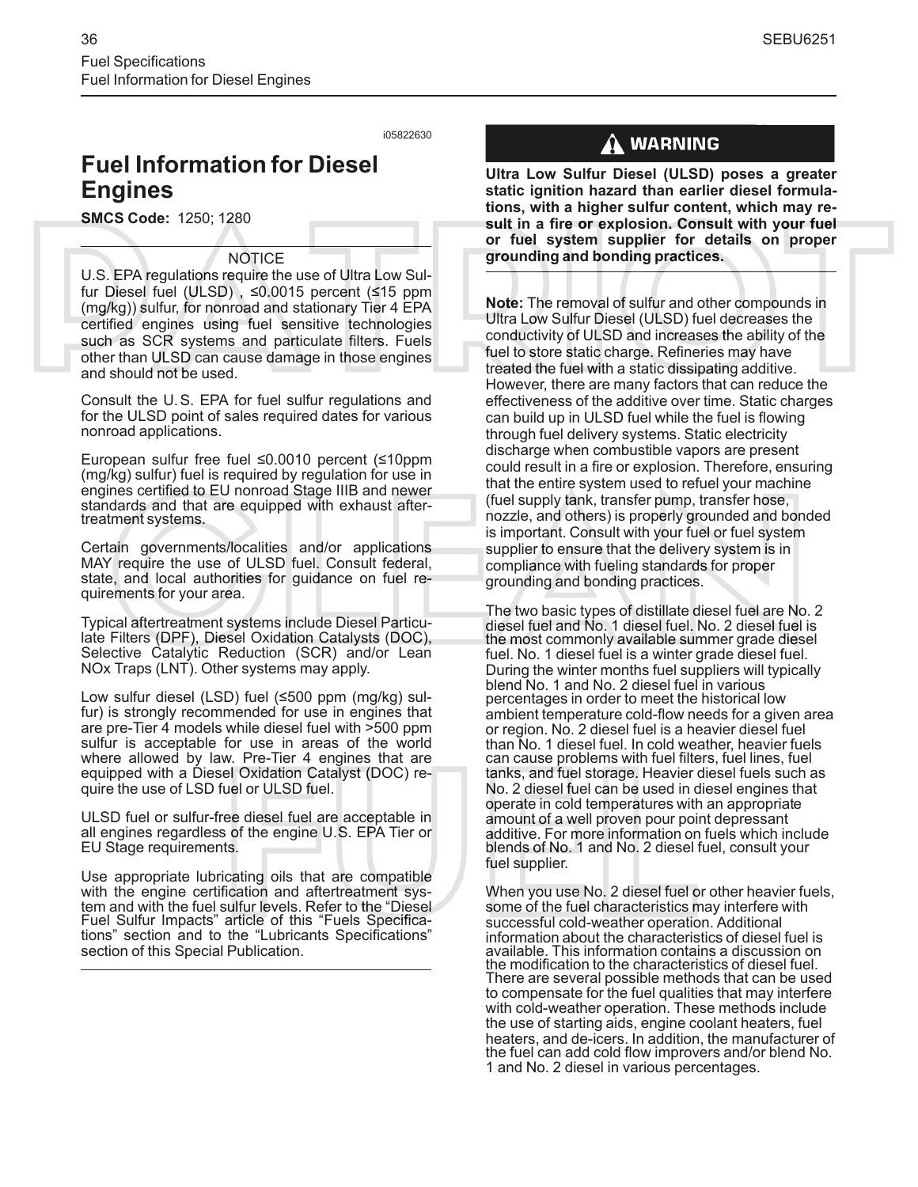# Fuel Information for Diesel Engines

i05822630

**SMCS Code:** 1250; 1280

NOTICE

U.S. EPA regulations require the use of Ultra Low Sulfur Diesel fuel (ULSD) , ≤0.0015 percent (≤15 ppm (mg/kg)) sulfur, for nonroad and stationary Tier 4 EPA certified engines using fuel sensitive technologies such as SCR systems and particulate filters. Fuels other than ULSD can cause damage in those engines and should not be used.

Consult the U. S. EPA for fuel sulfur regulations and for the ULSD point of sales required dates for various nonroad applications.

European sulfur free fuel ≤0.0010 percent (≤10ppm (mg/kg) sulfur) fuel is required by regulation for use in engines certified to EU nonroad Stage IIIB and newer standards and that are equipped with exhaust aftertreatment systems.

Certain governments/localities and/or applications MAY require the use of ULSD fuel. Consult federal, state, and local authorities for guidance on fuel requirements for your area.

Typical aftertreatment systems include Diesel Particulate Filters (DPF), Diesel Oxidation Catalysts (DOC), Selective Catalytic Reduction (SCR) and/or Lean NOx Traps (LNT). Other systems may apply.

Low sulfur diesel (LSD) fuel (≤500 ppm (mg/kg) sulfur) is strongly recommended for use in engines that are pre-Tier 4 models while diesel fuel with >500 ppm sulfur is acceptable for use in areas of the world where allowed by law. Pre-Tier 4 engines that are equipped with a Diesel Oxidation Catalyst (DOC) require the use of LSD fuel or ULSD fuel.

ULSD fuel or sulfur-free diesel fuel are acceptable in all engines regardless of the engine U.S. EPA Tier or EU Stage requirements.

Use appropriate lubricating oils that are compatible with the engine certification and aftertreatment system and with the fuel sulfur levels. Refer to the “Diesel Fuel Sulfur Impacts” article of this “Fuels Specifications” section and to the “Lubricants Specifications” section of this Special Publication.

**WARNING**

**Ultra Low Sulfur Diesel (ULSD) poses a greater static ignition hazard than earlier diesel formulations, with a higher sulfur content, which may result in a fire or explosion. Consult with your fuel or fuel system supplier for details on proper grounding and bonding practices.**

**Note:** The removal of sulfur and other compounds in Ultra Low Sulfur Diesel (ULSD) fuel decreases the conductivity of ULSD and increases the ability of the fuel to store static charge. Refineries may have treated the fuel with a static dissipating additive. However, there are many factors that can reduce the effectiveness of the additive over time. Static charges can build up in ULSD fuel while the fuel is flowing through fuel delivery systems. Static electricity discharge when combustible vapors are present could result in a fire or explosion. Therefore, ensuring that the entire system used to refuel your machine (fuel supply tank, transfer pump, transfer hose, nozzle, and others) is properly grounded and bonded is important. Consult with your fuel or fuel system supplier to ensure that the delivery system is in compliance with fueling standards for proper grounding and bonding practices.

The two basic types of distillate diesel fuel are No. 2 diesel fuel and No. 1 diesel fuel. No. 2 diesel fuel is the most commonly available summer grade diesel fuel. No. 1 diesel fuel is a winter grade diesel fuel. During the winter months fuel suppliers will typically blend No. 1 and No. 2 diesel fuel in various percentages in order to meet the historical low ambient temperature cold-flow needs for a given area or region. No. 2 diesel fuel is a heavier diesel fuel than No. 1 diesel fuel. In cold weather, heavier fuels can cause problems with fuel filters, fuel lines, fuel tanks, and fuel storage. Heavier diesel fuels such as No. 2 diesel fuel can be used in diesel engines that operate in cold temperatures with an appropriate amount of a well proven pour point depressant additive. For more information on fuels which include blends of No. 1 and No. 2 diesel fuel, consult your fuel supplier.

When you use No. 2 diesel fuel or other heavier fuels, some of the fuel characteristics may interfere with successful cold-weather operation. Additional information about the characteristics of diesel fuel is available. This information contains a discussion on the modification to the characteristics of diesel fuel. There are several possible methods that can be used to compensate for the fuel qualities that may interfere with cold-weather operation. These methods include the use of starting aids, engine coolant heaters, fuel heaters, and de-icers. In addition, the manufacturer of the fuel can add cold flow improvers and/or blend No. 1 and No. 2 diesel in various percentages.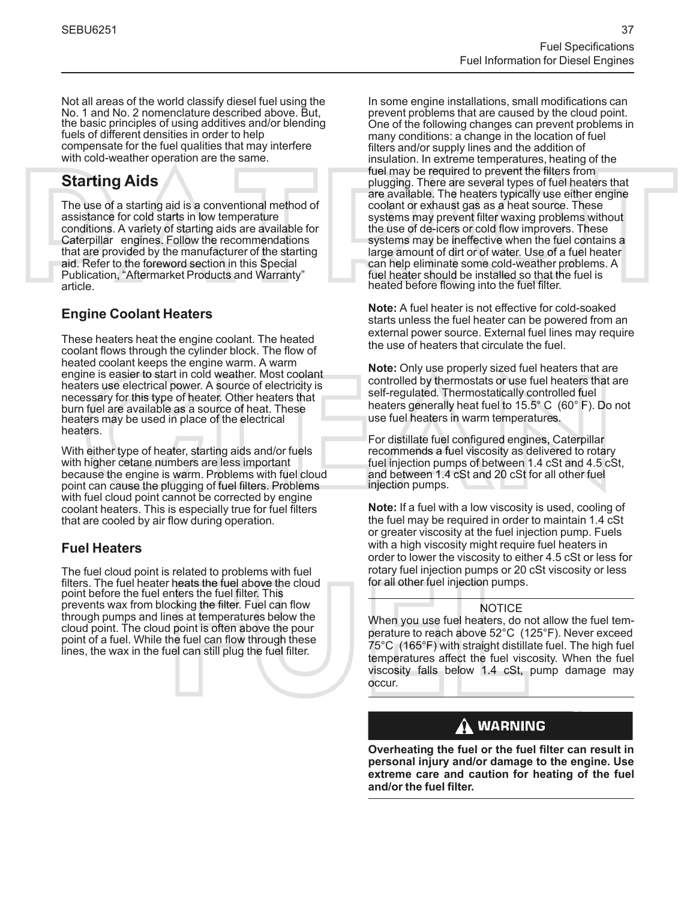Not all areas of the world classify diesel fuel using the No. 1 and No. 2 nomenclature described above. But, the basic principles of using additives and/or blending fuels of different densities in order to help compensate for the fuel qualities that may interfere with cold-weather operation are the same.

## Starting Aids

The use of a starting aid is a conventional method of assistance for cold starts in low temperature conditions. A variety of starting aids are available for Caterpillar engines. Follow the recommendations that are provided by the manufacturer of the starting aid. Refer to the foreword section in this Special Publication, "Aftermarket Products and Warranty" article.

### Engine Coolant Heaters

These heaters heat the engine coolant. The heated coolant flows through the cylinder block. The flow of heated coolant keeps the engine warm. A warm engine is easier to start in cold weather. Most coolant heaters use electrical power. A source of electricity is necessary for this type of heater. Other heaters that burn fuel are available as a source of heat. These heaters may be used in place of the electrical heaters.

With either type of heater, starting aids and/or fuels with higher cetane numbers are less important because the engine is warm. Problems with fuel cloud point can cause the plugging of fuel filters. Problems with fuel cloud point cannot be corrected by engine coolant heaters. This is especially true for fuel filters that are cooled by air flow during operation.

### Fuel Heaters

The fuel cloud point is related to problems with fuel filters. The fuel heater heats the fuel above the cloud point before the fuel enters the fuel filter. This prevents wax from blocking the filter. Fuel can flow through pumps and lines at temperatures below the cloud point. The cloud point is often above the pour point of a fuel. While the fuel can flow through these lines, the wax in the fuel can still plug the fuel filter.

In some engine installations, small modifications can prevent problems that are caused by the cloud point. One of the following changes can prevent problems in many conditions: a change in the location of fuel filters and/or supply lines and the addition of insulation. In extreme temperatures, heating of the fuel may be required to prevent the filters from plugging. There are several types of fuel heaters that are available. The heaters typically use either engine coolant or exhaust gas as a heat source. These systems may prevent filter waxing problems without the use of de-icers or cold flow improvers. These systems may be ineffective when the fuel contains a large amount of dirt or of water. Use of a fuel heater can help eliminate some cold-weather problems. A fuel heater should be installed so that the fuel is heated before flowing into the fuel filter.

**Note:** A fuel heater is not effective for cold-soaked starts unless the fuel heater can be powered from an external power source. External fuel lines may require the use of heaters that circulate the fuel.

**Note:** Only use properly sized fuel heaters that are controlled by thermostats or use fuel heaters that are self-regulated. Thermostatically controlled fuel heaters generally heat fuel to 15.5° C (60° F). Do not use fuel heaters in warm temperatures.

For distillate fuel configured engines, Caterpillar recommends a fuel viscosity as delivered to rotary fuel injection pumps of between 1.4 cSt and 4.5 cSt, and between 1.4 cSt and 20 cSt for all other fuel injection pumps.

**Note:** If a fuel with a low viscosity is used, cooling of the fuel may be required in order to maintain 1.4 cSt or greater viscosity at the fuel injection pump. Fuels with a high viscosity might require fuel heaters in order to lower the viscosity to either 4.5 cSt or less for rotary fuel injection pumps or 20 cSt viscosity or less for all other fuel injection pumps.

NOTICE

When you use fuel heaters, do not allow the fuel temperature to reach above 52°C (125°F). Never exceed 75°C (165°F) with straight distillate fuel. The high fuel temperatures affect the fuel viscosity. When the fuel viscosity falls below 1.4 cSt, pump damage may occur.

**WARNING**

**Overheating the fuel or the fuel filter can result in personal injury and/or damage to the engine. Use extreme care and caution for heating of the fuel and/or the fuel filter.**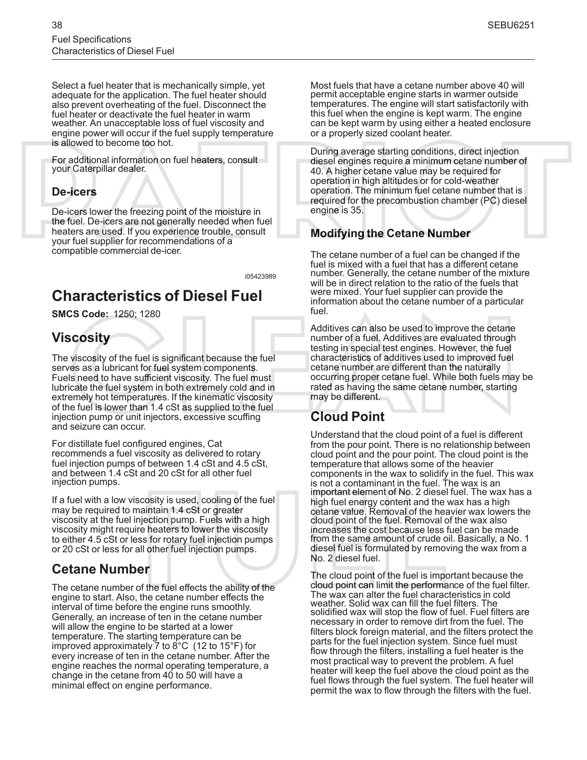Select a fuel heater that is mechanically simple, yet adequate for the application. The fuel heater should also prevent overheating of the fuel. Disconnect the fuel heater or deactivate the fuel heater in warm weather. An unacceptable loss of fuel viscosity and engine power will occur if the fuel supply temperature is allowed to become too hot.

For additional information on fuel heaters, consult your Caterpillar dealer.

### De-icers

De-icers lower the freezing point of the moisture in the fuel. De-icers are not generally needed when fuel heaters are used. If you experience trouble, consult your fuel supplier for recommendations of a compatible commercial de-icer.

i05423989

# Characteristics of Diesel Fuel

**SMCS Code:** 1250; 1280

## Viscosity

The viscosity of the fuel is significant because the fuel serves as a lubricant for fuel system components. Fuels need to have sufficient viscosity. The fuel must lubricate the fuel system in both extremely cold and in extremely hot temperatures. If the kinematic viscosity of the fuel is lower than 1.4 cSt as supplied to the fuel injection pump or unit injectors, excessive scuffing and seizure can occur.

For distillate fuel configured engines, Cat recommends a fuel viscosity as delivered to rotary fuel injection pumps of between 1.4 cSt and 4.5 cSt, and between 1.4 cSt and 20 cSt for all other fuel injection pumps.

If a fuel with a low viscosity is used, cooling of the fuel may be required to maintain 1.4 cSt or greater viscosity at the fuel injection pump. Fuels with a high viscosity might require heaters to lower the viscosity to either 4.5 cSt or less for rotary fuel injection pumps or 20 cSt or less for all other fuel injection pumps.

## Cetane Number

The cetane number of the fuel effects the ability of the engine to start. Also, the cetane number effects the interval of time before the engine runs smoothly. Generally, an increase of ten in the cetane number will allow the engine to be started at a lower temperature. The starting temperature can be improved approximately 7 to 8°C (12 to 15°F) for every increase of ten in the cetane number. After the engine reaches the normal operating temperature, a change in the cetane from 40 to 50 will have a minimal effect on engine performance.

Most fuels that have a cetane number above 40 will permit acceptable engine starts in warmer outside temperatures. The engine will start satisfactorily with this fuel when the engine is kept warm. The engine can be kept warm by using either a heated enclosure or a properly sized coolant heater.

During average starting conditions, direct injection diesel engines require a minimum cetane number of 40. A higher cetane value may be required for operation in high altitudes or for cold-weather operation. The minimum fuel cetane number that is required for the precombustion chamber (PC) diesel engine is 35.

### Modifying the Cetane Number

The cetane number of a fuel can be changed if the fuel is mixed with a fuel that has a different cetane number. Generally, the cetane number of the mixture will be in direct relation to the ratio of the fuels that were mixed. Your fuel supplier can provide the information about the cetane number of a particular fuel.

Additives can also be used to improve the cetane number of a fuel. Additives are evaluated through testing in special test engines. However, the fuel characteristics of additives used to improved fuel cetane number are different than the naturally occurring proper cetane fuel. While both fuels may be rated as having the same cetane number, starting may be different.

## Cloud Point

Understand that the cloud point of a fuel is different from the pour point. There is no relationship between cloud point and the pour point. The cloud point is the temperature that allows some of the heavier components in the wax to solidify in the fuel. This wax is not a contaminant in the fuel. The wax is an important element of No. 2 diesel fuel. The wax has a high fuel energy content and the wax has a high cetane value. Removal of the heavier wax lowers the cloud point of the fuel. Removal of the wax also increases the cost because less fuel can be made from the same amount of crude oil. Basically, a No. 1 diesel fuel is formulated by removing the wax from a No. 2 diesel fuel.

The cloud point of the fuel is important because the cloud point can limit the performance of the fuel filter. The wax can alter the fuel characteristics in cold weather. Solid wax can fill the fuel filters. The solidified wax will stop the flow of fuel. Fuel filters are necessary in order to remove dirt from the fuel. The filters block foreign material, and the filters protect the parts for the fuel injection system. Since fuel must flow through the filters, installing a fuel heater is the most practical way to prevent the problem. A fuel heater will keep the fuel above the cloud point as the fuel flows through the fuel system. The fuel heater will permit the wax to flow through the filters with the fuel.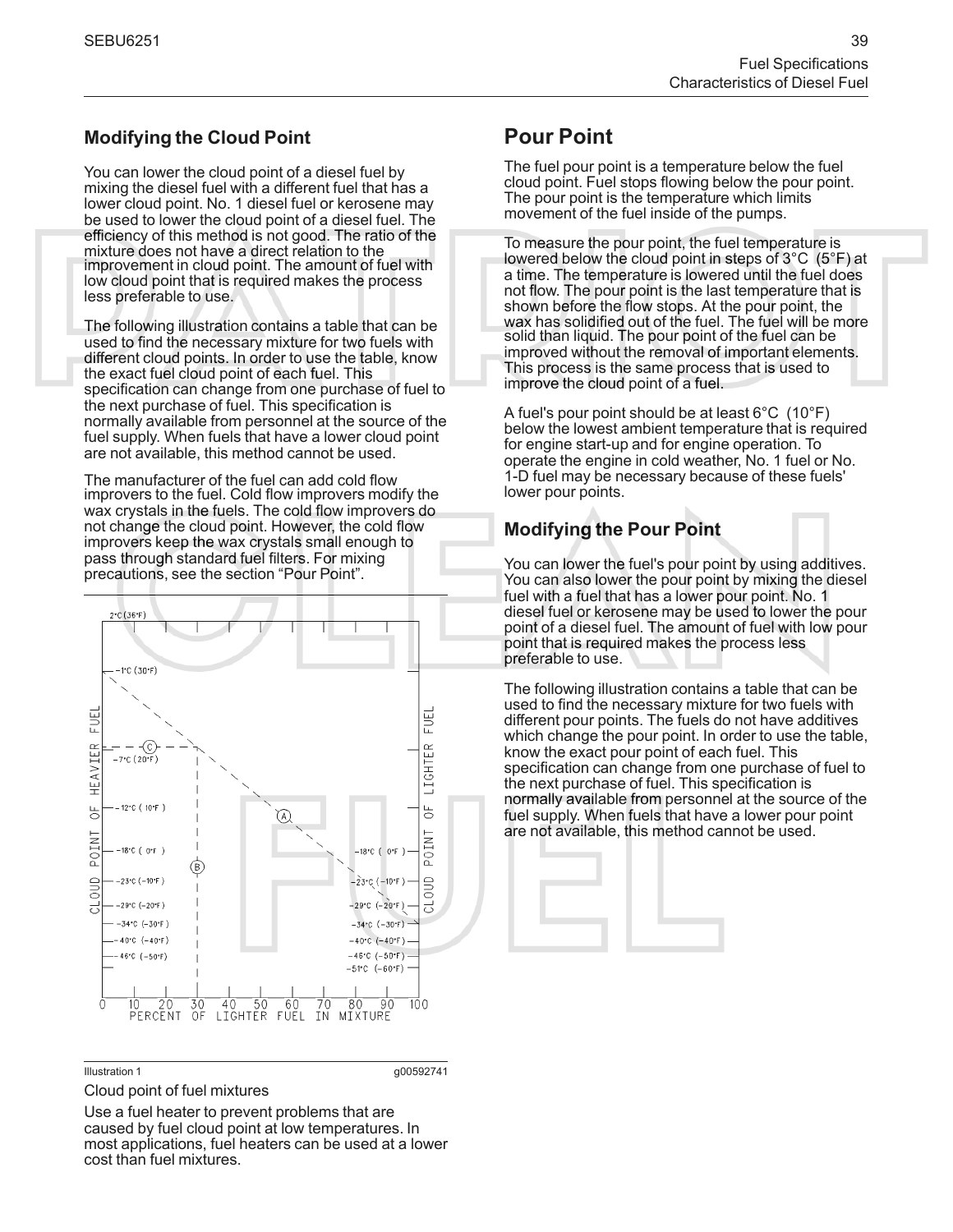## Modifying the Cloud Point

You can lower the cloud point of a diesel fuel by mixing the diesel fuel with a different fuel that has a lower cloud point. No. 1 diesel fuel or kerosene may be used to lower the cloud point of a diesel fuel. The efficiency of this method is not good. The ratio of the mixture does not have a direct relation to the improvement in cloud point. The amount of fuel with low cloud point that is required makes the process less preferable to use.

The following illustration contains a table that can be used to find the necessary mixture for two fuels with different cloud points. In order to use the table, know the exact fuel cloud point of each fuel. This specification can change from one purchase of fuel to the next purchase of fuel. This specification is normally available from personnel at the source of the fuel supply. When fuels that have a lower cloud point are not available, this method cannot be used.

The manufacturer of the fuel can add cold flow improvers to the fuel. Cold flow improvers modify the wax crystals in the fuels. The cold flow improvers do not change the cloud point. However, the cold flow improvers keep the wax crystals small enough to pass through standard fuel filters. For mixing precautions, see the section "Pour Point".

Illustration 1 g00592741

Cloud point of fuel mixtures

Use a fuel heater to prevent problems that are caused by fuel cloud point at low temperatures. In most applications, fuel heaters can be used at a lower cost than fuel mixtures.

# Pour Point

The fuel pour point is a temperature below the fuel cloud point. Fuel stops flowing below the pour point. The pour point is the temperature which limits movement of the fuel inside of the pumps.

To measure the pour point, the fuel temperature is lowered below the cloud point in steps of 3°C (5°F) at a time. The temperature is lowered until the fuel does not flow. The pour point is the last temperature that is shown before the flow stops. At the pour point, the wax has solidified out of the fuel. The fuel will be more solid than liquid. The pour point of the fuel can be improved without the removal of important elements. This process is the same process that is used to improve the cloud point of a fuel.

A fuel's pour point should be at least 6°C (10°F) below the lowest ambient temperature that is required for engine start-up and for engine operation. To operate the engine in cold weather, No. 1 fuel or No. 1-D fuel may be necessary because of these fuels' lower pour points.

## Modifying the Pour Point

You can lower the fuel's pour point by using additives. You can also lower the pour point by mixing the diesel fuel with a fuel that has a lower pour point. No. 1 diesel fuel or kerosene may be used to lower the pour point of a diesel fuel. The amount of fuel with low pour point that is required makes the process less preferable to use.

The following illustration contains a table that can be used to find the necessary mixture for two fuels with different pour points. The fuels do not have additives which change the pour point. In order to use the table, know the exact pour point of each fuel. This specification can change from one purchase of fuel to the next purchase of fuel. This specification is normally available from personnel at the source of the fuel supply. When fuels that have a lower pour point are not available, this method cannot be used.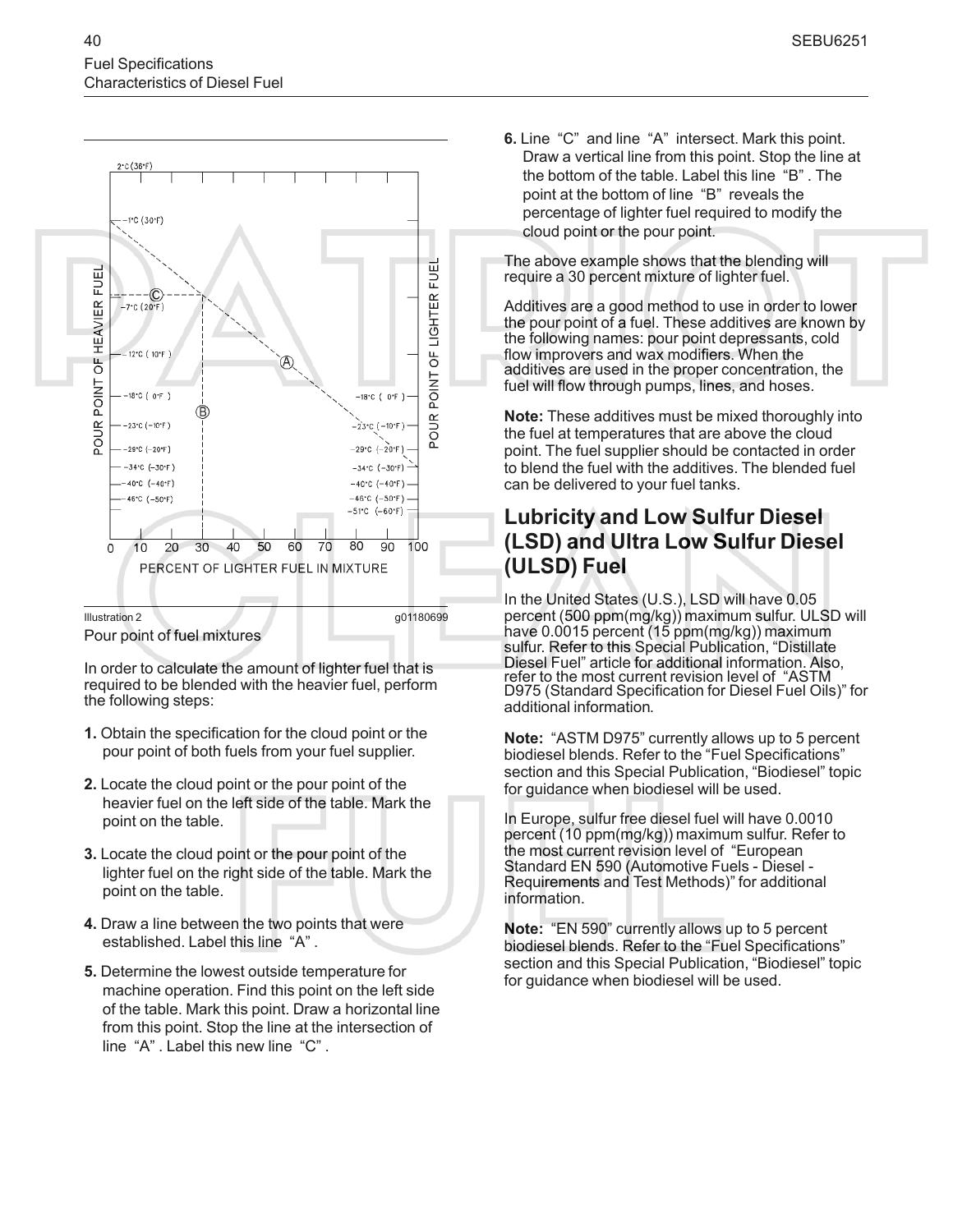Illustration 2 g01180699

Pour point of fuel mixtures

In order to calculate the amount of lighter fuel that is required to be blended with the heavier fuel, perform the following steps:

1. Obtain the specification for the cloud point or the pour point of both fuels from your fuel supplier.
2. Locate the cloud point or the pour point of the heavier fuel on the left side of the table. Mark the point on the table.
3. Locate the cloud point or the pour point of the lighter fuel on the right side of the table. Mark the point on the table.
4. Draw a line between the two points that were established. Label this line "A" .
5. Determine the lowest outside temperature for machine operation. Find this point on the left side of the table. Mark this point. Draw a horizontal line from this point. Stop the line at the intersection of line "A" . Label this new line "C" .
6. Line "C" and line "A" intersect. Mark this point. Draw a vertical line from this point. Stop the line at the bottom of the table. Label this line "B" . The point at the bottom of line "B" reveals the percentage of lighter fuel required to modify the cloud point or the pour point.

The above example shows that the blending will require a 30 percent mixture of lighter fuel.

Additives are a good method to use in order to lower the pour point of a fuel. These additives are known by the following names: pour point depressants, cold flow improvers and wax modifiers. When the additives are used in the proper concentration, the fuel will flow through pumps, lines, and hoses.

**Note:** These additives must be mixed thoroughly into the fuel at temperatures that are above the cloud point. The fuel supplier should be contacted in order to blend the fuel with the additives. The blended fuel can be delivered to your fuel tanks.

## Lubricity and Low Sulfur Diesel (LSD) and Ultra Low Sulfur Diesel (ULSD) Fuel

In the United States (U.S.), LSD will have 0.05 percent (500 ppm(mg/kg)) maximum sulfur. ULSD will have 0.0015 percent (15 ppm(mg/kg)) maximum sulfur. Refer to this Special Publication, "Distillate Diesel Fuel" article for additional information. Also, refer to the most current revision level of "ASTM D975 (Standard Specification for Diesel Fuel Oils)" for additional information.

**Note:** "ASTM D975" currently allows up to 5 percent biodiesel blends. Refer to the "Fuel Specifications" section and this Special Publication, "Biodiesel" topic for guidance when biodiesel will be used.

In Europe, sulfur free diesel fuel will have 0.0010 percent (10 ppm(mg/kg)) maximum sulfur. Refer to the most current revision level of "European Standard EN 590 (Automotive Fuels - Diesel - Requirements and Test Methods)" for additional information.

**Note:** "EN 590" currently allows up to 5 percent biodiesel blends. Refer to the "Fuel Specifications" section and this Special Publication, "Biodiesel" topic for guidance when biodiesel will be used.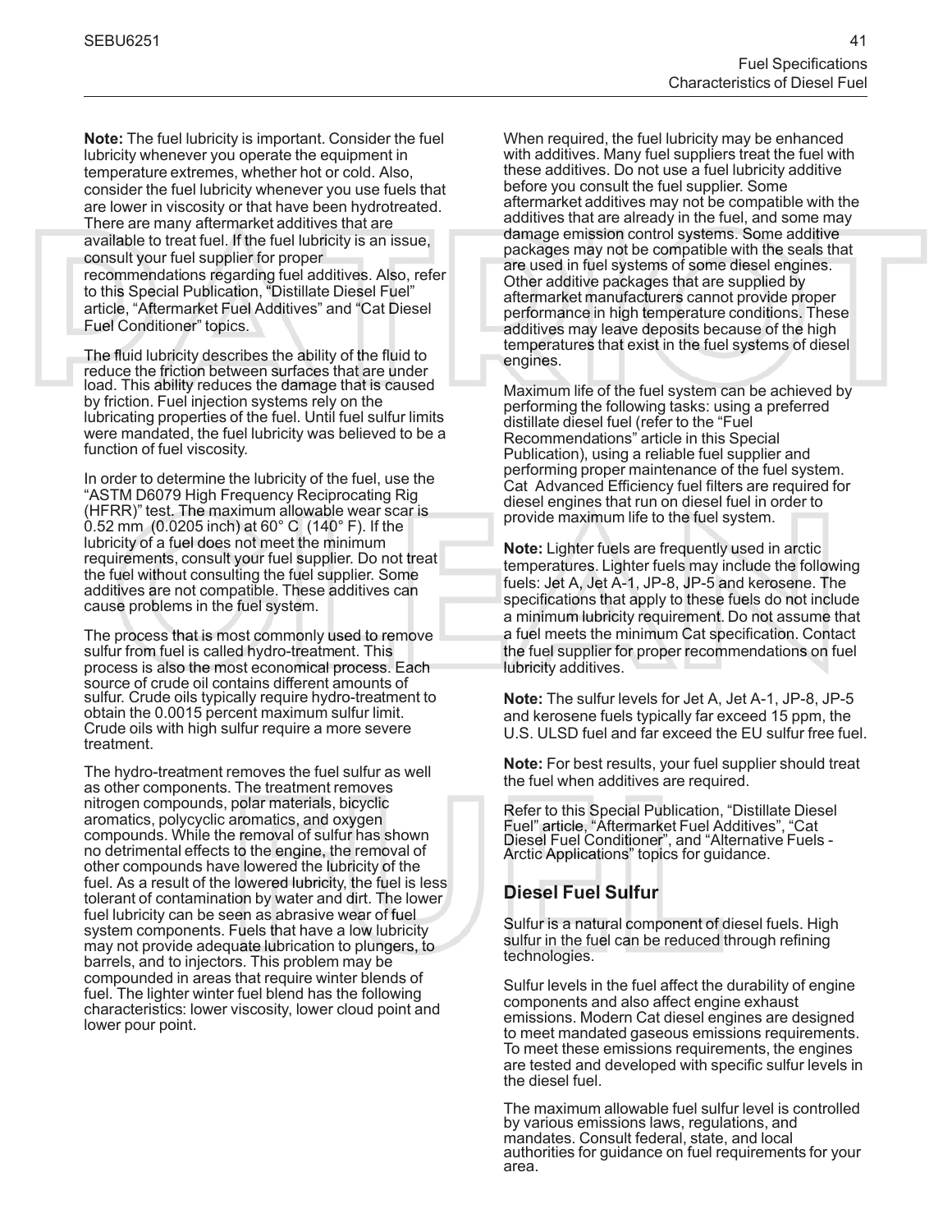**Note:** The fuel lubricity is important. Consider the fuel lubricity whenever you operate the equipment in temperature extremes, whether hot or cold. Also, consider the fuel lubricity whenever you use fuels that are lower in viscosity or that have been hydrotreated. There are many aftermarket additives that are available to treat fuel. If the fuel lubricity is an issue, consult your fuel supplier for proper recommendations regarding fuel additives. Also, refer to this Special Publication, "Distillate Diesel Fuel" article, "Aftermarket Fuel Additives" and "Cat Diesel Fuel Conditioner" topics.

The fluid lubricity describes the ability of the fluid to reduce the friction between surfaces that are under load. This ability reduces the damage that is caused by friction. Fuel injection systems rely on the lubricating properties of the fuel. Until fuel sulfur limits were mandated, the fuel lubricity was believed to be a function of fuel viscosity.

In order to determine the lubricity of the fuel, use the "ASTM D6079 High Frequency Reciprocating Rig (HFRR)" test. The maximum allowable wear scar is 0.52 mm (0.0205 inch) at 60° C (140° F). If the lubricity of a fuel does not meet the minimum requirements, consult your fuel supplier. Do not treat the fuel without consulting the fuel supplier. Some additives are not compatible. These additives can cause problems in the fuel system.

The process that is most commonly used to remove sulfur from fuel is called hydro-treatment. This process is also the most economical process. Each source of crude oil contains different amounts of sulfur. Crude oils typically require hydro-treatment to obtain the 0.0015 percent maximum sulfur limit. Crude oils with high sulfur require a more severe treatment.

The hydro-treatment removes the fuel sulfur as well as other components. The treatment removes nitrogen compounds, polar materials, bicyclic aromatics, polycyclic aromatics, and oxygen compounds. While the removal of sulfur has shown no detrimental effects to the engine, the removal of other compounds have lowered the lubricity of the fuel. As a result of the lowered lubricity, the fuel is less tolerant of contamination by water and dirt. The lower fuel lubricity can be seen as abrasive wear of fuel system components. Fuels that have a low lubricity may not provide adequate lubrication to plungers, to barrels, and to injectors. This problem may be compounded in areas that require winter blends of fuel. The lighter winter fuel blend has the following characteristics: lower viscosity, lower cloud point and lower pour point.

When required, the fuel lubricity may be enhanced with additives. Many fuel suppliers treat the fuel with these additives. Do not use a fuel lubricity additive before you consult the fuel supplier. Some aftermarket additives may not be compatible with the additives that are already in the fuel, and some may damage emission control systems. Some additive packages may not be compatible with the seals that are used in fuel systems of some diesel engines. Other additive packages that are supplied by aftermarket manufacturers cannot provide proper performance in high temperature conditions. These additives may leave deposits because of the high temperatures that exist in the fuel systems of diesel engines.

Maximum life of the fuel system can be achieved by performing the following tasks: using a preferred distillate diesel fuel (refer to the "Fuel Recommendations" article in this Special Publication), using a reliable fuel supplier and performing proper maintenance of the fuel system. Cat Advanced Efficiency fuel filters are required for diesel engines that run on diesel fuel in order to provide maximum life to the fuel system.

**Note:** Lighter fuels are frequently used in arctic temperatures. Lighter fuels may include the following fuels: Jet A, Jet A-1, JP-8, JP-5 and kerosene. The specifications that apply to these fuels do not include a minimum lubricity requirement. Do not assume that a fuel meets the minimum Cat specification. Contact the fuel supplier for proper recommendations on fuel lubricity additives.

**Note:** The sulfur levels for Jet A, Jet A-1, JP-8, JP-5 and kerosene fuels typically far exceed 15 ppm, the U.S. ULSD fuel and far exceed the EU sulfur free fuel.

**Note:** For best results, your fuel supplier should treat the fuel when additives are required.

Refer to this Special Publication, "Distillate Diesel Fuel" article, "Aftermarket Fuel Additives", "Cat Diesel Fuel Conditioner", and "Alternative Fuels - Arctic Applications" topics for guidance.

## Diesel Fuel Sulfur

Sulfur is a natural component of diesel fuels. High sulfur in the fuel can be reduced through refining technologies.

Sulfur levels in the fuel affect the durability of engine components and also affect engine exhaust emissions. Modern Cat diesel engines are designed to meet mandated gaseous emissions requirements. To meet these emissions requirements, the engines are tested and developed with specific sulfur levels in the diesel fuel.

The maximum allowable fuel sulfur level is controlled by various emissions laws, regulations, and mandates. Consult federal, state, and local authorities for guidance on fuel requirements for your area.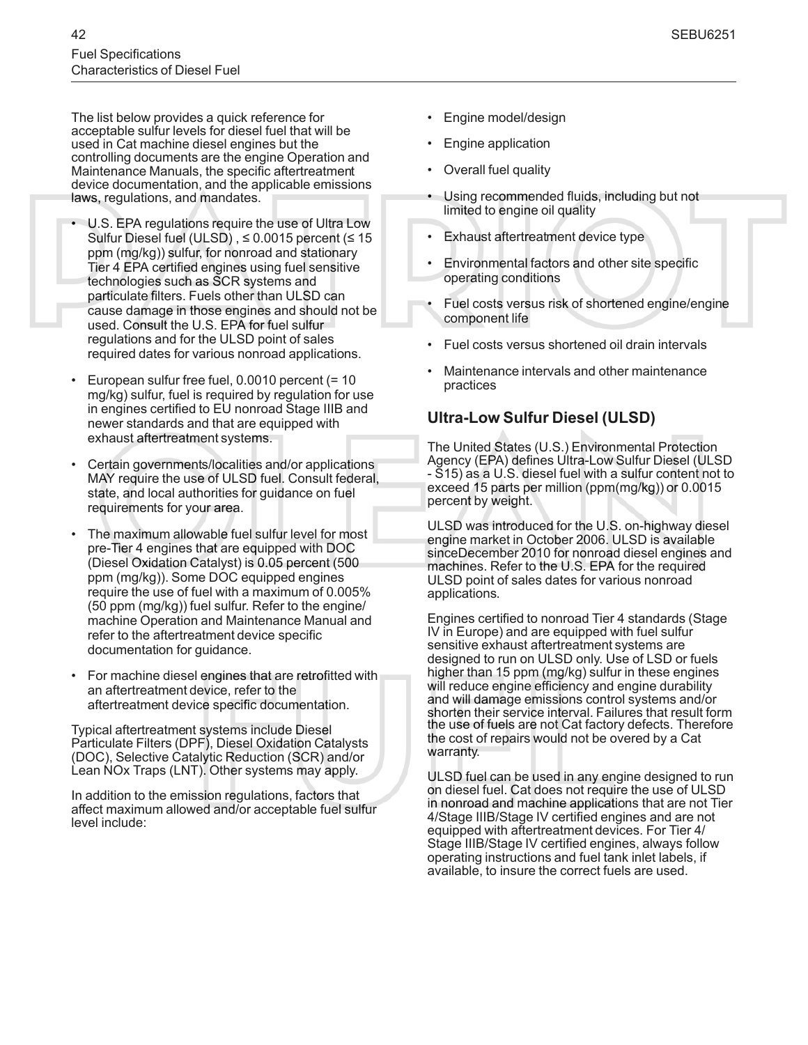The list below provides a quick reference for acceptable sulfur levels for diesel fuel that will be used in Cat machine diesel engines but the controlling documents are the engine Operation and Maintenance Manuals, the specific aftertreatment device documentation, and the applicable emissions laws, regulations, and mandates.

- U.S. EPA regulations require the use of Ultra Low Sulfur Diesel fuel (ULSD) , ≤ 0.0015 percent (≤ 15 ppm (mg/kg)) sulfur, for nonroad and stationary Tier 4 EPA certified engines using fuel sensitive technologies such as SCR systems and particulate filters. Fuels other than ULSD can cause damage in those engines and should not be used. Consult the U.S. EPA for fuel sulfur regulations and for the ULSD point of sales required dates for various nonroad applications.
- European sulfur free fuel, 0.0010 percent (= 10 mg/kg) sulfur, fuel is required by regulation for use in engines certified to EU nonroad Stage IIIB and newer standards and that are equipped with exhaust aftertreatment systems.
- Certain governments/localities and/or applications MAY require the use of ULSD fuel. Consult federal, state, and local authorities for guidance on fuel requirements for your area.
- The maximum allowable fuel sulfur level for most pre-Tier 4 engines that are equipped with DOC (Diesel Oxidation Catalyst) is 0.05 percent (500 ppm (mg/kg)). Some DOC equipped engines require the use of fuel with a maximum of 0.005% (50 ppm (mg/kg)) fuel sulfur. Refer to the engine/ machine Operation and Maintenance Manual and refer to the aftertreatment device specific documentation for guidance.
- For machine diesel engines that are retrofitted with an aftertreatment device, refer to the aftertreatment device specific documentation.

Typical aftertreatment systems include Diesel Particulate Filters (DPF), Diesel Oxidation Catalysts (DOC), Selective Catalytic Reduction (SCR) and/or Lean NOx Traps (LNT). Other systems may apply.

In addition to the emission regulations, factors that affect maximum allowed and/or acceptable fuel sulfur level include:

- Engine model/design
- Engine application
- Overall fuel quality
- Using recommended fluids, including but not limited to engine oil quality
- Exhaust aftertreatment device type
- Environmental factors and other site specific operating conditions
- Fuel costs versus risk of shortened engine/engine component life
- Fuel costs versus shortened oil drain intervals
- Maintenance intervals and other maintenance practices

## Ultra-Low Sulfur Diesel (ULSD)

The United States (U.S.) Environmental Protection Agency (EPA) defines Ultra-Low Sulfur Diesel (ULSD - S15) as a U.S. diesel fuel with a sulfur content not to exceed 15 parts per million (ppm(mg/kg)) or 0.0015 percent by weight.

ULSD was introduced for the U.S. on-highway diesel engine market in October 2006. ULSD is available sinceDecember 2010 for nonroad diesel engines and machines. Refer to the U.S. EPA for the required ULSD point of sales dates for various nonroad applications.

Engines certified to nonroad Tier 4 standards (Stage IV in Europe) and are equipped with fuel sulfur sensitive exhaust aftertreatment systems are designed to run on ULSD only. Use of LSD or fuels higher than 15 ppm (mg/kg) sulfur in these engines will reduce engine efficiency and engine durability and will damage emissions control systems and/or shorten their service interval. Failures that result form the use of fuels are not Cat factory defects. Therefore the cost of repairs would not be overed by a Cat warranty.

ULSD fuel can be used in any engine designed to run on diesel fuel. Cat does not require the use of ULSD in nonroad and machine applications that are not Tier 4/Stage IIIB/Stage IV certified engines and are not equipped with aftertreatment devices. For Tier 4/ Stage IIIB/Stage IV certified engines, always follow operating instructions and fuel tank inlet labels, if available, to insure the correct fuels are used.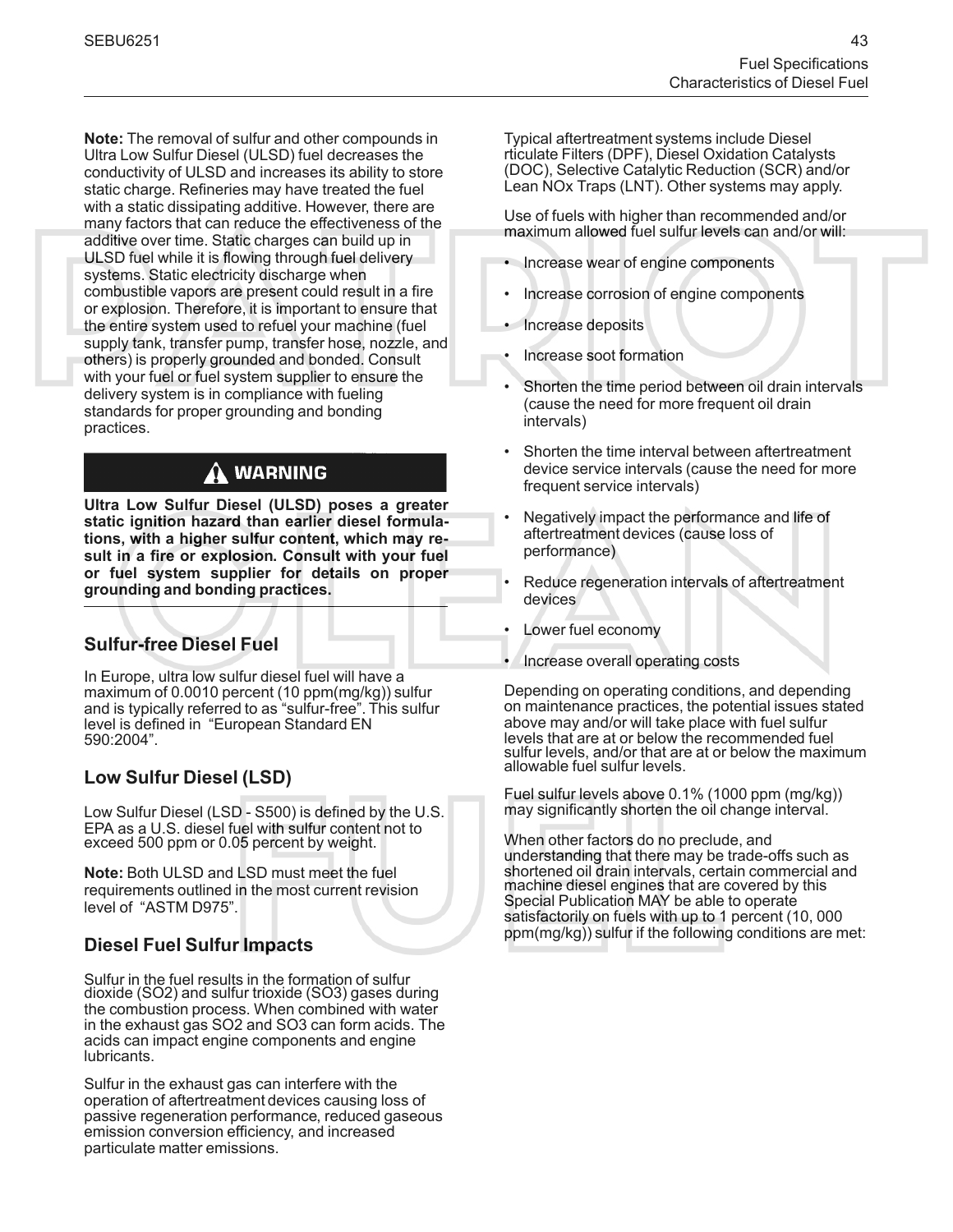**Note:** The removal of sulfur and other compounds in Ultra Low Sulfur Diesel (ULSD) fuel decreases the conductivity of ULSD and increases its ability to store static charge. Refineries may have treated the fuel with a static dissipating additive. However, there are many factors that can reduce the effectiveness of the additive over time. Static charges can build up in ULSD fuel while it is flowing through fuel delivery systems. Static electricity discharge when combustible vapors are present could result in a fire or explosion. Therefore, it is important to ensure that the entire system used to refuel your machine (fuel supply tank, transfer pump, transfer hose, nozzle, and others) is properly grounded and bonded. Consult with your fuel or fuel system supplier to ensure the delivery system is in compliance with fueling standards for proper grounding and bonding practices.

**⚠ WARNING**

**Ultra Low Sulfur Diesel (ULSD) poses a greater static ignition hazard than earlier diesel formulations, with a higher sulfur content, which may result in a fire or explosion. Consult with your fuel or fuel system supplier for details on proper grounding and bonding practices.**

## Sulfur-free Diesel Fuel

In Europe, ultra low sulfur diesel fuel will have a maximum of 0.0010 percent (10 ppm(mg/kg)) sulfur and is typically referred to as "sulfur-free". This sulfur level is defined in "European Standard EN 590:2004".

## Low Sulfur Diesel (LSD)

Low Sulfur Diesel (LSD - S500) is defined by the U.S. EPA as a U.S. diesel fuel with sulfur content not to exceed 500 ppm or 0.05 percent by weight.

**Note:** Both ULSD and LSD must meet the fuel requirements outlined in the most current revision level of "ASTM D975".

## Diesel Fuel Sulfur Impacts

Sulfur in the fuel results in the formation of sulfur dioxide ($SO_2$) and sulfur trioxide ($SO_3$) gases during the combustion process. When combined with water in the exhaust gas $SO_2$ and $SO_3$ can form acids. The acids can impact engine components and engine lubricants.

Sulfur in the exhaust gas can interfere with the operation of aftertreatment devices causing loss of passive regeneration performance, reduced gaseous emission conversion efficiency, and increased particulate matter emissions.

Typical aftertreatment systems include Diesel rticulate Filters (DPF), Diesel Oxidation Catalysts (DOC), Selective Catalytic Reduction (SCR) and/or Lean NOx Traps (LNT). Other systems may apply.

Use of fuels with higher than recommended and/or maximum allowed fuel sulfur levels can and/or will:

- Increase wear of engine components
- Increase corrosion of engine components
- Increase deposits
- Increase soot formation
- Shorten the time period between oil drain intervals (cause the need for more frequent oil drain intervals)
- Shorten the time interval between aftertreatment device service intervals (cause the need for more frequent service intervals)
- Negatively impact the performance and life of aftertreatment devices (cause loss of performance)
- Reduce regeneration intervals of aftertreatment devices
- Lower fuel economy
- Increase overall operating costs

Depending on operating conditions, and depending on maintenance practices, the potential issues stated above may and/or will take place with fuel sulfur levels that are at or below the recommended fuel sulfur levels, and/or that are at or below the maximum allowable fuel sulfur levels.

Fuel sulfur levels above 0.1% (1000 ppm (mg/kg)) may significantly shorten the oil change interval.

When other factors do no preclude, and understanding that there may be trade-offs such as shortened oil drain intervals, certain commercial and machine diesel engines that are covered by this Special Publication MAY be able to operate satisfactorily on fuels with up to 1 percent (10, 000 ppm(mg/kg)) sulfur if the following conditions are met: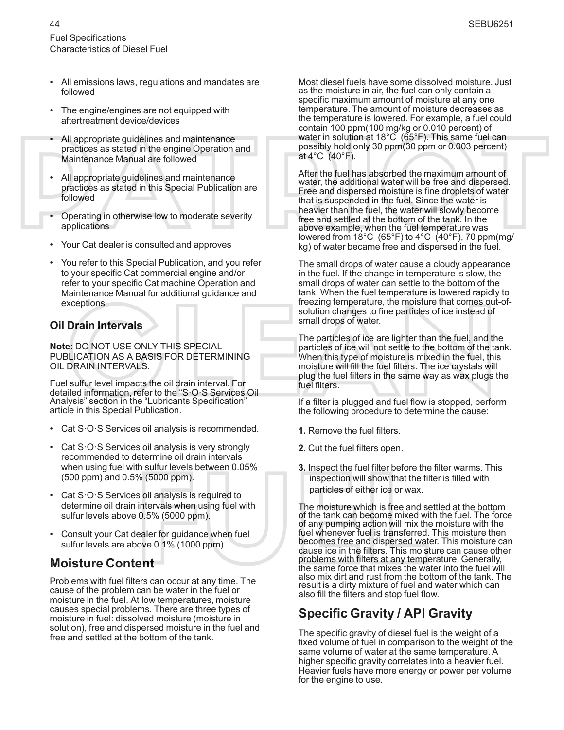- All emissions laws, regulations and mandates are followed
- The engine/engines are not equipped with aftertreatment device/devices
- All appropriate guidelines and maintenance practices as stated in the engine Operation and Maintenance Manual are followed
- All appropriate guidelines and maintenance practices as stated in this Special Publication are followed
- Operating in otherwise low to moderate severity applications
- Your Cat dealer is consulted and approves
- You refer to this Special Publication, and you refer to your specific Cat commercial engine and/or refer to your specific Cat machine Operation and Maintenance Manual for additional guidance and exceptions

### Oil Drain Intervals

**Note:** DO NOT USE ONLY THIS SPECIAL PUBLICATION AS A BASIS FOR DETERMINING OIL DRAIN INTERVALS.

Fuel sulfur level impacts the oil drain interval. For detailed information, refer to the "S·O·S Services Oil Analysis" section in the "Lubricants Specification" article in this Special Publication.

- Cat S·O·S Services oil analysis is recommended.
- Cat S·O·S Services oil analysis is very strongly recommended to determine oil drain intervals when using fuel with sulfur levels between 0.05% (500 ppm) and 0.5% (5000 ppm).
- Cat S·O·S Services oil analysis is required to determine oil drain intervals when using fuel with sulfur levels above 0.5% (5000 ppm).
- Consult your Cat dealer for guidance when fuel sulfur levels are above 0.1% (1000 ppm).

## Moisture Content

Problems with fuel filters can occur at any time. The cause of the problem can be water in the fuel or moisture in the fuel. At low temperatures, moisture causes special problems. There are three types of moisture in fuel: dissolved moisture (moisture in solution), free and dispersed moisture in the fuel and free and settled at the bottom of the tank.

Most diesel fuels have some dissolved moisture. Just as the moisture in air, the fuel can only contain a specific maximum amount of moisture at any one temperature. The amount of moisture decreases as the temperature is lowered. For example, a fuel could contain 100 ppm(100 mg/kg or 0.010 percent) of water in solution at 18°C (65°F). This same fuel can possibly hold only 30 ppm(30 ppm or 0.003 percent) at 4°C (40°F).

After the fuel has absorbed the maximum amount of water, the additional water will be free and dispersed. Free and dispersed moisture is fine droplets of water that is suspended in the fuel. Since the water is heavier than the fuel, the water will slowly become free and settled at the bottom of the tank. In the above example, when the fuel temperature was lowered from 18°C (65°F) to 4°C (40°F), 70 ppm(mg/kg) of water became free and dispersed in the fuel.

The small drops of water cause a cloudy appearance in the fuel. If the change in temperature is slow, the small drops of water can settle to the bottom of the tank. When the fuel temperature is lowered rapidly to freezing temperature, the moisture that comes out-of-solution changes to fine particles of ice instead of small drops of water.

The particles of ice are lighter than the fuel, and the particles of ice will not settle to the bottom of the tank. When this type of moisture is mixed in the fuel, this moisture will fill the fuel filters. The ice crystals will plug the fuel filters in the same way as wax plugs the fuel filters.

If a filter is plugged and fuel flow is stopped, perform the following procedure to determine the cause:

1. Remove the fuel filters.
2. Cut the fuel filters open.
3. Inspect the fuel filter before the filter warms. This inspection will show that the filter is filled with particles of either ice or wax.

The moisture which is free and settled at the bottom of the tank can become mixed with the fuel. The force of any pumping action will mix the moisture with the fuel whenever fuel is transferred. This moisture then becomes free and dispersed water. This moisture can cause ice in the filters. This moisture can cause other problems with filters at any temperature. Generally, the same force that mixes the water into the fuel will also mix dirt and rust from the bottom of the tank. The result is a dirty mixture of fuel and water which can also fill the filters and stop fuel flow.

## Specific Gravity / API Gravity

The specific gravity of diesel fuel is the weight of a fixed volume of fuel in comparison to the weight of the same volume of water at the same temperature. A higher specific gravity correlates into a heavier fuel. Heavier fuels have more energy or power per volume for the engine to use.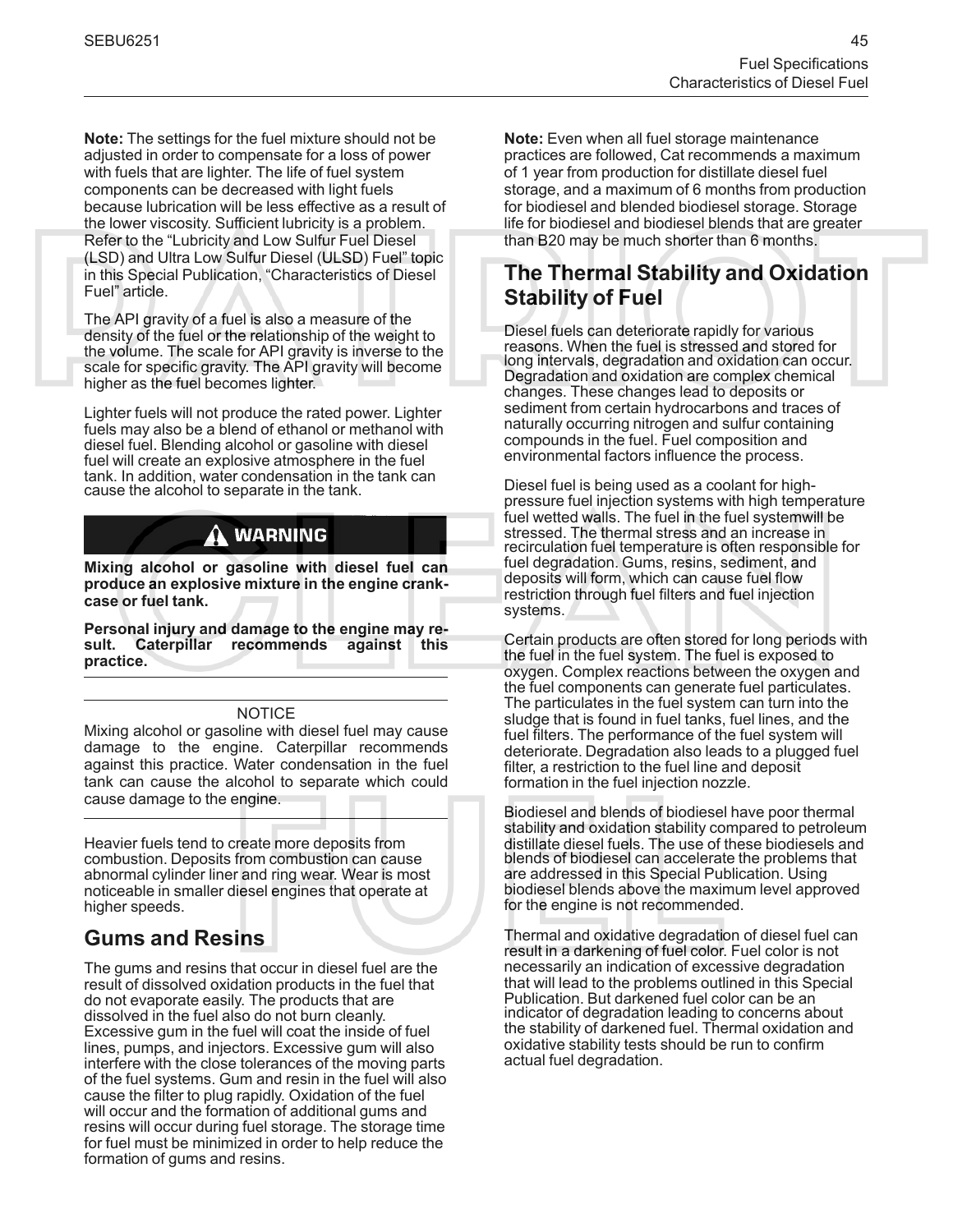**Note:** The settings for the fuel mixture should not be adjusted in order to compensate for a loss of power with fuels that are lighter. The life of fuel system components can be decreased with light fuels because lubrication will be less effective as a result of the lower viscosity. Sufficient lubricity is a problem. Refer to the "Lubricity and Low Sulfur Fuel Diesel (LSD) and Ultra Low Sulfur Diesel (ULSD) Fuel" topic in this Special Publication, "Characteristics of Diesel Fuel" article.

The API gravity of a fuel is also a measure of the density of the fuel or the relationship of the weight to the volume. The scale for API gravity is inverse to the scale for specific gravity. The API gravity will become higher as the fuel becomes lighter.

Lighter fuels will not produce the rated power. Lighter fuels may also be a blend of ethanol or methanol with diesel fuel. Blending alcohol or gasoline with diesel fuel will create an explosive atmosphere in the fuel tank. In addition, water condensation in the tank can cause the alcohol to separate in the tank.

**WARNING**

**Mixing alcohol or gasoline with diesel fuel can produce an explosive mixture in the engine crankcase or fuel tank.**

**Personal injury and damage to the engine may result. Caterpillar recommends against this practice.**

NOTICE

Mixing alcohol or gasoline with diesel fuel may cause damage to the engine. Caterpillar recommends against this practice. Water condensation in the fuel tank can cause the alcohol to separate which could cause damage to the engine.

Heavier fuels tend to create more deposits from combustion. Deposits from combustion can cause abnormal cylinder liner and ring wear. Wear is most noticeable in smaller diesel engines that operate at higher speeds.

## Gums and Resins

The gums and resins that occur in diesel fuel are the result of dissolved oxidation products in the fuel that do not evaporate easily. The products that are dissolved in the fuel also do not burn cleanly. Excessive gum in the fuel will coat the inside of fuel lines, pumps, and injectors. Excessive gum will also interfere with the close tolerances of the moving parts of the fuel systems. Gum and resin in the fuel will also cause the filter to plug rapidly. Oxidation of the fuel will occur and the formation of additional gums and resins will occur during fuel storage. The storage time for fuel must be minimized in order to help reduce the formation of gums and resins.

**Note:** Even when all fuel storage maintenance practices are followed, Cat recommends a maximum of 1 year from production for distillate diesel fuel storage, and a maximum of 6 months from production for biodiesel and blended biodiesel storage. Storage life for biodiesel and biodiesel blends that are greater than B20 may be much shorter than 6 months.

## The Thermal Stability and Oxidation Stability of Fuel

Diesel fuels can deteriorate rapidly for various reasons. When the fuel is stressed and stored for long intervals, degradation and oxidation can occur. Degradation and oxidation are complex chemical changes. These changes lead to deposits or sediment from certain hydrocarbons and traces of naturally occurring nitrogen and sulfur containing compounds in the fuel. Fuel composition and environmental factors influence the process.

Diesel fuel is being used as a coolant for high-pressure fuel injection systems with high temperature fuel wetted walls. The fuel in the fuel systemwill be stressed. The thermal stress and an increase in recirculation fuel temperature is often responsible for fuel degradation. Gums, resins, sediment, and deposits will form, which can cause fuel flow restriction through fuel filters and fuel injection systems.

Certain products are often stored for long periods with the fuel in the fuel system. The fuel is exposed to oxygen. Complex reactions between the oxygen and the fuel components can generate fuel particulates. The particulates in the fuel system can turn into the sludge that is found in fuel tanks, fuel lines, and the fuel filters. The performance of the fuel system will deteriorate. Degradation also leads to a plugged fuel filter, a restriction to the fuel line and deposit formation in the fuel injection nozzle.

Biodiesel and blends of biodiesel have poor thermal stability and oxidation stability compared to petroleum distillate diesel fuels. The use of these biodiesels and blends of biodiesel can accelerate the problems that are addressed in this Special Publication. Using biodiesel blends above the maximum level approved for the engine is not recommended.

Thermal and oxidative degradation of diesel fuel can result in a darkening of fuel color. Fuel color is not necessarily an indication of excessive degradation that will lead to the problems outlined in this Special Publication. But darkened fuel color can be an indicator of degradation leading to concerns about the stability of darkened fuel. Thermal oxidation and oxidative stability tests should be run to confirm actual fuel degradation.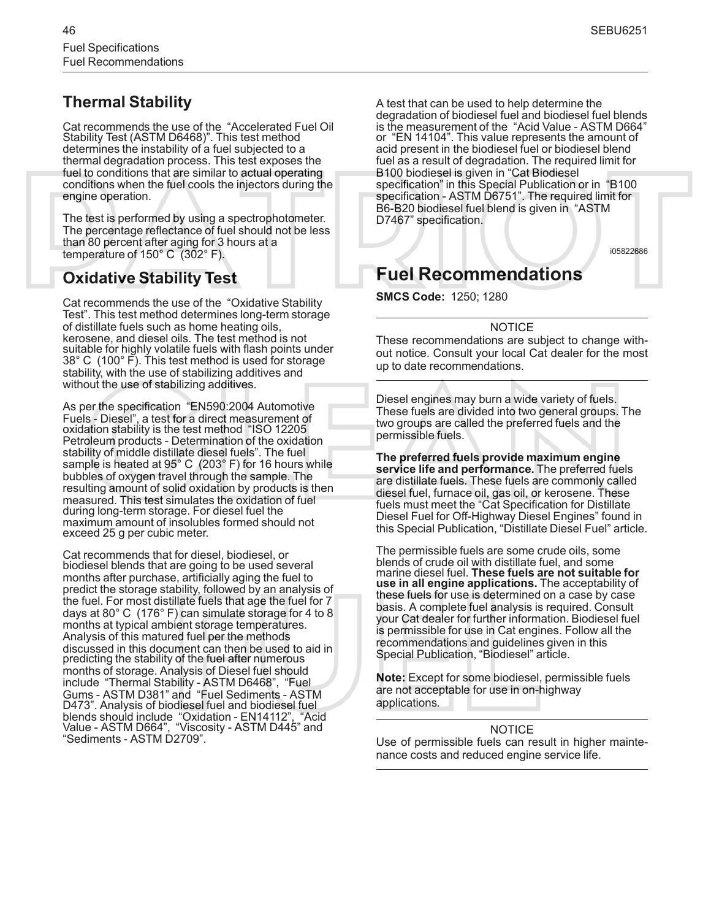## Thermal Stability

Cat recommends the use of the "Accelerated Fuel Oil Stability Test (ASTM D6468)". This test method determines the instability of a fuel subjected to a thermal degradation process. This test exposes the fuel to conditions that are similar to actual operating conditions when the fuel cools the injectors during the engine operation.

The test is performed by using a spectrophotometer. The percentage reflectance of fuel should not be less than 80 percent after aging for 3 hours at a temperature of 150° C (302° F).

## Oxidative Stability Test

Cat recommends the use of the "Oxidative Stability Test". This test method determines long-term storage of distillate fuels such as home heating oils, kerosene, and diesel oils. The test method is not suitable for highly volatile fuels with flash points under 38° C (100° F). This test method is used for storage stability, with the use of stabilizing additives and without the use of stabilizing additives.

As per the specification "EN590:2004 Automotive Fuels - Diesel", a test for a direct measurement of oxidation stability is the test method "ISO 12205 Petroleum products - Determination of the oxidation stability of middle distillate diesel fuels". The fuel sample is heated at 95° C (203° F) for 16 hours while bubbles of oxygen travel through the sample. The resulting amount of solid oxidation by products is then measured. This test simulates the oxidation of fuel during long-term storage. For diesel fuel the maximum amount of insolubles formed should not exceed 25 g per cubic meter.

Cat recommends that for diesel, biodiesel, or biodiesel blends that are going to be used several months after purchase, artificially aging the fuel to predict the storage stability, followed by an analysis of the fuel. For most distillate fuels that age the fuel for 7 days at 80° C (176° F) can simulate storage for 4 to 8 months at typical ambient storage temperatures. Analysis of this matured fuel per the methods discussed in this document can then be used to aid in predicting the stability of the fuel after numerous months of storage. Analysis of Diesel fuel should include "Thermal Stability - ASTM D6468", "Fuel Gums - ASTM D381" and "Fuel Sediments - ASTM D473". Analysis of biodiesel fuel and biodiesel fuel blends should include "Oxidation - EN14112", "Acid Value - ASTM D664", "Viscosity - ASTM D445" and "Sediments - ASTM D2709".

A test that can be used to help determine the degradation of biodiesel fuel and biodiesel fuel blends is the measurement of the "Acid Value - ASTM D664" or "EN 14104". This value represents the amount of acid present in the biodiesel fuel or biodiesel blend fuel as a result of degradation. The required limit for B100 biodiesel is given in "Cat Biodiesel specification" in this Special Publication or in "B100 specification - ASTM D6751". The required limit for B6-B20 biodiesel fuel blend is given in "ASTM D7467" specification.

i05822686

# Fuel Recommendations

**SMCS Code:** 1250; 1280

NOTICE

These recommendations are subject to change without notice. Consult your local Cat dealer for the most up to date recommendations.

---

Diesel engines may burn a wide variety of fuels. These fuels are divided into two general groups. The two groups are called the preferred fuels and the permissible fuels.

**The preferred fuels provide maximum engine service life and performance.** The preferred fuels are distillate fuels. These fuels are commonly called diesel fuel, furnace oil, gas oil, or kerosene. These fuels must meet the "Cat Specification for Distillate Diesel Fuel for Off-Highway Diesel Engines" found in this Special Publication, "Distillate Diesel Fuel" article.

The permissible fuels are some crude oils, some blends of crude oil with distillate fuel, and some marine diesel fuel. **These fuels are not suitable for use in all engine applications.** The acceptability of these fuels for use is determined on a case by case basis. A complete fuel analysis is required. Consult your Cat dealer for further information. Biodiesel fuel is permissible for use in Cat engines. Follow all the recommendations and guidelines given in this Special Publication, "Biodiesel" article.

**Note:** Except for some biodiesel, permissible fuels are not acceptable for use in on-highway applications.

NOTICE

Use of permissible fuels can result in higher maintenance costs and reduced engine service life.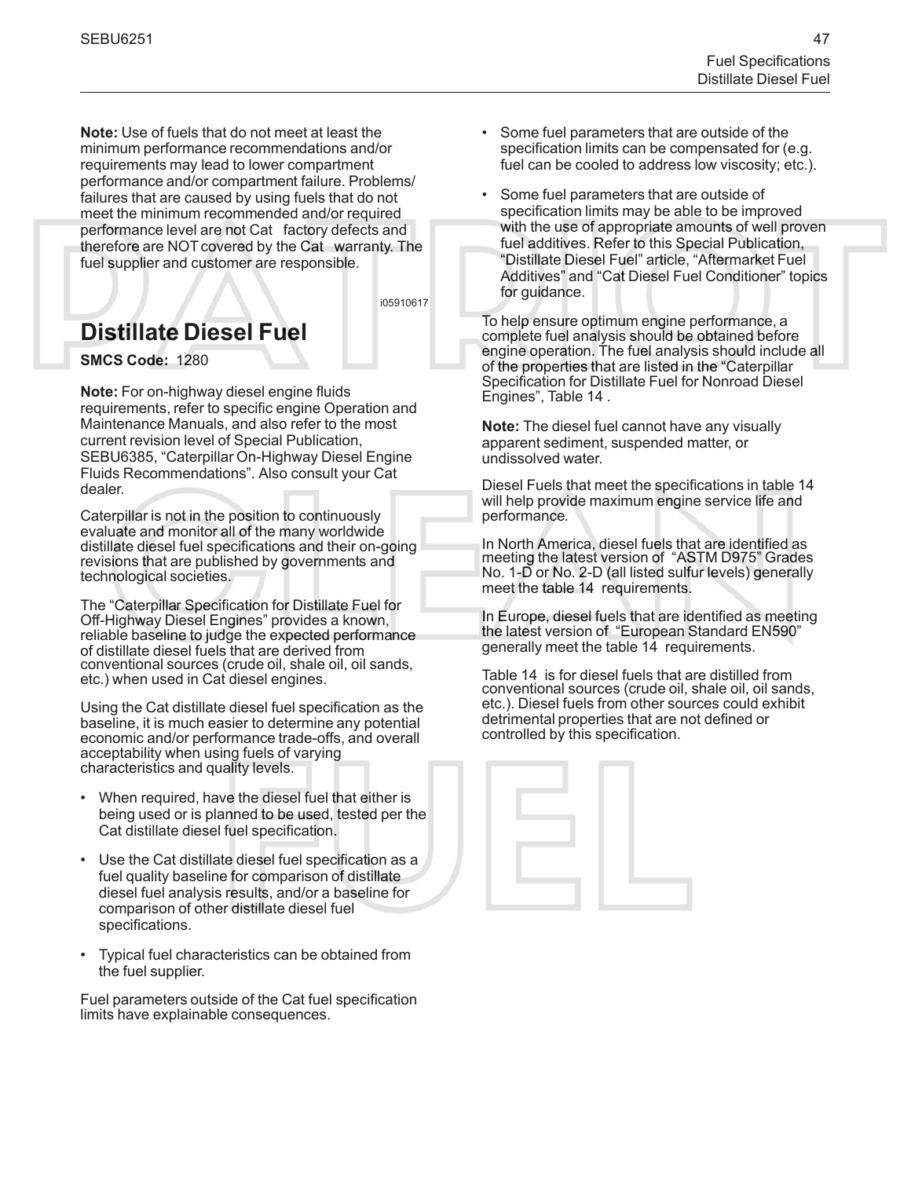**Note:** Use of fuels that do not meet at least the minimum performance recommendations and/or requirements may lead to lower compartment performance and/or compartment failure. Problems/ failures that are caused by using fuels that do not meet the minimum recommended and/or required performance level are not Cat factory defects and therefore are NOT covered by the Cat warranty. The fuel supplier and customer are responsible.

i05910617

## Distillate Diesel Fuel

**SMCS Code:** 1280

**Note:** For on-highway diesel engine fluids requirements, refer to specific engine Operation and Maintenance Manuals, and also refer to the most current revision level of Special Publication, SEBU6385, "Caterpillar On-Highway Diesel Engine Fluids Recommendations". Also consult your Cat dealer.

Caterpillar is not in the position to continuously evaluate and monitor all of the many worldwide distillate diesel fuel specifications and their on-going revisions that are published by governments and technological societies.

The "Caterpillar Specification for Distillate Fuel for Off-Highway Diesel Engines" provides a known, reliable baseline to judge the expected performance of distillate diesel fuels that are derived from conventional sources (crude oil, shale oil, oil sands, etc.) when used in Cat diesel engines.

Using the Cat distillate diesel fuel specification as the baseline, it is much easier to determine any potential economic and/or performance trade-offs, and overall acceptability when using fuels of varying characteristics and quality levels.

- When required, have the diesel fuel that either is being used or is planned to be used, tested per the Cat distillate diesel fuel specification.
- Use the Cat distillate diesel fuel specification as a fuel quality baseline for comparison of distillate diesel fuel analysis results, and/or a baseline for comparison of other distillate diesel fuel specifications.
- Typical fuel characteristics can be obtained from the fuel supplier.

Fuel parameters outside of the Cat fuel specification limits have explainable consequences.

- Some fuel parameters that are outside of the specification limits can be compensated for (e.g. fuel can be cooled to address low viscosity; etc.).
- Some fuel parameters that are outside of specification limits may be able to be improved with the use of appropriate amounts of well proven fuel additives. Refer to this Special Publication, "Distillate Diesel Fuel" article, "Aftermarket Fuel Additives" and "Cat Diesel Fuel Conditioner" topics for guidance.

To help ensure optimum engine performance, a complete fuel analysis should be obtained before engine operation. The fuel analysis should include all of the properties that are listed in the "Caterpillar Specification for Distillate Fuel for Nonroad Diesel Engines", Table 14 .

**Note:** The diesel fuel cannot have any visually apparent sediment, suspended matter, or undissolved water.

Diesel Fuels that meet the specifications in table 14 will help provide maximum engine service life and performance.

In North America, diesel fuels that are identified as meeting the latest version of "ASTM D975" Grades No. 1-D or No. 2-D (all listed sulfur levels) generally meet the table 14 requirements.

In Europe, diesel fuels that are identified as meeting the latest version of "European Standard EN590" generally meet the table 14 requirements.

Table 14 is for diesel fuels that are distilled from conventional sources (crude oil, shale oil, oil sands, etc.). Diesel fuels from other sources could exhibit detrimental properties that are not defined or controlled by this specification.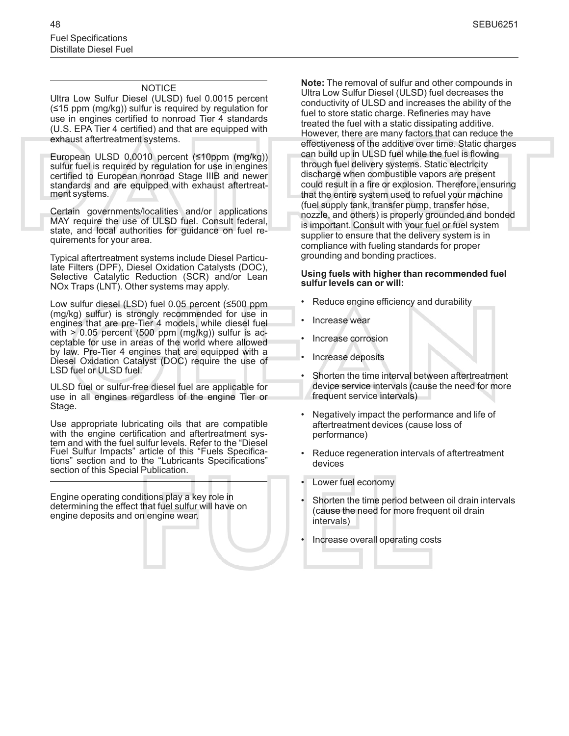NOTICE

Ultra Low Sulfur Diesel (ULSD) fuel 0.0015 percent (≤15 ppm (mg/kg)) sulfur is required by regulation for use in engines certified to nonroad Tier 4 standards (U.S. EPA Tier 4 certified) and that are equipped with exhaust aftertreatment systems.

European ULSD 0.0010 percent (≤10ppm (mg/kg)) sulfur fuel is required by regulation for use in engines certified to European nonroad Stage IIIB and newer standards and are equipped with exhaust aftertreatment systems.

Certain governments/localities and/or applications MAY require the use of ULSD fuel. Consult federal, state, and local authorities for guidance on fuel requirements for your area.

Typical aftertreatment systems include Diesel Particulate Filters (DPF), Diesel Oxidation Catalysts (DOC), Selective Catalytic Reduction (SCR) and/or Lean NOx Traps (LNT). Other systems may apply.

Low sulfur diesel (LSD) fuel 0.05 percent (≤500 ppm (mg/kg) sulfur) is strongly recommended for use in engines that are pre-Tier 4 models, while diesel fuel with > 0.05 percent (500 ppm (mg/kg)) sulfur is acceptable for use in areas of the world where allowed by law. Pre-Tier 4 engines that are equipped with a Diesel Oxidation Catalyst (DOC) require the use of LSD fuel or ULSD fuel.

ULSD fuel or sulfur-free diesel fuel are applicable for use in all engines regardless of the engine Tier or Stage.

Use appropriate lubricating oils that are compatible with the engine certification and aftertreatment system and with the fuel sulfur levels. Refer to the "Diesel Fuel Sulfur Impacts" article of this "Fuels Specifications" section and to the "Lubricants Specifications" section of this Special Publication.

---

Engine operating conditions play a key role in determining the effect that fuel sulfur will have on engine deposits and on engine wear.

**Note:** The removal of sulfur and other compounds in Ultra Low Sulfur Diesel (ULSD) fuel decreases the conductivity of ULSD and increases the ability of the fuel to store static charge. Refineries may have treated the fuel with a static dissipating additive. However, there are many factors that can reduce the effectiveness of the additive over time. Static charges can build up in ULSD fuel while the fuel is flowing through fuel delivery systems. Static electricity discharge when combustible vapors are present could result in a fire or explosion. Therefore, ensuring that the entire system used to refuel your machine (fuel supply tank, transfer pump, transfer hose, nozzle, and others) is properly grounded and bonded is important. Consult with your fuel or fuel system supplier to ensure that the delivery system is in compliance with fueling standards for proper grounding and bonding practices.

**Using fuels with higher than recommended fuel sulfur levels can or will:**

- Reduce engine efficiency and durability
- Increase wear
- Increase corrosion
- Increase deposits
- Shorten the time interval between aftertreatment device service intervals (cause the need for more frequent service intervals)
- Negatively impact the performance and life of aftertreatment devices (cause loss of performance)
- Reduce regeneration intervals of aftertreatment devices
- Lower fuel economy
- Shorten the time period between oil drain intervals (cause the need for more frequent oil drain intervals)
- Increase overall operating costs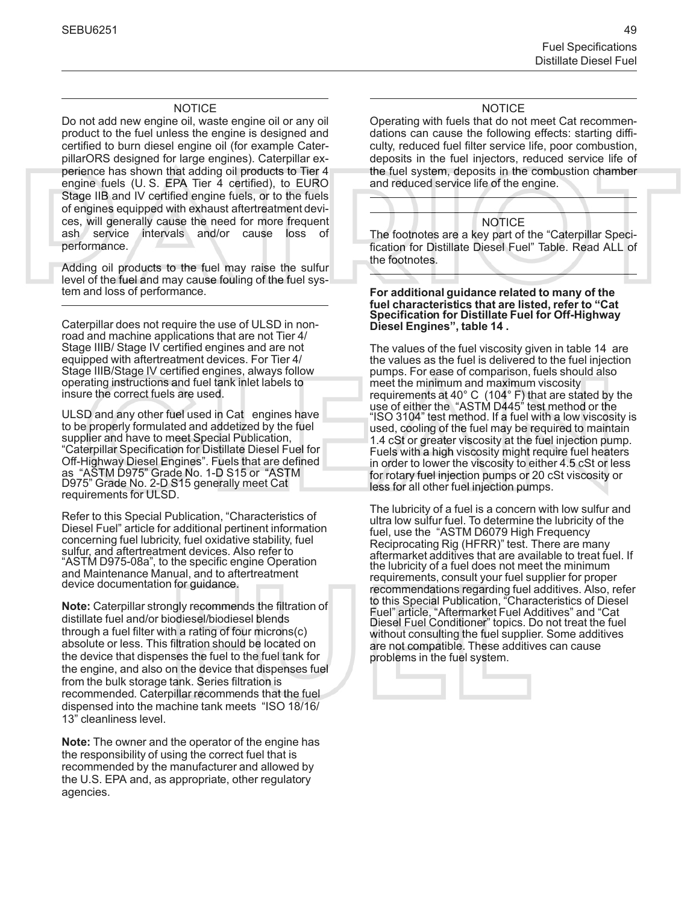NOTICE

Do not add new engine oil, waste engine oil or any oil product to the fuel unless the engine is designed and certified to burn diesel engine oil (for example CaterpillarORS designed for large engines). Caterpillar experience has shown that adding oil products to Tier 4 engine fuels (U. S. EPA Tier 4 certified), to EURO Stage IIB and IV certified engine fuels, or to the fuels of engines equipped with exhaust aftertreatment devices, will generally cause the need for more frequent ash service intervals and/or cause loss of performance.

Adding oil products to the fuel may raise the sulfur level of the fuel and may cause fouling of the fuel system and loss of performance.

Caterpillar does not require the use of ULSD in nonroad and machine applications that are not Tier 4/ Stage IIIB/ Stage IV certified engines and are not equipped with aftertreatment devices. For Tier 4/ Stage IIIB/Stage IV certified engines, always follow operating instructions and fuel tank inlet labels to insure the correct fuels are used.

ULSD and any other fuel used in Cat engines have to be properly formulated and addetized by the fuel supplier and have to meet Special Publication, "Caterpillar Specification for Distillate Diesel Fuel for Off-Highway Diesel Engines". Fuels that are defined as "ASTM D975" Grade No. 1-D S15 or "ASTM D975" Grade No. 2-D S15 generally meet Cat requirements for ULSD.

Refer to this Special Publication, "Characteristics of Diesel Fuel" article for additional pertinent information concerning fuel lubricity, fuel oxidative stability, fuel sulfur, and aftertreatment devices. Also refer to "ASTM D975-08a", to the specific engine Operation and Maintenance Manual, and to aftertreatment device documentation for guidance.

**Note:** Caterpillar strongly recommends the filtration of distillate fuel and/or biodiesel/biodiesel blends through a fuel filter with a rating of four microns(c) absolute or less. This filtration should be located on the device that dispenses the fuel to the fuel tank for the engine, and also on the device that dispenses fuel from the bulk storage tank. Series filtration is recommended. Caterpillar recommends that the fuel dispensed into the machine tank meets "ISO 18/16/ 13" cleanliness level.

**Note:** The owner and the operator of the engine has the responsibility of using the correct fuel that is recommended by the manufacturer and allowed by the U.S. EPA and, as appropriate, other regulatory agencies.

NOTICE

Operating with fuels that do not meet Cat recommendations can cause the following effects: starting difficulty, reduced fuel filter service life, poor combustion, deposits in the fuel injectors, reduced service life of the fuel system, deposits in the combustion chamber and reduced service life of the engine.

NOTICE

The footnotes are a key part of the "Caterpillar Specification for Distillate Diesel Fuel" Table. Read ALL of the footnotes.

**For additional guidance related to many of the fuel characteristics that are listed, refer to "Cat Specification for Distillate Fuel for Off-Highway Diesel Engines", table 14 .**

The values of the fuel viscosity given in table 14 are the values as the fuel is delivered to the fuel injection pumps. For ease of comparison, fuels should also meet the minimum and maximum viscosity requirements at 40° C (104° F) that are stated by the use of either the "ASTM D445" test method or the "ISO 3104" test method. If a fuel with a low viscosity is used, cooling of the fuel may be required to maintain 1.4 cSt or greater viscosity at the fuel injection pump. Fuels with a high viscosity might require fuel heaters in order to lower the viscosity to either 4.5 cSt or less for rotary fuel injection pumps or 20 cSt viscosity or less for all other fuel injection pumps.

The lubricity of a fuel is a concern with low sulfur and ultra low sulfur fuel. To determine the lubricity of the fuel, use the "ASTM D6079 High Frequency Reciprocating Rig (HFRR)" test. There are many aftermarket additives that are available to treat fuel. If the lubricity of a fuel does not meet the minimum requirements, consult your fuel supplier for proper recommendations regarding fuel additives. Also, refer to this Special Publication, "Characteristics of Diesel Fuel" article, "Aftermarket Fuel Additives" and "Cat Diesel Fuel Conditioner" topics. Do not treat the fuel without consulting the fuel supplier. Some additives are not compatible. These additives can cause problems in the fuel system.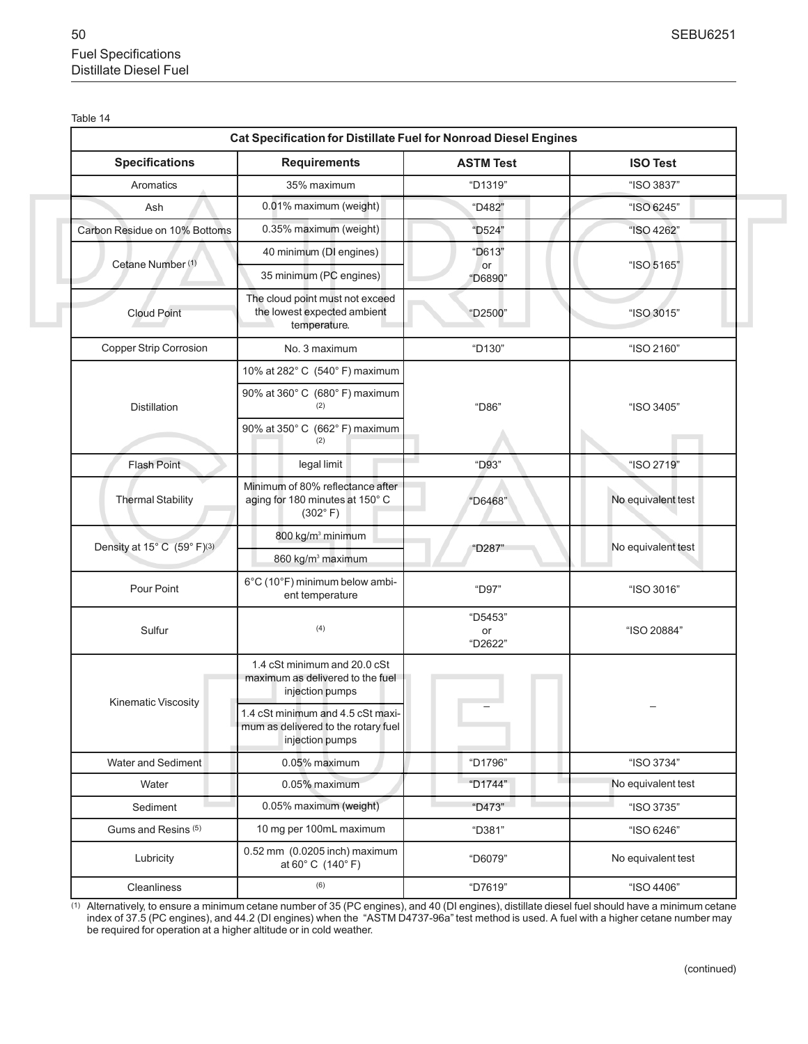Table 14

| Cat Specification for Distillate Fuel for Nonroad Diesel Engines | | | |
|---|---|---|---|
| **Specifications** | **Requirements** | **ASTM Test** | **ISO Test** |
| Aromatics | 35% maximum | "D1319" | "ISO 3837" |
| Ash | 0.01% maximum (weight) | "D482" | "ISO 6245" |
| Carbon Residue on 10% Bottoms | 0.35% maximum (weight) | "D524" | "ISO 4262" |
| Cetane Number (1) | 40 minimum (DI engines) | "D613" or "D6890" | "ISO 5165" |
| | 35 minimum (PC engines) | | |
| Cloud Point | The cloud point must not exceed the lowest expected ambient temperature. | "D2500" | "ISO 3015" |
| Copper Strip Corrosion | No. 3 maximum | "D130" | "ISO 2160" |
| Distillation | 10% at 282° C (540° F) maximum | "D86" | "ISO 3405" |
| | 90% at 360° C (680° F) maximum (2) | | |
| | 90% at 350° C (662° F) maximum (2) | | |
| Flash Point | legal limit | "D93" | "ISO 2719" |
| Thermal Stability | Minimum of 80% reflectance after aging for 180 minutes at 150° C (302° F) | "D6468" | No equivalent test |
| Density at 15° C (59° F)(3) | 800 kg/m³ minimum | "D287" | No equivalent test |
| | 860 kg/m³ maximum | | |
| Pour Point | 6°C (10°F) minimum below ambient temperature | "D97" | "ISO 3016" |
| Sulfur | (4) | "D5453" or "D2622" | "ISO 20884" |
| Kinematic Viscosity | 1.4 cSt minimum and 20.0 cSt maximum as delivered to the fuel injection pumps | – | – |
| | 1.4 cSt minimum and 4.5 cSt maximum as delivered to the rotary fuel injection pumps | | |
| Water and Sediment | 0.05% maximum | "D1796" | "ISO 3734" |
| Water | 0.05% maximum | "D1744" | No equivalent test |
| Sediment | 0.05% maximum (weight) | "D473" | "ISO 3735" |
| Gums and Resins (5) | 10 mg per 100mL maximum | "D381" | "ISO 6246" |
| Lubricity | 0.52 mm (0.0205 inch) maximum at 60° C (140° F) | "D6079" | No equivalent test |
| Cleanliness | (6) | "D7619" | "ISO 4406" |

(1) Alternatively, to ensure a minimum cetane number of 35 (PC engines), and 40 (DI engines), distillate diesel fuel should have a minimum cetane index of 37.5 (PC engines), and 44.2 (DI engines) when the "ASTM D4737-96a" test method is used. A fuel with a higher cetane number may be required for operation at a higher altitude or in cold weather.

(continued)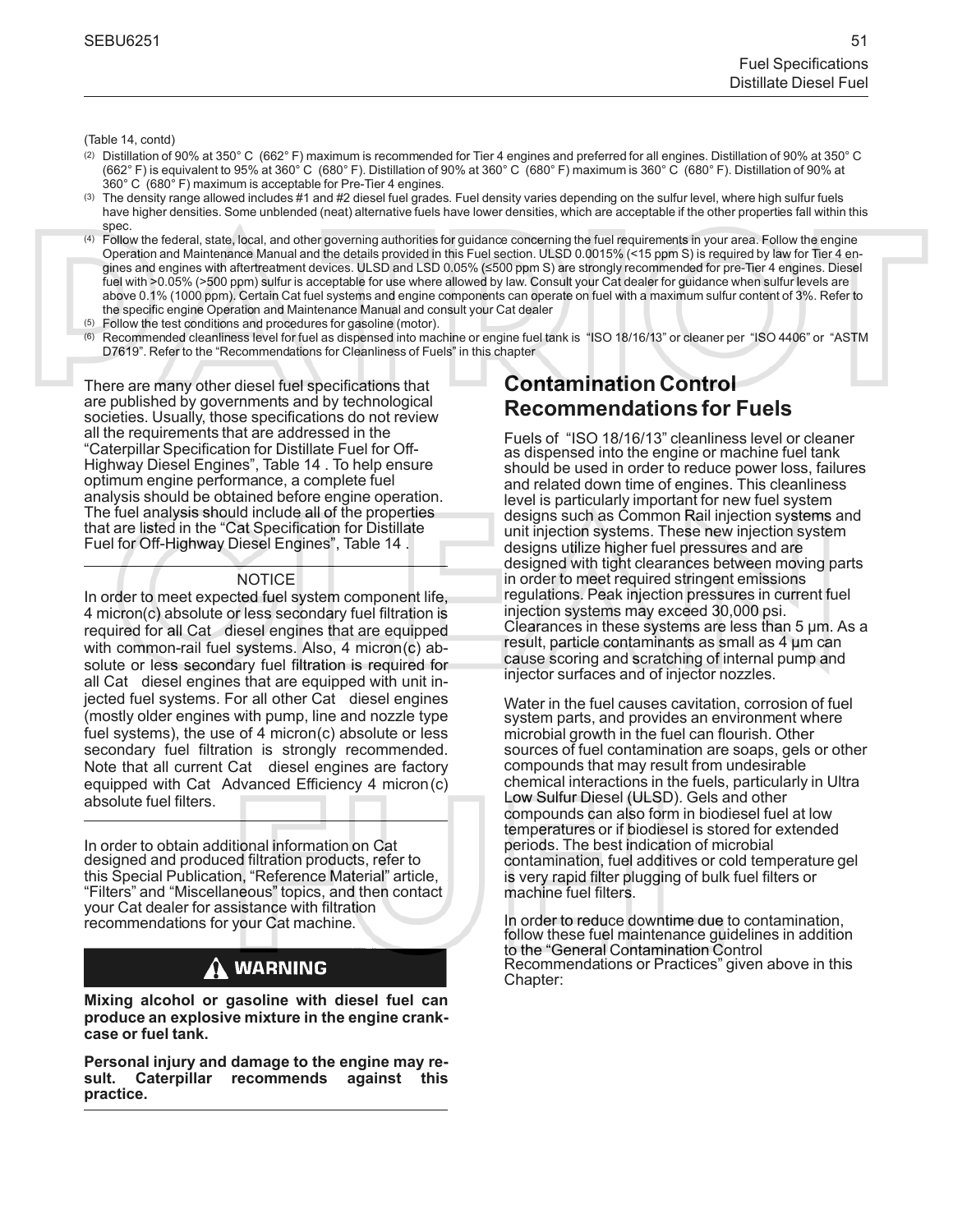(Table 14, contd)

(2) Distillation of 90% at 350° C (662° F) maximum is recommended for Tier 4 engines and preferred for all engines. Distillation of 90% at 350° C (662° F) is equivalent to 95% at 360° C (680° F). Distillation of 90% at 360° C (680° F) maximum is 360° C (680° F). Distillation of 90% at 360° C (680° F) maximum is acceptable for Pre-Tier 4 engines.

(3) The density range allowed includes #1 and #2 diesel fuel grades. Fuel density varies depending on the sulfur level, where high sulfur fuels have higher densities. Some unblended (neat) alternative fuels have lower densities, which are acceptable if the other properties fall within this spec.

(4) Follow the federal, state, local, and other governing authorities for guidance concerning the fuel requirements in your area. Follow the engine Operation and Maintenance Manual and the details provided in this Fuel section. ULSD 0.0015% (<15 ppm S) is required by law for Tier 4 engines and engines with aftertreatment devices. ULSD and LSD 0.05% (≤500 ppm S) are strongly recommended for pre-Tier 4 engines. Diesel fuel with >0.05% (>500 ppm) sulfur is acceptable for use where allowed by law. Consult your Cat dealer for guidance when sulfur levels are above 0.1% (1000 ppm). Certain Cat fuel systems and engine components can operate on fuel with a maximum sulfur content of 3%. Refer to the specific engine Operation and Maintenance Manual and consult your Cat dealer

(5) Follow the test conditions and procedures for gasoline (motor).

(6) Recommended cleanliness level for fuel as dispensed into machine or engine fuel tank is "ISO 18/16/13" or cleaner per "ISO 4406" or "ASTM D7619". Refer to the "Recommendations for Cleanliness of Fuels" in this chapter

There are many other diesel fuel specifications that are published by governments and by technological societies. Usually, those specifications do not review all the requirements that are addressed in the "Caterpillar Specification for Distillate Fuel for Off-Highway Diesel Engines", Table 14 . To help ensure optimum engine performance, a complete fuel analysis should be obtained before engine operation. The fuel analysis should include all of the properties that are listed in the "Cat Specification for Distillate Fuel for Off-Highway Diesel Engines", Table 14 .

---

NOTICE

In order to meet expected fuel system component life, 4 micron(c) absolute or less secondary fuel filtration is required for all Cat diesel engines that are equipped with common-rail fuel systems. Also, 4 micron(c) absolute or less secondary fuel filtration is required for all Cat diesel engines that are equipped with unit injected fuel systems. For all other Cat diesel engines (mostly older engines with pump, line and nozzle type fuel systems), the use of 4 micron(c) absolute or less secondary fuel filtration is strongly recommended. Note that all current Cat diesel engines are factory equipped with Cat Advanced Efficiency 4 micron(c) absolute fuel filters.

---

In order to obtain additional information on Cat designed and produced filtration products, refer to this Special Publication, "Reference Material" article, "Filters" and "Miscellaneous" topics, and then contact your Cat dealer for assistance with filtration recommendations for your Cat machine.

**⚠ WARNING**

**Mixing alcohol or gasoline with diesel fuel can produce an explosive mixture in the engine crankcase or fuel tank.**

**Personal injury and damage to the engine may result. Caterpillar recommends against this practice.**

---

## Contamination Control Recommendations for Fuels

Fuels of "ISO 18/16/13" cleanliness level or cleaner as dispensed into the engine or machine fuel tank should be used in order to reduce power loss, failures and related down time of engines. This cleanliness level is particularly important for new fuel system designs such as Common Rail injection systems and unit injection systems. These new injection system designs utilize higher fuel pressures and are designed with tight clearances between moving parts in order to meet required stringent emissions regulations. Peak injection pressures in current fuel injection systems may exceed 30,000 psi. Clearances in these systems are less than 5 µm. As a result, particle contaminants as small as 4 µm can cause scoring and scratching of internal pump and injector surfaces and of injector nozzles.

Water in the fuel causes cavitation, corrosion of fuel system parts, and provides an environment where microbial growth in the fuel can flourish. Other sources of fuel contamination are soaps, gels or other compounds that may result from undesirable chemical interactions in the fuels, particularly in Ultra Low Sulfur Diesel (ULSD). Gels and other compounds can also form in biodiesel fuel at low temperatures or if biodiesel is stored for extended periods. The best indication of microbial contamination, fuel additives or cold temperature gel is very rapid filter plugging of bulk fuel filters or machine fuel filters.

In order to reduce downtime due to contamination, follow these fuel maintenance guidelines in addition to the "General Contamination Control Recommendations or Practices" given above in this Chapter: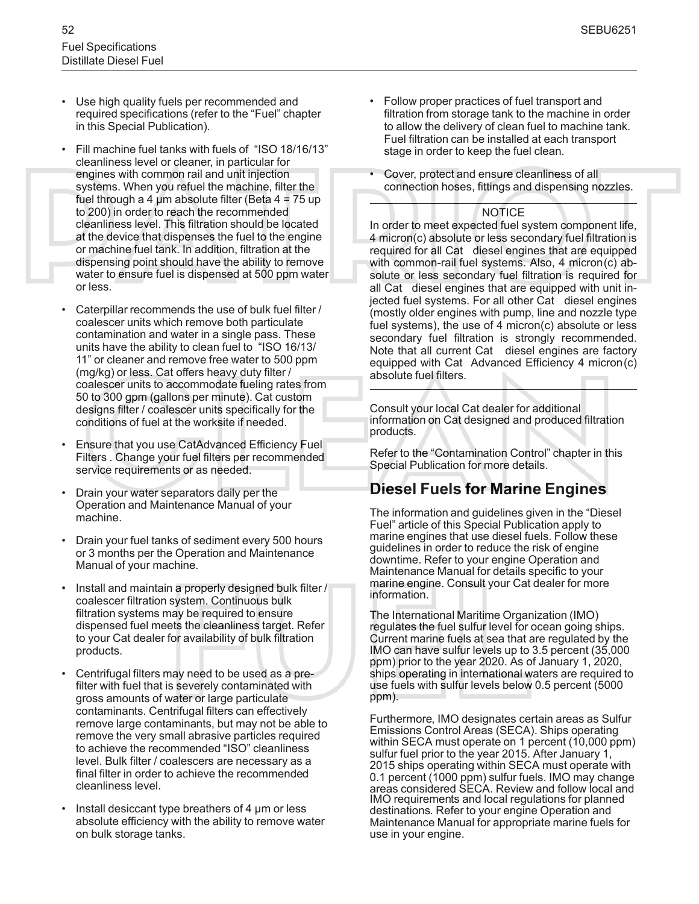- Use high quality fuels per recommended and required specifications (refer to the "Fuel" chapter in this Special Publication).
- Fill machine fuel tanks with fuels of "ISO 18/16/13" cleanliness level or cleaner, in particular for engines with common rail and unit injection systems. When you refuel the machine, filter the fuel through a 4 µm absolute filter (Beta 4 = 75 up to 200) in order to reach the recommended cleanliness level. This filtration should be located at the device that dispenses the fuel to the engine or machine fuel tank. In addition, filtration at the dispensing point should have the ability to remove water to ensure fuel is dispensed at 500 ppm water or less.
- Caterpillar recommends the use of bulk fuel filter / coalescer units which remove both particulate contamination and water in a single pass. These units have the ability to clean fuel to "ISO 16/13/11" or cleaner and remove free water to 500 ppm (mg/kg) or less. Cat offers heavy duty filter / coalescer units to accommodate fueling rates from 50 to 300 gpm (gallons per minute). Cat custom designs filter / coalescer units specifically for the conditions of fuel at the worksite if needed.
- Ensure that you use CatAdvanced Efficiency Fuel Filters . Change your fuel filters per recommended service requirements or as needed.
- Drain your water separators daily per the Operation and Maintenance Manual of your machine.
- Drain your fuel tanks of sediment every 500 hours or 3 months per the Operation and Maintenance Manual of your machine.
- Install and maintain a properly designed bulk filter / coalescer filtration system. Continuous bulk filtration systems may be required to ensure dispensed fuel meets the cleanliness target. Refer to your Cat dealer for availability of bulk filtration products.
- Centrifugal filters may need to be used as a pre-filter with fuel that is severely contaminated with gross amounts of water or large particulate contaminants. Centrifugal filters can effectively remove large contaminants, but may not be able to remove the very small abrasive particles required to achieve the recommended "ISO" cleanliness level. Bulk filter / coalescers are necessary as a final filter in order to achieve the recommended cleanliness level.
- Install desiccant type breathers of 4 µm or less absolute efficiency with the ability to remove water on bulk storage tanks.
- Follow proper practices of fuel transport and filtration from storage tank to the machine in order to allow the delivery of clean fuel to machine tank. Fuel filtration can be installed at each transport stage in order to keep the fuel clean.
- Cover, protect and ensure cleanliness of all connection hoses, fittings and dispensing nozzles.

NOTICE

In order to meet expected fuel system component life, 4 micron(c) absolute or less secondary fuel filtration is required for all Cat diesel engines that are equipped with common-rail fuel systems. Also, 4 micron(c) absolute or less secondary fuel filtration is required for all Cat diesel engines that are equipped with unit injected fuel systems. For all other Cat diesel engines (mostly older engines with pump, line and nozzle type fuel systems), the use of 4 micron(c) absolute or less secondary fuel filtration is strongly recommended. Note that all current Cat diesel engines are factory equipped with Cat Advanced Efficiency 4 micron(c) absolute fuel filters.

Consult your local Cat dealer for additional information on Cat designed and produced filtration products.

Refer to the "Contamination Control" chapter in this Special Publication for more details.

## Diesel Fuels for Marine Engines

The information and guidelines given in the "Diesel Fuel" article of this Special Publication apply to marine engines that use diesel fuels. Follow these guidelines in order to reduce the risk of engine downtime. Refer to your engine Operation and Maintenance Manual for details specific to your marine engine. Consult your Cat dealer for more information.

The International Maritime Organization (IMO) regulates the fuel sulfur level for ocean going ships. Current marine fuels at sea that are regulated by the IMO can have sulfur levels up to 3.5 percent (35,000 ppm) prior to the year 2020. As of January 1, 2020, ships operating in international waters are required to use fuels with sulfur levels below 0.5 percent (5000 ppm).

Furthermore, IMO designates certain areas as Sulfur Emissions Control Areas (SECA). Ships operating within SECA must operate on 1 percent (10,000 ppm) sulfur fuel prior to the year 2015. After January 1, 2015 ships operating within SECA must operate with 0.1 percent (1000 ppm) sulfur fuels. IMO may change areas considered SECA. Review and follow local and IMO requirements and local regulations for planned destinations. Refer to your engine Operation and Maintenance Manual for appropriate marine fuels for use in your engine.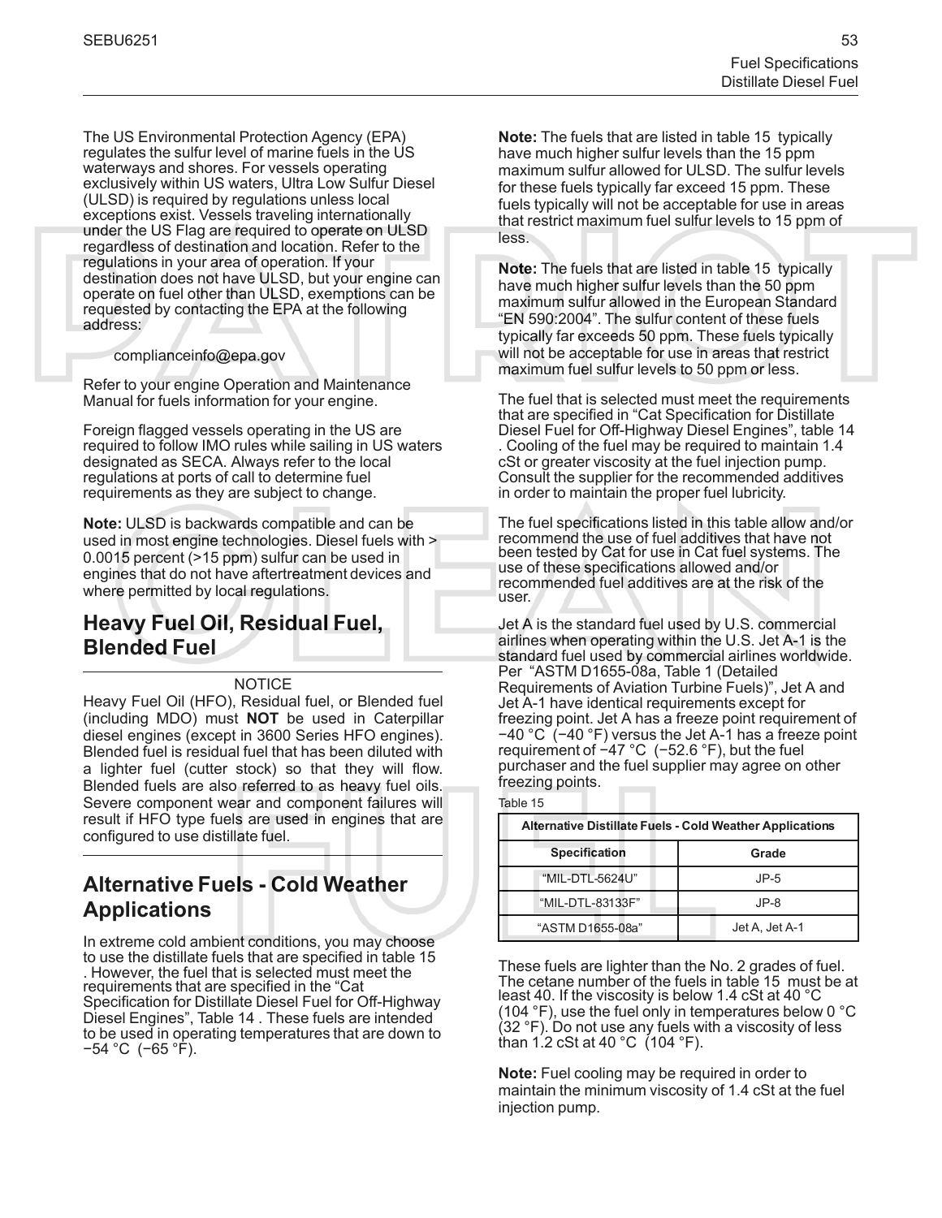The US Environmental Protection Agency (EPA) regulates the sulfur level of marine fuels in the US waterways and shores. For vessels operating exclusively within US waters, Ultra Low Sulfur Diesel (ULSD) is required by regulations unless local exceptions exist. Vessels traveling internationally under the US Flag are required to operate on ULSD regardless of destination and location. Refer to the regulations in your area of operation. If your destination does not have ULSD, but your engine can operate on fuel other than ULSD, exemptions can be requested by contacting the EPA at the following address:

complianceinfo@epa.gov

Refer to your engine Operation and Maintenance Manual for fuels information for your engine.

Foreign flagged vessels operating in the US are required to follow IMO rules while sailing in US waters designated as SECA. Always refer to the local regulations at ports of call to determine fuel requirements as they are subject to change.

**Note:** ULSD is backwards compatible and can be used in most engine technologies. Diesel fuels with > 0.0015 percent (>15 ppm) sulfur can be used in engines that do not have aftertreatment devices and where permitted by local regulations.

## Heavy Fuel Oil, Residual Fuel, Blended Fuel

NOTICE

Heavy Fuel Oil (HFO), Residual fuel, or Blended fuel (including MDO) must **NOT** be used in Caterpillar diesel engines (except in 3600 Series HFO engines). Blended fuel is residual fuel that has been diluted with a lighter fuel (cutter stock) so that they will flow. Blended fuels are also referred to as heavy fuel oils. Severe component wear and component failures will result if HFO type fuels are used in engines that are configured to use distillate fuel.

## Alternative Fuels - Cold Weather Applications

In extreme cold ambient conditions, you may choose to use the distillate fuels that are specified in table 15 . However, the fuel that is selected must meet the requirements that are specified in the "Cat Specification for Distillate Diesel Fuel for Off-Highway Diesel Engines", Table 14 . These fuels are intended to be used in operating temperatures that are down to −54 °C (−65 °F).

**Note:** The fuels that are listed in table 15 typically have much higher sulfur levels than the 15 ppm maximum sulfur allowed for ULSD. The sulfur levels for these fuels typically far exceed 15 ppm. These fuels typically will not be acceptable for use in areas that restrict maximum fuel sulfur levels to 15 ppm of less.

**Note:** The fuels that are listed in table 15 typically have much higher sulfur levels than the 50 ppm maximum sulfur allowed in the European Standard "EN 590:2004". The sulfur content of these fuels typically far exceeds 50 ppm. These fuels typically will not be acceptable for use in areas that restrict maximum fuel sulfur levels to 50 ppm or less.

The fuel that is selected must meet the requirements that are specified in "Cat Specification for Distillate Diesel Fuel for Off-Highway Diesel Engines", table 14 . Cooling of the fuel may be required to maintain 1.4 cSt or greater viscosity at the fuel injection pump. Consult the supplier for the recommended additives in order to maintain the proper fuel lubricity.

The fuel specifications listed in this table allow and/or recommend the use of fuel additives that have not been tested by Cat for use in Cat fuel systems. The use of these specifications allowed and/or recommended fuel additives are at the risk of the user.

Jet A is the standard fuel used by U.S. commercial airlines when operating within the U.S. Jet A-1 is the standard fuel used by commercial airlines worldwide. Per "ASTM D1655-08a, Table 1 (Detailed Requirements of Aviation Turbine Fuels)", Jet A and Jet A-1 have identical requirements except for freezing point. Jet A has a freeze point requirement of −40 °C (−40 °F) versus the Jet A-1 has a freeze point requirement of −47 °C (−52.6 °F), but the fuel purchaser and the fuel supplier may agree on other freezing points.

Table 15

| Alternative Distillate Fuels - Cold Weather Applications | |
|---|---|
| Specification | Grade |
| "MIL-DTL-5624U" | JP-5 |
| "MIL-DTL-83133F" | JP-8 |
| "ASTM D1655-08a" | Jet A, Jet A-1 |

These fuels are lighter than the No. 2 grades of fuel. The cetane number of the fuels in table 15 must be at least 40. If the viscosity is below 1.4 cSt at 40 °C (104 °F), use the fuel only in temperatures below 0 °C (32 °F). Do not use any fuels with a viscosity of less than 1.2 cSt at 40 °C (104 °F).

**Note:** Fuel cooling may be required in order to maintain the minimum viscosity of 1.4 cSt at the fuel injection pump.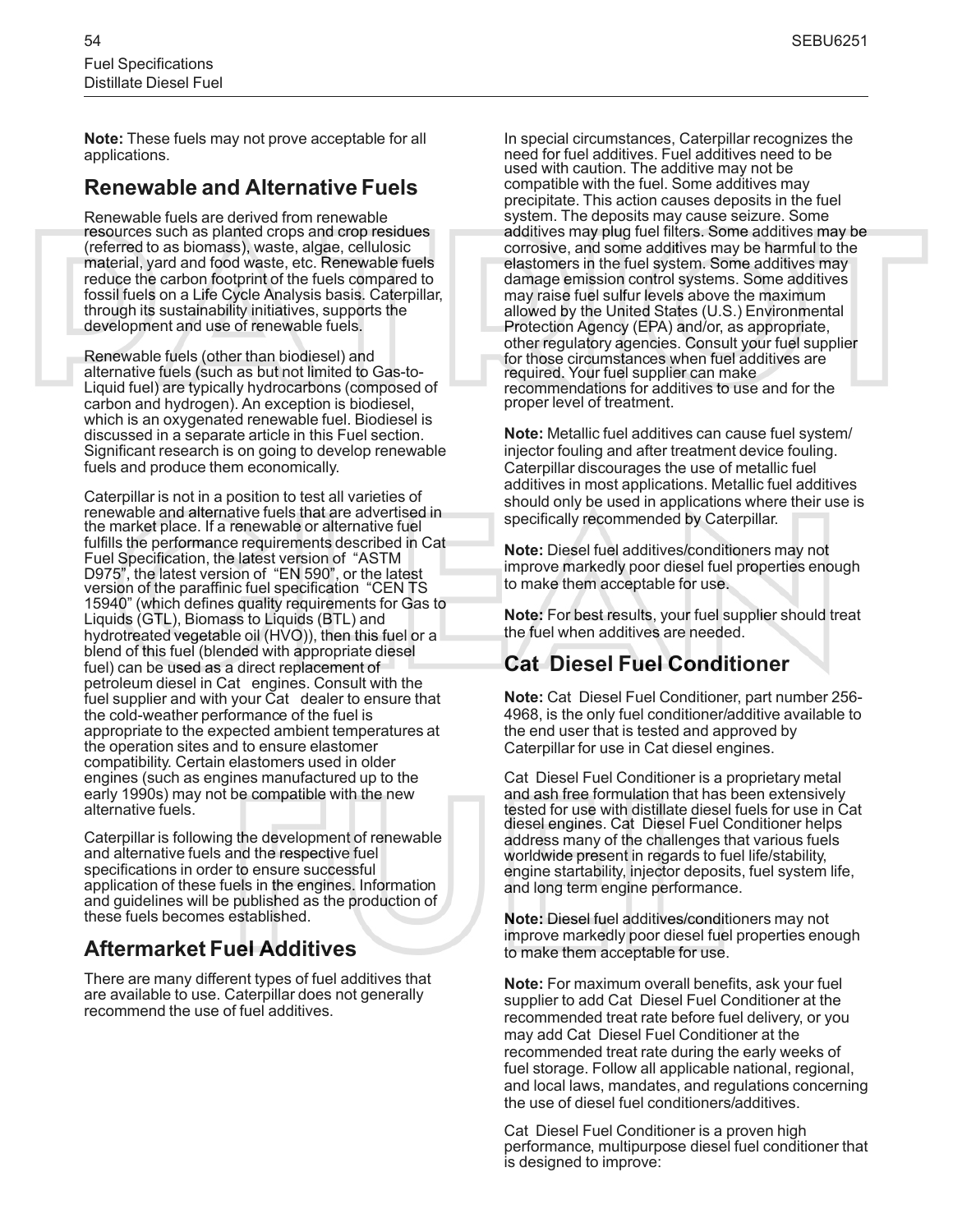**Note:** These fuels may not prove acceptable for all applications.

## Renewable and Alternative Fuels

Renewable fuels are derived from renewable resources such as planted crops and crop residues (referred to as biomass), waste, algae, cellulosic material, yard and food waste, etc. Renewable fuels reduce the carbon footprint of the fuels compared to fossil fuels on a Life Cycle Analysis basis. Caterpillar, through its sustainability initiatives, supports the development and use of renewable fuels.

Renewable fuels (other than biodiesel) and alternative fuels (such as but not limited to Gas-to-Liquid fuel) are typically hydrocarbons (composed of carbon and hydrogen). An exception is biodiesel, which is an oxygenated renewable fuel. Biodiesel is discussed in a separate article in this Fuel section. Significant research is on going to develop renewable fuels and produce them economically.

Caterpillar is not in a position to test all varieties of renewable and alternative fuels that are advertised in the market place. If a renewable or alternative fuel fulfills the performance requirements described in Cat Fuel Specification, the latest version of "ASTM D975", the latest version of "EN 590", or the latest version of the paraffinic fuel specification "CEN TS 15940" (which defines quality requirements for Gas to Liquids (GTL), Biomass to Liquids (BTL) and hydrotreated vegetable oil (HVO)), then this fuel or a blend of this fuel (blended with appropriate diesel fuel) can be used as a direct replacement of petroleum diesel in Cat engines. Consult with the fuel supplier and with your Cat dealer to ensure that the cold-weather performance of the fuel is appropriate to the expected ambient temperatures at the operation sites and to ensure elastomer compatibility. Certain elastomers used in older engines (such as engines manufactured up to the early 1990s) may not be compatible with the new alternative fuels.

Caterpillar is following the development of renewable and alternative fuels and the respective fuel specifications in order to ensure successful application of these fuels in the engines. Information and guidelines will be published as the production of these fuels becomes established.

## Aftermarket Fuel Additives

There are many different types of fuel additives that are available to use. Caterpillar does not generally recommend the use of fuel additives.

In special circumstances, Caterpillar recognizes the need for fuel additives. Fuel additives need to be used with caution. The additive may not be compatible with the fuel. Some additives may precipitate. This action causes deposits in the fuel system. The deposits may cause seizure. Some additives may plug fuel filters. Some additives may be corrosive, and some additives may be harmful to the elastomers in the fuel system. Some additives may damage emission control systems. Some additives may raise fuel sulfur levels above the maximum allowed by the United States (U.S.) Environmental Protection Agency (EPA) and/or, as appropriate, other regulatory agencies. Consult your fuel supplier for those circumstances when fuel additives are required. Your fuel supplier can make recommendations for additives to use and for the proper level of treatment.

**Note:** Metallic fuel additives can cause fuel system/injector fouling and after treatment device fouling. Caterpillar discourages the use of metallic fuel additives in most applications. Metallic fuel additives should only be used in applications where their use is specifically recommended by Caterpillar.

**Note:** Diesel fuel additives/conditioners may not improve markedly poor diesel fuel properties enough to make them acceptable for use.

**Note:** For best results, your fuel supplier should treat the fuel when additives are needed.

## Cat Diesel Fuel Conditioner

**Note:** Cat Diesel Fuel Conditioner, part number 256-4968, is the only fuel conditioner/additive available to the end user that is tested and approved by Caterpillar for use in Cat diesel engines.

Cat Diesel Fuel Conditioner is a proprietary metal and ash free formulation that has been extensively tested for use with distillate diesel fuels for use in Cat diesel engines. Cat Diesel Fuel Conditioner helps address many of the challenges that various fuels worldwide present in regards to fuel life/stability, engine startability, injector deposits, fuel system life, and long term engine performance.

**Note:** Diesel fuel additives/conditioners may not improve markedly poor diesel fuel properties enough to make them acceptable for use.

**Note:** For maximum overall benefits, ask your fuel supplier to add Cat Diesel Fuel Conditioner at the recommended treat rate before fuel delivery, or you may add Cat Diesel Fuel Conditioner at the recommended treat rate during the early weeks of fuel storage. Follow all applicable national, regional, and local laws, mandates, and regulations concerning the use of diesel fuel conditioners/additives.

Cat Diesel Fuel Conditioner is a proven high performance, multipurpose diesel fuel conditioner that is designed to improve: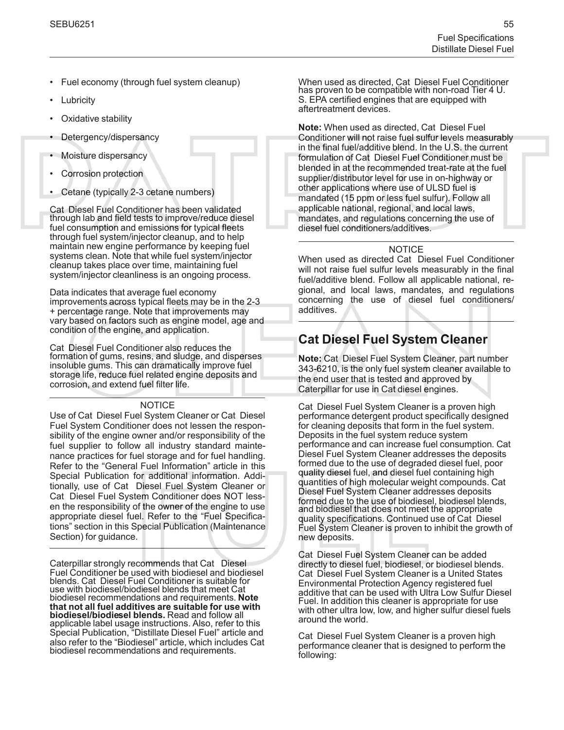- Fuel economy (through fuel system cleanup)
- Lubricity
- Oxidative stability
- Detergency/dispersancy
- Moisture dispersancy
- Corrosion protection
- Cetane (typically 2-3 cetane numbers)

Cat Diesel Fuel Conditioner has been validated through lab and field tests to improve/reduce diesel fuel consumption and emissions for typical fleets through fuel system/injector cleanup, and to help maintain new engine performance by keeping fuel systems clean. Note that while fuel system/injector cleanup takes place over time, maintaining fuel system/injector cleanliness is an ongoing process.

Data indicates that average fuel economy improvements across typical fleets may be in the 2-3 + percentage range. Note that improvements may vary based on factors such as engine model, age and condition of the engine, and application.

Cat Diesel Fuel Conditioner also reduces the formation of gums, resins, and sludge, and disperses insoluble gums. This can dramatically improve fuel storage life, reduce fuel related engine deposits and corrosion, and extend fuel filter life.

---

NOTICE

Use of Cat Diesel Fuel System Cleaner or Cat Diesel Fuel System Conditioner does not lessen the responsibility of the engine owner and/or responsibility of the fuel supplier to follow all industry standard maintenance practices for fuel storage and for fuel handling. Refer to the "General Fuel Information" article in this Special Publication for additional information. Additionally, use of Cat Diesel Fuel System Cleaner or Cat Diesel Fuel System Conditioner does NOT lessen the responsibility of the owner of the engine to use appropriate diesel fuel. Refer to the "Fuel Specifications" section in this Special Publication (Maintenance Section) for guidance.

---

Caterpillar strongly recommends that Cat Diesel Fuel Conditioner be used with biodiesel and biodiesel blends. Cat Diesel Fuel Conditioner is suitable for use with biodiesel/biodiesel blends that meet Cat biodiesel recommendations and requirements. **Note that not all fuel additives are suitable for use with biodiesel/biodiesel blends.** Read and follow all applicable label usage instructions. Also, refer to this Special Publication, "Distillate Diesel Fuel" article and also refer to the "Biodiesel" article, which includes Cat biodiesel recommendations and requirements.

When used as directed, Cat Diesel Fuel Conditioner has proven to be compatible with non-road Tier 4 U. S. EPA certified engines that are equipped with aftertreatment devices.

**Note:** When used as directed, Cat Diesel Fuel Conditioner will not raise fuel sulfur levels measurably in the final fuel/additive blend. In the U.S. the current formulation of Cat Diesel Fuel Conditioner must be blended in at the recommended treat-rate at the fuel supplier/distributor level for use in on-highway or other applications where use of ULSD fuel is mandated (15 ppm or less fuel sulfur). Follow all applicable national, regional, and local laws, mandates, and regulations concerning the use of diesel fuel conditioners/additives.

---

NOTICE

When used as directed Cat Diesel Fuel Conditioner will not raise fuel sulfur levels measurably in the final fuel/additive blend. Follow all applicable national, regional, and local laws, mandates, and regulations concerning the use of diesel fuel conditioners/additives.

---

## Cat Diesel Fuel System Cleaner

**Note:** Cat Diesel Fuel System Cleaner, part number 343-6210, is the only fuel system cleaner available to the end user that is tested and approved by Caterpillar for use in Cat diesel engines.

Cat Diesel Fuel System Cleaner is a proven high performance detergent product specifically designed for cleaning deposits that form in the fuel system. Deposits in the fuel system reduce system performance and can increase fuel consumption. Cat Diesel Fuel System Cleaner addresses the deposits formed due to the use of degraded diesel fuel, poor quality diesel fuel, and diesel fuel containing high quantities of high molecular weight compounds. Cat Diesel Fuel System Cleaner addresses deposits formed due to the use of biodiesel, biodiesel blends, and biodiesel that does not meet the appropriate quality specifications. Continued use of Cat Diesel Fuel System Cleaner is proven to inhibit the growth of new deposits.

Cat Diesel Fuel System Cleaner can be added directly to diesel fuel, biodiesel, or biodiesel blends. Cat Diesel Fuel System Cleaner is a United States Environmental Protection Agency registered fuel additive that can be used with Ultra Low Sulfur Diesel Fuel. In addition this cleaner is appropriate for use with other ultra low, low, and higher sulfur diesel fuels around the world.

Cat Diesel Fuel System Cleaner is a proven high performance cleaner that is designed to perform the following: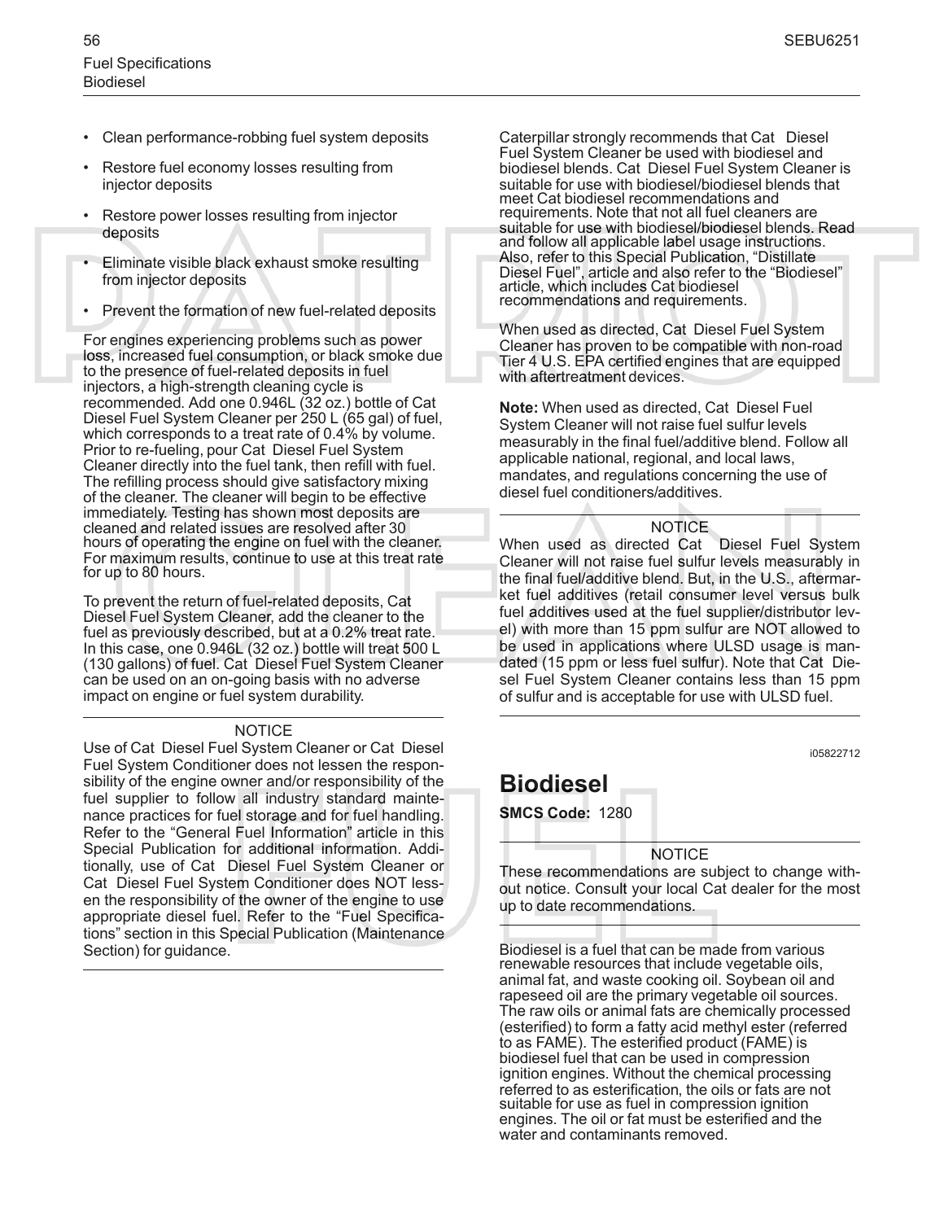- Clean performance-robbing fuel system deposits
- Restore fuel economy losses resulting from injector deposits
- Restore power losses resulting from injector deposits
- Eliminate visible black exhaust smoke resulting from injector deposits
- Prevent the formation of new fuel-related deposits

For engines experiencing problems such as power loss, increased fuel consumption, or black smoke due to the presence of fuel-related deposits in fuel injectors, a high-strength cleaning cycle is recommended. Add one 0.946L (32 oz.) bottle of Cat Diesel Fuel System Cleaner per 250 L (65 gal) of fuel, which corresponds to a treat rate of 0.4% by volume. Prior to re-fueling, pour Cat Diesel Fuel System Cleaner directly into the fuel tank, then refill with fuel. The refilling process should give satisfactory mixing of the cleaner. The cleaner will begin to be effective immediately. Testing has shown most deposits are cleaned and related issues are resolved after 30 hours of operating the engine on fuel with the cleaner. For maximum results, continue to use at this treat rate for up to 80 hours.

To prevent the return of fuel-related deposits, Cat Diesel Fuel System Cleaner, add the cleaner to the fuel as previously described, but at a 0.2% treat rate. In this case, one 0.946L (32 oz.) bottle will treat 500 L (130 gallons) of fuel. Cat Diesel Fuel System Cleaner can be used on an on-going basis with no adverse impact on engine or fuel system durability.

NOTICE

Use of Cat Diesel Fuel System Cleaner or Cat Diesel Fuel System Conditioner does not lessen the responsibility of the engine owner and/or responsibility of the fuel supplier to follow all industry standard maintenance practices for fuel storage and for fuel handling. Refer to the “General Fuel Information” article in this Special Publication for additional information. Additionally, use of Cat Diesel Fuel System Cleaner or Cat Diesel Fuel System Conditioner does NOT lessen the responsibility of the owner of the engine to use appropriate diesel fuel. Refer to the “Fuel Specifications” section in this Special Publication (Maintenance Section) for guidance.

Caterpillar strongly recommends that Cat Diesel Fuel System Cleaner be used with biodiesel and biodiesel blends. Cat Diesel Fuel System Cleaner is suitable for use with biodiesel/biodiesel blends that meet Cat biodiesel recommendations and requirements. Note that not all fuel cleaners are suitable for use with biodiesel/biodiesel blends. Read and follow all applicable label usage instructions. Also, refer to this Special Publication, “Distillate Diesel Fuel”, article and also refer to the “Biodiesel” article, which includes Cat biodiesel recommendations and requirements.

When used as directed, Cat Diesel Fuel System Cleaner has proven to be compatible with non-road Tier 4 U.S. EPA certified engines that are equipped with aftertreatment devices.

**Note:** When used as directed, Cat Diesel Fuel System Cleaner will not raise fuel sulfur levels measurably in the final fuel/additive blend. Follow all applicable national, regional, and local laws, mandates, and regulations concerning the use of diesel fuel conditioners/additives.

NOTICE

When used as directed Cat Diesel Fuel System Cleaner will not raise fuel sulfur levels measurably in the final fuel/additive blend. But, in the U.S., aftermarket fuel additives (retail consumer level versus bulk fuel additives used at the fuel supplier/distributor level) with more than 15 ppm sulfur are NOT allowed to be used in applications where ULSD usage is mandated (15 ppm or less fuel sulfur). Note that Cat Diesel Fuel System Cleaner contains less than 15 ppm of sulfur and is acceptable for use with ULSD fuel.

i05822712

## Biodiesel

**SMCS Code:** 1280

NOTICE

These recommendations are subject to change without notice. Consult your local Cat dealer for the most up to date recommendations.

Biodiesel is a fuel that can be made from various renewable resources that include vegetable oils, animal fat, and waste cooking oil. Soybean oil and rapeseed oil are the primary vegetable oil sources. The raw oils or animal fats are chemically processed (esterified) to form a fatty acid methyl ester (referred to as FAME). The esterified product (FAME) is biodiesel fuel that can be used in compression ignition engines. Without the chemical processing referred to as esterification, the oils or fats are not suitable for use as fuel in compression ignition engines. The oil or fat must be esterified and the water and contaminants removed.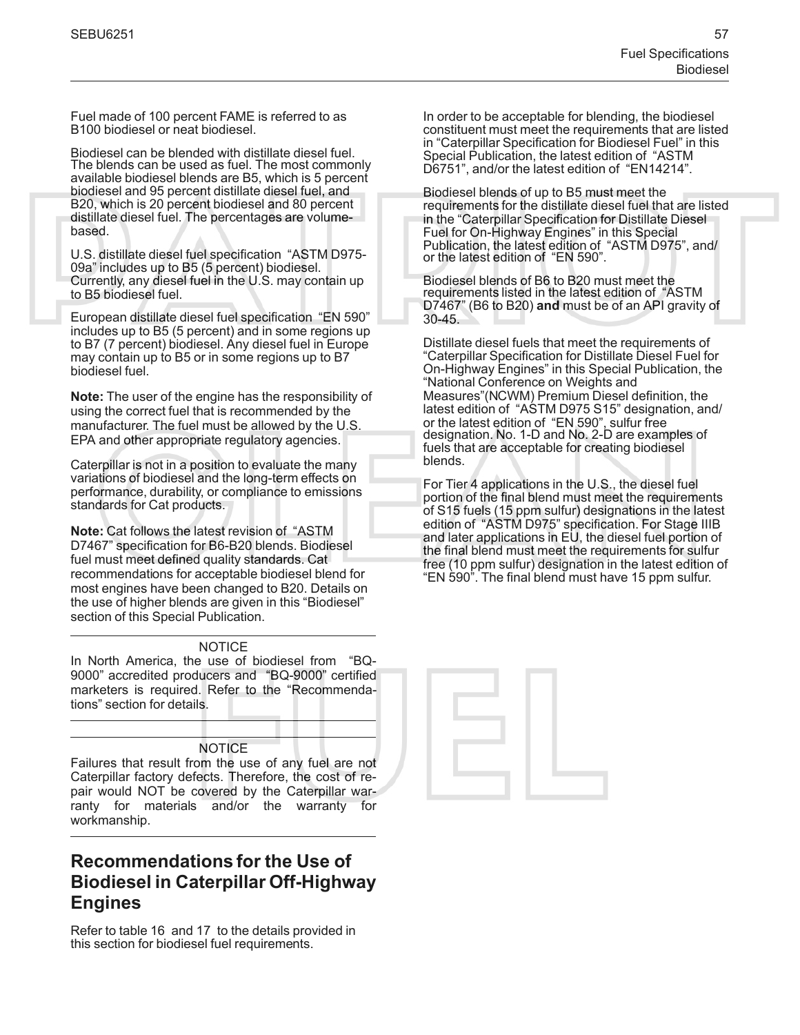Fuel made of 100 percent FAME is referred to as B100 biodiesel or neat biodiesel.

Biodiesel can be blended with distillate diesel fuel. The blends can be used as fuel. The most commonly available biodiesel blends are B5, which is 5 percent biodiesel and 95 percent distillate diesel fuel, and B20, which is 20 percent biodiesel and 80 percent distillate diesel fuel. The percentages are volume-based.

U.S. distillate diesel fuel specification "ASTM D975-09a" includes up to B5 (5 percent) biodiesel. Currently, any diesel fuel in the U.S. may contain up to B5 biodiesel fuel.

European distillate diesel fuel specification "EN 590" includes up to B5 (5 percent) and in some regions up to B7 (7 percent) biodiesel. Any diesel fuel in Europe may contain up to B5 or in some regions up to B7 biodiesel fuel.

**Note:** The user of the engine has the responsibility of using the correct fuel that is recommended by the manufacturer. The fuel must be allowed by the U.S. EPA and other appropriate regulatory agencies.

Caterpillar is not in a position to evaluate the many variations of biodiesel and the long-term effects on performance, durability, or compliance to emissions standards for Cat products.

**Note:** Cat follows the latest revision of "ASTM D7467" specification for B6-B20 blends. Biodiesel fuel must meet defined quality standards. Cat recommendations for acceptable biodiesel blend for most engines have been changed to B20. Details on the use of higher blends are given in this "Biodiesel" section of this Special Publication.

---

NOTICE

In North America, the use of biodiesel from "BQ-9000" accredited producers and "BQ-9000" certified marketers is required. Refer to the "Recommendations" section for details.

---

---

NOTICE

Failures that result from the use of any fuel are not Caterpillar factory defects. Therefore, the cost of repair would NOT be covered by the Caterpillar warranty for materials and/or the warranty for workmanship.

---

## Recommendations for the Use of Biodiesel in Caterpillar Off-Highway Engines

Refer to table 16 and 17 to the details provided in this section for biodiesel fuel requirements.

In order to be acceptable for blending, the biodiesel constituent must meet the requirements that are listed in "Caterpillar Specification for Biodiesel Fuel" in this Special Publication, the latest edition of "ASTM D6751", and/or the latest edition of "EN14214".

Biodiesel blends of up to B5 must meet the requirements for the distillate diesel fuel that are listed in the "Caterpillar Specification for Distillate Diesel Fuel for On-Highway Engines" in this Special Publication, the latest edition of "ASTM D975", and/ or the latest edition of "EN 590".

Biodiesel blends of B6 to B20 must meet the requirements listed in the latest edition of "ASTM D7467" (B6 to B20) **and** must be of an API gravity of 30-45.

Distillate diesel fuels that meet the requirements of "Caterpillar Specification for Distillate Diesel Fuel for On-Highway Engines" in this Special Publication, the "National Conference on Weights and Measures"(NCWM) Premium Diesel definition, the latest edition of "ASTM D975 S15" designation, and/ or the latest edition of "EN 590", sulfur free designation. No. 1-D and No. 2-D are examples of fuels that are acceptable for creating biodiesel blends.

For Tier 4 applications in the U.S., the diesel fuel portion of the final blend must meet the requirements of S15 fuels (15 ppm sulfur) designations in the latest edition of "ASTM D975" specification. For Stage IIIB and later applications in EU, the diesel fuel portion of the final blend must meet the requirements for sulfur free (10 ppm sulfur) designation in the latest edition of "EN 590". The final blend must have 15 ppm sulfur.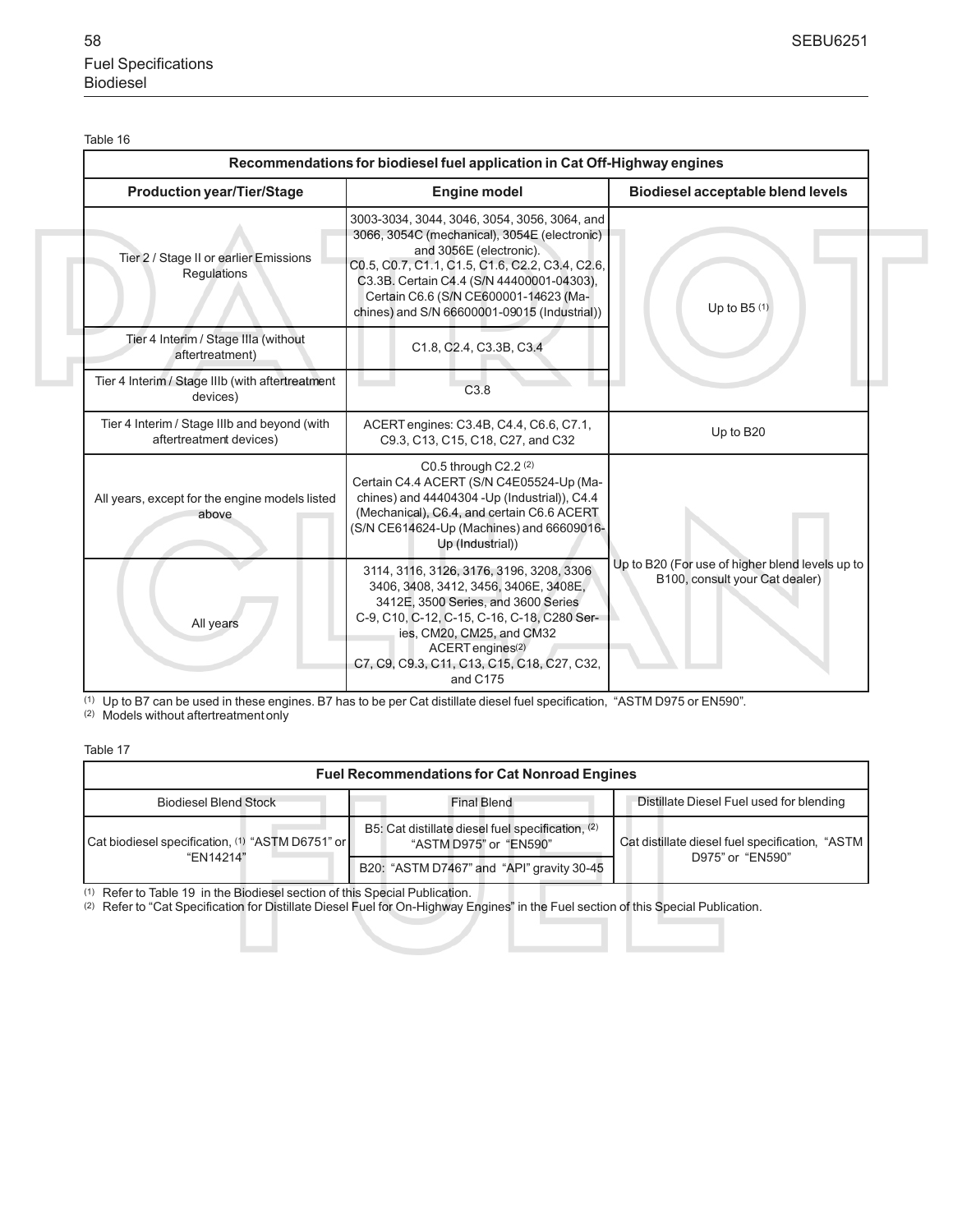Table 16

| Recommendations for biodiesel fuel application in Cat Off-Highway engines | | |
|---|---|---|
| **Production year/Tier/Stage** | **Engine model** | **Biodiesel acceptable blend levels** |
| Tier 2 / Stage II or earlier Emissions Regulations | 3003-3034, 3044, 3046, 3054, 3056, 3064, and 3066, 3054C (mechanical), 3054E (electronic) and 3056E (electronic). C0.5, C0.7, C1.1, C1.5, C1.6, C2.2, C3.4, C2.6, C3.3B. Certain C4.4 (S/N 44400001-04303), Certain C6.6 (S/N CE600001-14623 (Machines) and S/N 66600001-09015 (Industrial)) | Up to B5 (1) |
| Tier 4 Interim / Stage IIIa (without aftertreatment) | C1.8, C2.4, C3.3B, C3.4 | Up to B5 (1) |
| Tier 4 Interim / Stage IIIb (with aftertreatment devices) | C3.8 | Up to B5 (1) |
| Tier 4 Interim / Stage IIIb and beyond (with aftertreatment devices) | ACERT engines: C3.4B, C4.4, C6.6, C7.1, C9.3, C13, C15, C18, C27, and C32 | Up to B20 |
| All years, except for the engine models listed above | C0.5 through C2.2 (2) Certain C4.4 ACERT (S/N C4E05524-Up (Machines) and 44404304 -Up (Industrial)), C4.4 (Mechanical), C6.4, and certain C6.6 ACERT (S/N CE614624-Up (Machines) and 66609016-Up (Industrial)) | Up to B20 (For use of higher blend levels up to B100, consult your Cat dealer) |
| All years | 3114, 3116, 3126, 3176, 3196, 3208, 3306 3406, 3408, 3412, 3456, 3406E, 3408E, 3412E, 3500 Series, and 3600 Series C-9, C10, C-12, C-15, C-16, C-18, C280 Series, CM20, CM25, and CM32 ACERT engines(2) C7, C9, C9.3, C11, C13, C15, C18, C27, C32, and C175 | Up to B20 (For use of higher blend levels up to B100, consult your Cat dealer) |

(1) Up to B7 can be used in these engines. B7 has to be per Cat distillate diesel fuel specification, "ASTM D975 or EN590".
(2) Models without aftertreatment only

Table 17

| Fuel Recommendations for Cat Nonroad Engines | | |
|---|---|---|
| Biodiesel Blend Stock | Final Blend | Distillate Diesel Fuel used for blending |
| Cat biodiesel specification, (1) "ASTM D6751" or "EN14214" | B5: Cat distillate diesel fuel specification, (2) "ASTM D975" or "EN590" | Cat distillate diesel fuel specification, "ASTM D975" or "EN590" |
| | B20: "ASTM D7467" and "API" gravity 30-45 | |

(1) Refer to Table 19 in the Biodiesel section of this Special Publication.
(2) Refer to "Cat Specification for Distillate Diesel Fuel for On-Highway Engines" in the Fuel section of this Special Publication.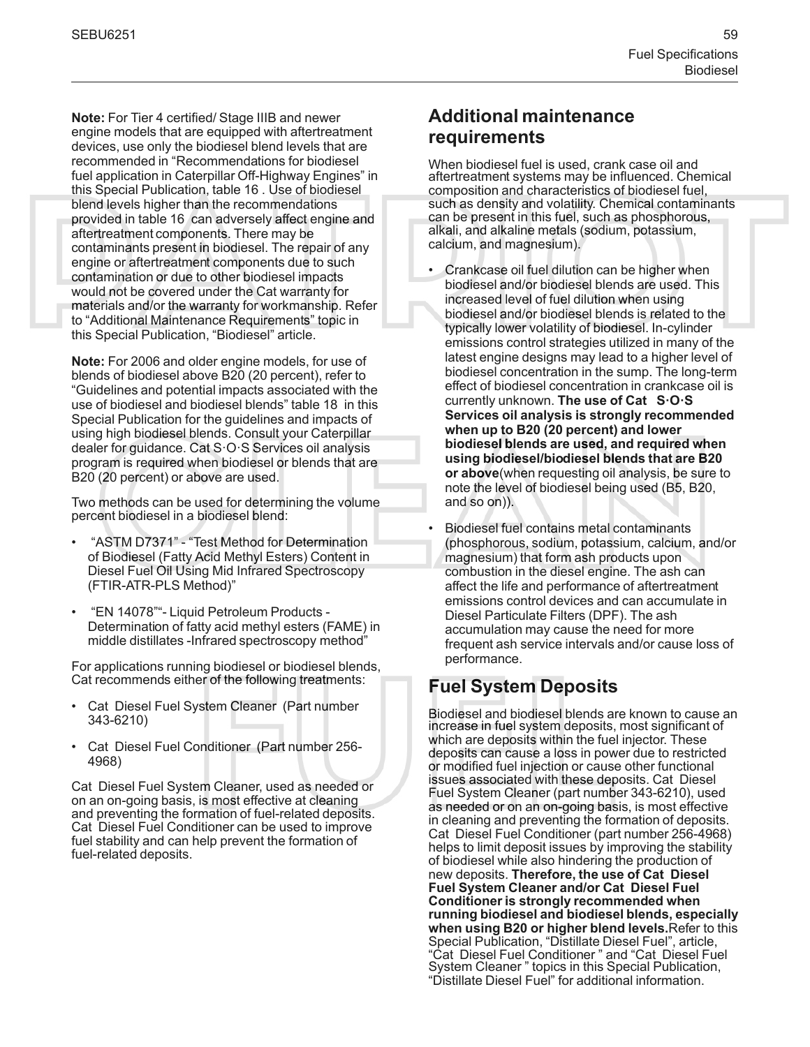**Note:** For Tier 4 certified/ Stage IIIB and newer engine models that are equipped with aftertreatment devices, use only the biodiesel blend levels that are recommended in "Recommendations for biodiesel fuel application in Caterpillar Off-Highway Engines" in this Special Publication, table 16 . Use of biodiesel blend levels higher than the recommendations provided in table 16 can adversely affect engine and aftertreatment components. There may be contaminants present in biodiesel. The repair of any engine or aftertreatment components due to such contamination or due to other biodiesel impacts would not be covered under the Cat warranty for materials and/or the warranty for workmanship. Refer to "Additional Maintenance Requirements" topic in this Special Publication, "Biodiesel" article.

**Note:** For 2006 and older engine models, for use of blends of biodiesel above B20 (20 percent), refer to "Guidelines and potential impacts associated with the use of biodiesel and biodiesel blends" table 18 in this Special Publication for the guidelines and impacts of using high biodiesel blends. Consult your Caterpillar dealer for guidance. Cat S·O·S Services oil analysis program is required when biodiesel or blends that are B20 (20 percent) or above are used.

Two methods can be used for determining the volume percent biodiesel in a biodiesel blend:

- "ASTM D7371" - "Test Method for Determination of Biodiesel (Fatty Acid Methyl Esters) Content in Diesel Fuel Oil Using Mid Infrared Spectroscopy (FTIR-ATR-PLS Method)"
- "EN 14078""- Liquid Petroleum Products - Determination of fatty acid methyl esters (FAME) in middle distillates -Infrared spectroscopy method"

For applications running biodiesel or biodiesel blends, Cat recommends either of the following treatments:

- Cat Diesel Fuel System Cleaner (Part number 343-6210)
- Cat Diesel Fuel Conditioner (Part number 256-4968)

Cat Diesel Fuel System Cleaner, used as needed or on an on-going basis, is most effective at cleaning and preventing the formation of fuel-related deposits. Cat Diesel Fuel Conditioner can be used to improve fuel stability and can help prevent the formation of fuel-related deposits.

## Additional maintenance requirements

When biodiesel fuel is used, crank case oil and aftertreatment systems may be influenced. Chemical composition and characteristics of biodiesel fuel, such as density and volatility. Chemical contaminants can be present in this fuel, such as phosphorous, alkali, and alkaline metals (sodium, potassium, calcium, and magnesium).

- Crankcase oil fuel dilution can be higher when biodiesel and/or biodiesel blends are used. This increased level of fuel dilution when using biodiesel and/or biodiesel blends is related to the typically lower volatility of biodiesel. In-cylinder emissions control strategies utilized in many of the latest engine designs may lead to a higher level of biodiesel concentration in the sump. The long-term effect of biodiesel concentration in crankcase oil is currently unknown. **The use of Cat S·O·S Services oil analysis is strongly recommended when up to B20 (20 percent) and lower biodiesel blends are used, and required when using biodiesel/biodiesel blends that are B20 or above**(when requesting oil analysis, be sure to note the level of biodiesel being used (B5, B20, and so on)).
- Biodiesel fuel contains metal contaminants (phosphorous, sodium, potassium, calcium, and/or magnesium) that form ash products upon combustion in the diesel engine. The ash can affect the life and performance of aftertreatment emissions control devices and can accumulate in Diesel Particulate Filters (DPF). The ash accumulation may cause the need for more frequent ash service intervals and/or cause loss of performance.

## Fuel System Deposits

Biodiesel and biodiesel blends are known to cause an increase in fuel system deposits, most significant of which are deposits within the fuel injector. These deposits can cause a loss in power due to restricted or modified fuel injection or cause other functional issues associated with these deposits. Cat Diesel Fuel System Cleaner (part number 343-6210), used as needed or on an on-going basis, is most effective in cleaning and preventing the formation of deposits. Cat Diesel Fuel Conditioner (part number 256-4968) helps to limit deposit issues by improving the stability of biodiesel while also hindering the production of new deposits. **Therefore, the use of Cat Diesel Fuel System Cleaner and/or Cat Diesel Fuel Conditioner is strongly recommended when running biodiesel and biodiesel blends, especially when using B20 or higher blend levels.**Refer to this Special Publication, "Distillate Diesel Fuel", article, "Cat Diesel Fuel Conditioner " and "Cat Diesel Fuel System Cleaner " topics in this Special Publication, "Distillate Diesel Fuel" for additional information.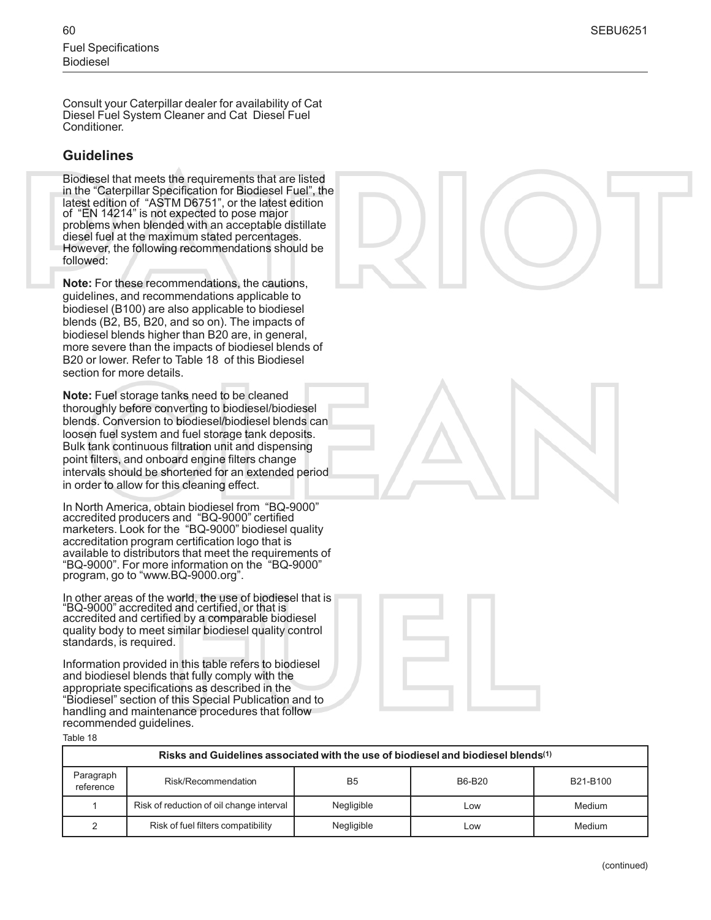Consult your Caterpillar dealer for availability of Cat Diesel Fuel System Cleaner and Cat Diesel Fuel Conditioner.

## Guidelines

Biodiesel that meets the requirements that are listed in the "Caterpillar Specification for Biodiesel Fuel", the latest edition of "ASTM D6751", or the latest edition of "EN 14214" is not expected to pose major problems when blended with an acceptable distillate diesel fuel at the maximum stated percentages. However, the following recommendations should be followed:

**Note:** For these recommendations, the cautions, guidelines, and recommendations applicable to biodiesel (B100) are also applicable to biodiesel blends (B2, B5, B20, and so on). The impacts of biodiesel blends higher than B20 are, in general, more severe than the impacts of biodiesel blends of B20 or lower. Refer to Table 18 of this Biodiesel section for more details.

**Note:** Fuel storage tanks need to be cleaned thoroughly before converting to biodiesel/biodiesel blends. Conversion to biodiesel/biodiesel blends can loosen fuel system and fuel storage tank deposits. Bulk tank continuous filtration unit and dispensing point filters, and onboard engine filters change intervals should be shortened for an extended period in order to allow for this cleaning effect.

In North America, obtain biodiesel from "BQ-9000" accredited producers and "BQ-9000" certified marketers. Look for the "BQ-9000" biodiesel quality accreditation program certification logo that is available to distributors that meet the requirements of "BQ-9000". For more information on the "BQ-9000" program, go to "www.BQ-9000.org".

In other areas of the world, the use of biodiesel that is "BQ-9000" accredited and certified, or that is accredited and certified by a comparable biodiesel quality body to meet similar biodiesel quality control standards, is required.

Information provided in this table refers to biodiesel and biodiesel blends that fully comply with the appropriate specifications as described in the "Biodiesel" section of this Special Publication and to handling and maintenance procedures that follow recommended guidelines.

Table 18

| Risks and Guidelines associated with the use of biodiesel and biodiesel blends[1] | | | | |
|---|---|---|---|---|
| Paragraph reference | Risk/Recommendation | B5 | B6-B20 | B21-B100 |
| 1 | Risk of reduction of oil change interval | Negligible | Low | Medium |
| 2 | Risk of fuel filters compatibility | Negligible | Low | Medium |

(continued)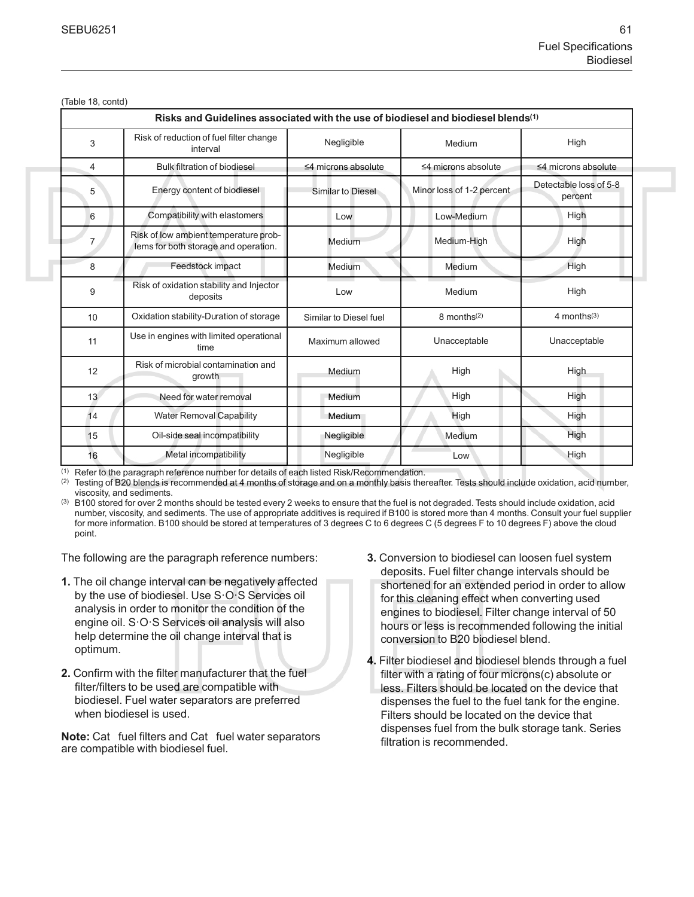(Table 18, contd)

| Risks and Guidelines associated with the use of biodiesel and biodiesel blends(1) | | | | |
|---|---|---|---|---|
| 3 | Risk of reduction of fuel filter change interval | Negligible | Medium | High |
| 4 | Bulk filtration of biodiesel | ≤4 microns absolute | ≤4 microns absolute | ≤4 microns absolute |
| 5 | Energy content of biodiesel | Similar to Diesel | Minor loss of 1-2 percent | Detectable loss of 5-8 percent |
| 6 | Compatibility with elastomers | Low | Low-Medium | High |
| 7 | Risk of low ambient temperature problems for both storage and operation. | Medium | Medium-High | High |
| 8 | Feedstock impact | Medium | Medium | High |
| 9 | Risk of oxidation stability and Injector deposits | Low | Medium | High |
| 10 | Oxidation stability-Duration of storage | Similar to Diesel fuel | 8 months(2) | 4 months(3) |
| 11 | Use in engines with limited operational time | Maximum allowed | Unacceptable | Unacceptable |
| 12 | Risk of microbial contamination and growth | Medium | High | High |
| 13 | Need for water removal | Medium | High | High |
| 14 | Water Removal Capability | Medium | High | High |
| 15 | Oil-side seal incompatibility | Negligible | Medium | High |
| 16 | Metal incompatibility | Negligible | Low | High |

(1) Refer to the paragraph reference number for details of each listed Risk/Recommendation.
(2) Testing of B20 blends is recommended at 4 months of storage and on a monthly basis thereafter. Tests should include oxidation, acid number, viscosity, and sediments.
(3) B100 stored for over 2 months should be tested every 2 weeks to ensure that the fuel is not degraded. Tests should include oxidation, acid number, viscosity, and sediments. The use of appropriate additives is required if B100 is stored more than 4 months. Consult your fuel supplier for more information. B100 should be stored at temperatures of 3 degrees C to 6 degrees C (5 degrees F to 10 degrees F) above the cloud point.

The following are the paragraph reference numbers:

**1.** The oil change interval can be negatively affected by the use of biodiesel. Use S·O·S Services oil analysis in order to monitor the condition of the engine oil. S·O·S Services oil analysis will also help determine the oil change interval that is optimum.

**2.** Confirm with the filter manufacturer that the fuel filter/filters to be used are compatible with biodiesel. Fuel water separators are preferred when biodiesel is used.

**Note:** Cat fuel filters and Cat fuel water separators are compatible with biodiesel fuel.

**3.** Conversion to biodiesel can loosen fuel system deposits. Fuel filter change intervals should be shortened for an extended period in order to allow for this cleaning effect when converting used engines to biodiesel. Filter change interval of 50 hours or less is recommended following the initial conversion to B20 biodiesel blend.

**4.** Filter biodiesel and biodiesel blends through a fuel filter with a rating of four microns(c) absolute or less. Filters should be located on the device that dispenses the fuel to the fuel tank for the engine. Filters should be located on the device that dispenses fuel from the bulk storage tank. Series filtration is recommended.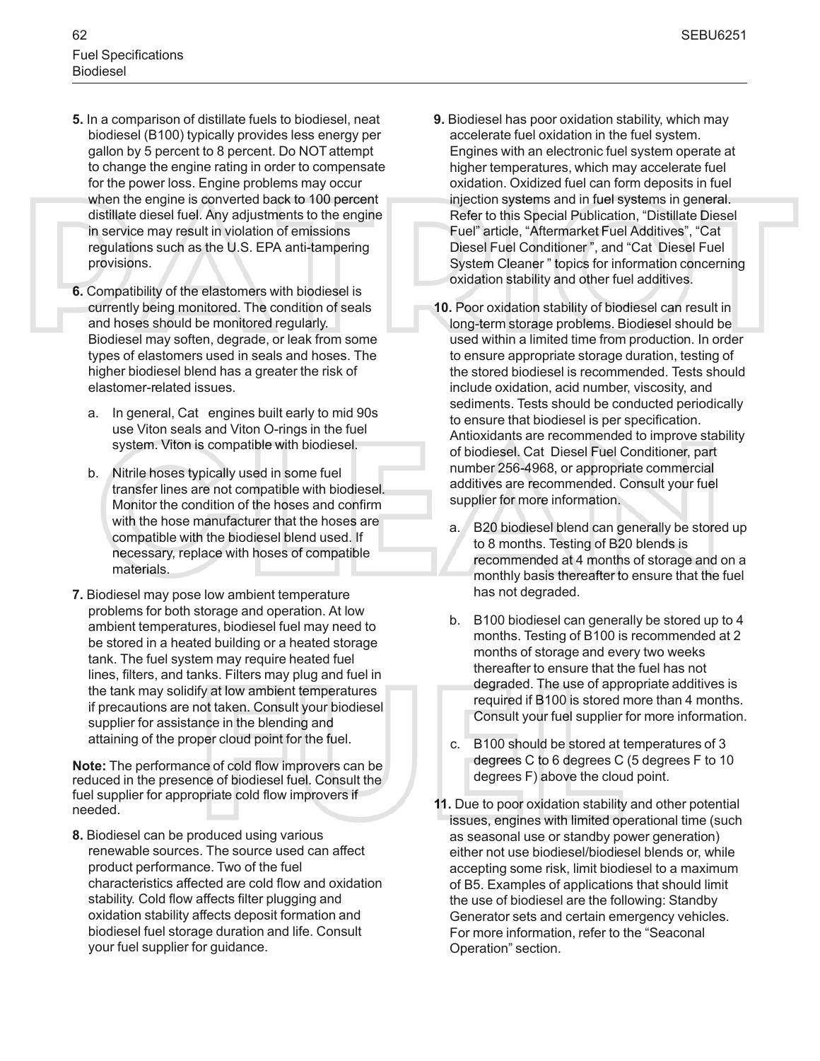**5.** In a comparison of distillate fuels to biodiesel, neat biodiesel (B100) typically provides less energy per gallon by 5 percent to 8 percent. Do NOT attempt to change the engine rating in order to compensate for the power loss. Engine problems may occur when the engine is converted back to 100 percent distillate diesel fuel. Any adjustments to the engine in service may result in violation of emissions regulations such as the U.S. EPA anti-tampering provisions.

**6.** Compatibility of the elastomers with biodiesel is currently being monitored. The condition of seals and hoses should be monitored regularly. Biodiesel may soften, degrade, or leak from some types of elastomers used in seals and hoses. The higher biodiesel blend has a greater the risk of elastomer-related issues.

a. In general, Cat engines built early to mid 90s use Viton seals and Viton O-rings in the fuel system. Viton is compatible with biodiesel.

b. Nitrile hoses typically used in some fuel transfer lines are not compatible with biodiesel. Monitor the condition of the hoses and confirm with the hose manufacturer that the hoses are compatible with the biodiesel blend used. If necessary, replace with hoses of compatible materials.

**7.** Biodiesel may pose low ambient temperature problems for both storage and operation. At low ambient temperatures, biodiesel fuel may need to be stored in a heated building or a heated storage tank. The fuel system may require heated fuel lines, filters, and tanks. Filters may plug and fuel in the tank may solidify at low ambient temperatures if precautions are not taken. Consult your biodiesel supplier for assistance in the blending and attaining of the proper cloud point for the fuel.

**Note:** The performance of cold flow improvers can be reduced in the presence of biodiesel fuel. Consult the fuel supplier for appropriate cold flow improvers if needed.

**8.** Biodiesel can be produced using various renewable sources. The source used can affect product performance. Two of the fuel characteristics affected are cold flow and oxidation stability. Cold flow affects filter plugging and oxidation stability affects deposit formation and biodiesel fuel storage duration and life. Consult your fuel supplier for guidance.

**9.** Biodiesel has poor oxidation stability, which may accelerate fuel oxidation in the fuel system. Engines with an electronic fuel system operate at higher temperatures, which may accelerate fuel oxidation. Oxidized fuel can form deposits in fuel injection systems and in fuel systems in general. Refer to this Special Publication, "Distillate Diesel Fuel" article, "Aftermarket Fuel Additives", "Cat Diesel Fuel Conditioner", and "Cat Diesel Fuel System Cleaner" topics for information concerning oxidation stability and other fuel additives.

**10.** Poor oxidation stability of biodiesel can result in long-term storage problems. Biodiesel should be used within a limited time from production. In order to ensure appropriate storage duration, testing of the stored biodiesel is recommended. Tests should include oxidation, acid number, viscosity, and sediments. Tests should be conducted periodically to ensure that biodiesel is per specification. Antioxidants are recommended to improve stability of biodiesel. Cat Diesel Fuel Conditioner, part number 256-4968, or appropriate commercial additives are recommended. Consult your fuel supplier for more information.

a. B20 biodiesel blend can generally be stored up to 8 months. Testing of B20 blends is recommended at 4 months of storage and on a monthly basis thereafter to ensure that the fuel has not degraded.

b. B100 biodiesel can generally be stored up to 4 months. Testing of B100 is recommended at 2 months of storage and every two weeks thereafter to ensure that the fuel has not degraded. The use of appropriate additives is required if B100 is stored more than 4 months. Consult your fuel supplier for more information.

c. B100 should be stored at temperatures of 3 degrees C to 6 degrees C (5 degrees F to 10 degrees F) above the cloud point.

**11.** Due to poor oxidation stability and other potential issues, engines with limited operational time (such as seasonal use or standby power generation) either not use biodiesel/biodiesel blends or, while accepting some risk, limit biodiesel to a maximum of B5. Examples of applications that should limit the use of biodiesel are the following: Standby Generator sets and certain emergency vehicles. For more information, refer to the "Seaconal Operation" section.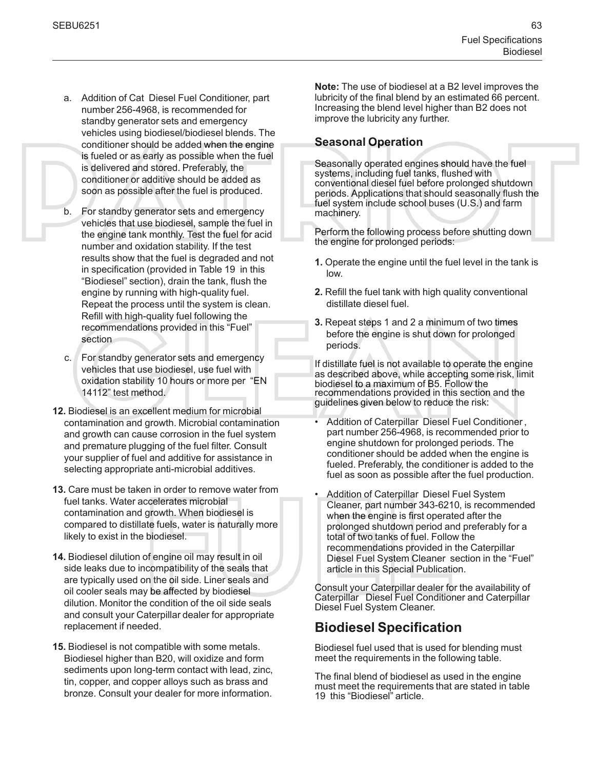a. Addition of Cat Diesel Fuel Conditioner, part number 256-4968, is recommended for standby generator sets and emergency vehicles using biodiesel/biodiesel blends. The conditioner should be added when the engine is fueled or as early as possible when the fuel is delivered and stored. Preferably, the conditioner or additive should be added as soon as possible after the fuel is produced.

b. For standby generator sets and emergency vehicles that use biodiesel, sample the fuel in the engine tank monthly. Test the fuel for acid number and oxidation stability. If the test results show that the fuel is degraded and not in specification (provided in Table 19 in this "Biodiesel" section), drain the tank, flush the engine by running with high-quality fuel. Repeat the process until the system is clean. Refill with high-quality fuel following the recommendations provided in this "Fuel" section

c. For standby generator sets and emergency vehicles that use biodiesel, use fuel with oxidation stability 10 hours or more per "EN 14112" test method.

**12.** Biodiesel is an excellent medium for microbial contamination and growth. Microbial contamination and growth can cause corrosion in the fuel system and premature plugging of the fuel filter. Consult your supplier of fuel and additive for assistance in selecting appropriate anti-microbial additives.

**13.** Care must be taken in order to remove water from fuel tanks. Water accelerates microbial contamination and growth. When biodiesel is compared to distillate fuels, water is naturally more likely to exist in the biodiesel.

**14.** Biodiesel dilution of engine oil may result in oil side leaks due to incompatibility of the seals that are typically used on the oil side. Liner seals and oil cooler seals may be affected by biodiesel dilution. Monitor the condition of the oil side seals and consult your Caterpillar dealer for appropriate replacement if needed.

**15.** Biodiesel is not compatible with some metals. Biodiesel higher than B20, will oxidize and form sediments upon long-term contact with lead, zinc, tin, copper, and copper alloys such as brass and bronze. Consult your dealer for more information.

**Note:** The use of biodiesel at a B2 level improves the lubricity of the final blend by an estimated 66 percent. Increasing the blend level higher than B2 does not improve the lubricity any further.

### Seasonal Operation

Seasonally operated engines should have the fuel systems, including fuel tanks, flushed with conventional diesel fuel before prolonged shutdown periods. Applications that should seasonally flush the fuel system include school buses (U.S.) and farm machinery.

Perform the following process before shutting down the engine for prolonged periods:

**1.** Operate the engine until the fuel level in the tank is low.

**2.** Refill the fuel tank with high quality conventional distillate diesel fuel.

**3.** Repeat steps 1 and 2 a minimum of two times before the engine is shut down for prolonged periods.

If distillate fuel is not available to operate the engine as described above, while accepting some risk, limit biodiesel to a maximum of B5. Follow the recommendations provided in this section and the guidelines given below to reduce the risk:

- Addition of Caterpillar Diesel Fuel Conditioner , part number 256-4968, is recommended prior to engine shutdown for prolonged periods. The conditioner should be added when the engine is fueled. Preferably, the conditioner is added to the fuel as soon as possible after the fuel production.
- Addition of Caterpillar Diesel Fuel System Cleaner, part number 343-6210, is recommended when the engine is first operated after the prolonged shutdown period and preferably for a total of two tanks of fuel. Follow the recommendations provided in the Caterpillar Diesel Fuel System Cleaner section in the "Fuel" article in this Special Publication.

Consult your Caterpillar dealer for the availability of Caterpillar Diesel Fuel Conditioner and Caterpillar Diesel Fuel System Cleaner.

## Biodiesel Specification

Biodiesel fuel used that is used for blending must meet the requirements in the following table.

The final blend of biodiesel as used in the engine must meet the requirements that are stated in table 19 this "Biodiesel" article.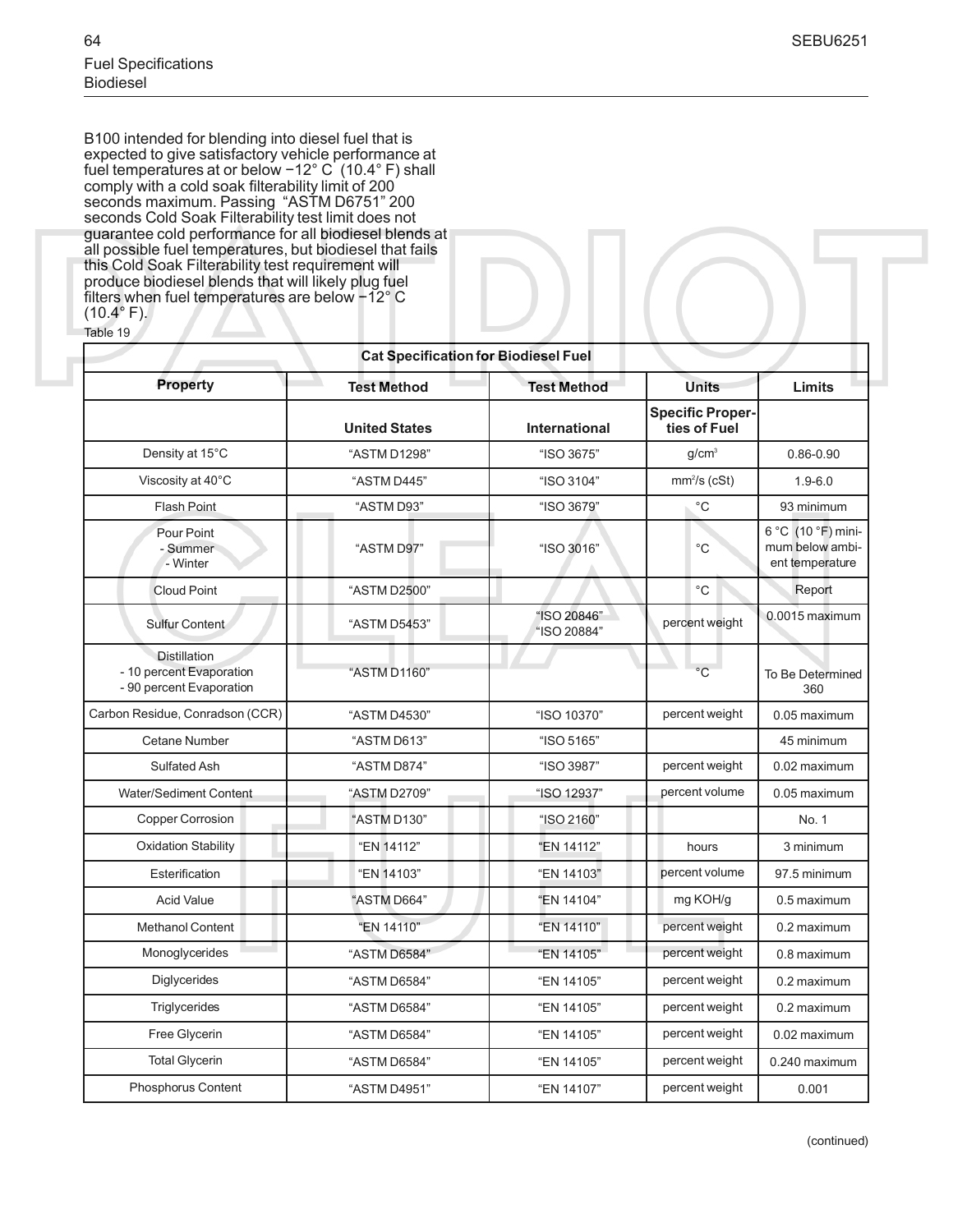B100 intended for blending into diesel fuel that is expected to give satisfactory vehicle performance at fuel temperatures at or below −12° C (10.4° F) shall comply with a cold soak filterability limit of 200 seconds maximum. Passing "ASTM D6751" 200 seconds Cold Soak Filterability test limit does not guarantee cold performance for all biodiesel blends at all possible fuel temperatures, but biodiesel that fails this Cold Soak Filterability test requirement will produce biodiesel blends that will likely plug fuel filters when fuel temperatures are below −12° C (10.4° F).

Table 19

| Cat Specification for Biodiesel Fuel | | | | |
|---|---|---|---|---|
| **Property** | **Test Method** | **Test Method** | **Units** | **Limits** |
| | **United States** | **International** | **Specific Properties of Fuel** | |
| Density at 15°C | "ASTM D1298" | "ISO 3675" | $g/cm^3$ | 0.86-0.90 |
| Viscosity at 40°C | "ASTM D445" | "ISO 3104" | $mm^2/s$ (cSt) | 1.9-6.0 |
| Flash Point | "ASTM D93" | "ISO 3679" | °C | 93 minimum |
| Pour Point<br>- Summer<br>- Winter | "ASTM D97" | "ISO 3016" | °C | 6 °C (10 °F) minimum below ambient temperature |
| Cloud Point | "ASTM D2500" | | °C | Report |
| Sulfur Content | "ASTM D5453" | "ISO 20846"<br>"ISO 20884" | percent weight | 0.0015 maximum |
| Distillation<br>- 10 percent Evaporation<br>- 90 percent Evaporation | "ASTM D1160" | | °C | To Be Determined<br>360 |
| Carbon Residue, Conradson (CCR) | "ASTM D4530" | "ISO 10370" | percent weight | 0.05 maximum |
| Cetane Number | "ASTM D613" | "ISO 5165" | | 45 minimum |
| Sulfated Ash | "ASTM D874" | "ISO 3987" | percent weight | 0.02 maximum |
| Water/Sediment Content | "ASTM D2709" | "ISO 12937" | percent volume | 0.05 maximum |
| Copper Corrosion | "ASTM D130" | "ISO 2160" | | No. 1 |
| Oxidation Stability | "EN 14112" | "EN 14112" | hours | 3 minimum |
| Esterification | "EN 14103" | "EN 14103" | percent volume | 97.5 minimum |
| Acid Value | "ASTM D664" | "EN 14104" | mg KOH/g | 0.5 maximum |
| Methanol Content | "EN 14110" | "EN 14110" | percent weight | 0.2 maximum |
| Monoglycerides | "ASTM D6584" | "EN 14105" | percent weight | 0.8 maximum |
| Diglycerides | "ASTM D6584" | "EN 14105" | percent weight | 0.2 maximum |
| Triglycerides | "ASTM D6584" | "EN 14105" | percent weight | 0.2 maximum |
| Free Glycerin | "ASTM D6584" | "EN 14105" | percent weight | 0.02 maximum |
| Total Glycerin | "ASTM D6584" | "EN 14105" | percent weight | 0.240 maximum |
| Phosphorus Content | "ASTM D4951" | "EN 14107" | percent weight | 0.001 |

(continued)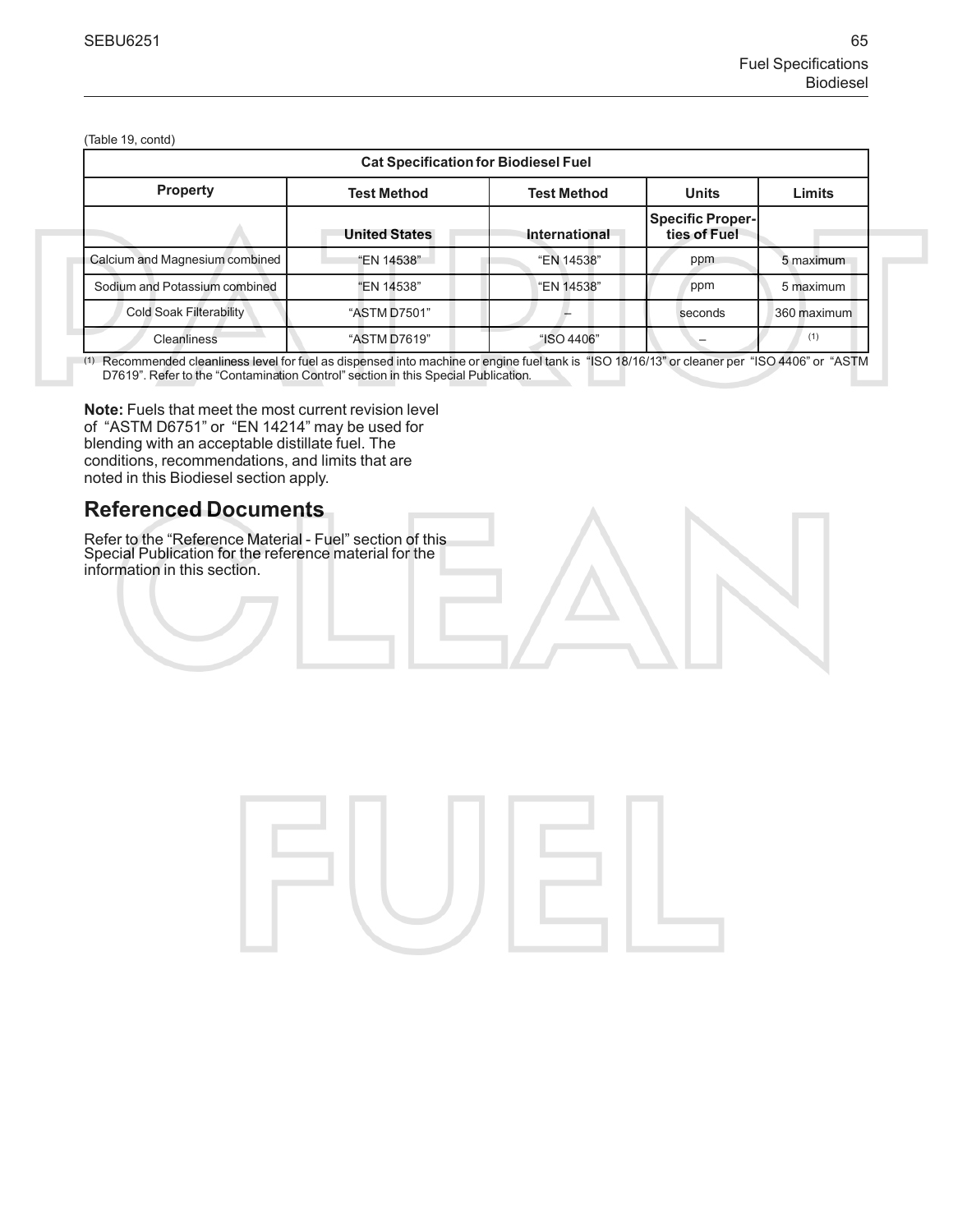(Table 19, contd)

| Cat Specification for Biodiesel Fuel | | | | |
|---|---|---|---|---|
| Property | Test Method | Test Method | Units | Limits |
| | United States | International | Specific Properties of Fuel | |
| Calcium and Magnesium combined | "EN 14538" | "EN 14538" | ppm | 5 maximum |
| Sodium and Potassium combined | "EN 14538" | "EN 14538" | ppm | 5 maximum |
| Cold Soak Filterability | "ASTM D7501" | – | seconds | 360 maximum |
| Cleanliness | "ASTM D7619" | "ISO 4406" | – | (1) |

(1) Recommended cleanliness level for fuel as dispensed into machine or engine fuel tank is "ISO 18/16/13" or cleaner per "ISO 4406" or "ASTM D7619". Refer to the "Contamination Control" section in this Special Publication.

**Note:** Fuels that meet the most current revision level of "ASTM D6751" or "EN 14214" may be used for blending with an acceptable distillate fuel. The conditions, recommendations, and limits that are noted in this Biodiesel section apply.

## Referenced Documents

Refer to the "Reference Material - Fuel" section of this Special Publication for the reference material for the information in this section.